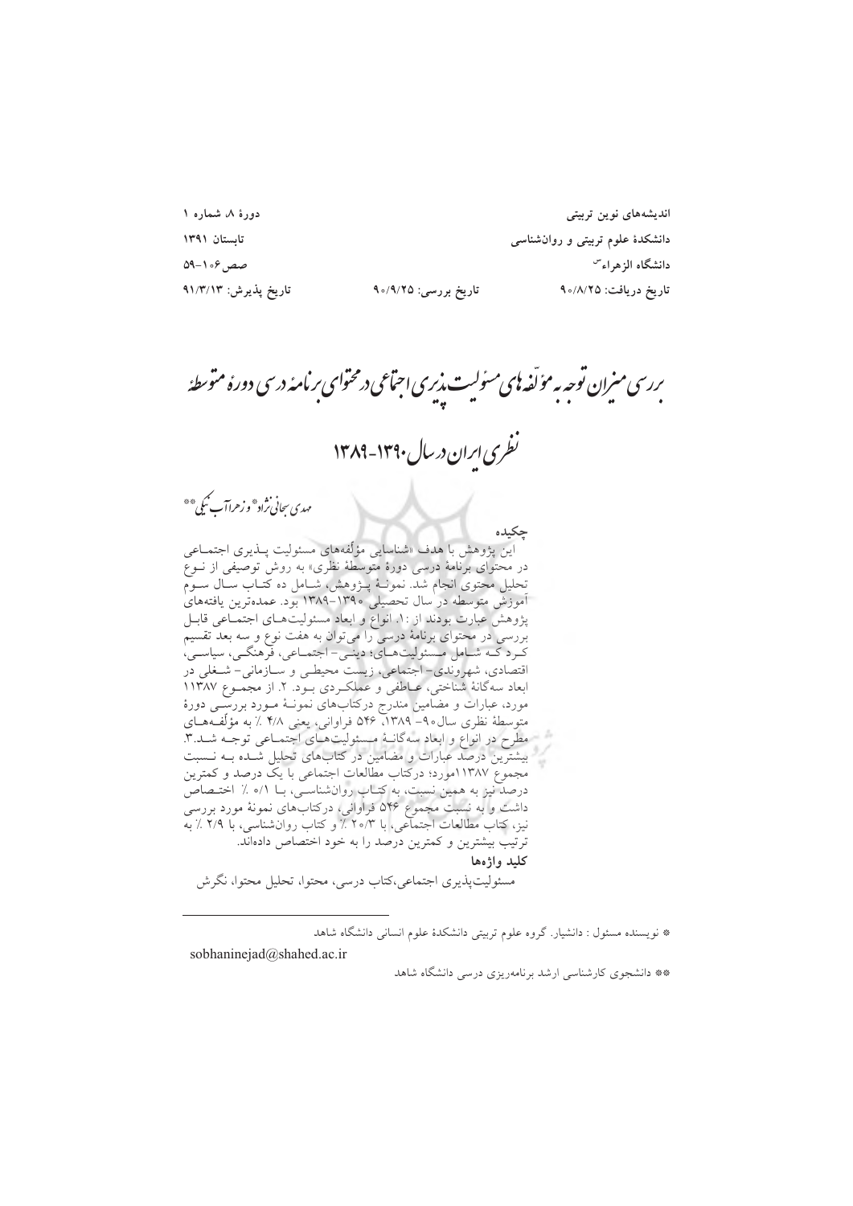اندیشه‌های نوین تربیتی
دانشکدهٔ علوم تربیتی و روان‌شناسی
دانشگاه الزهراء(س)

دورهٔ ۸، شماره ۱
تابستان ۱۳۹۱
صص ۱۰۶-۵۹

تاریخ دریافت: ۹۰/۸/۲۵ — تاریخ بررسی: ۹۰/۹/۲۵ — تاریخ پذیرش: ۹۱/۳/۱۳

# بررسی میزان توجه به مؤلفه‌های مسئولیت‌پذیری اجتماعی در محتوای برنامهٔ درسی دورهٔ متوسطهٔ نظری ایران در سال ۱۳۹۰-۱۳۸۹

مهدی سبحانی‌نژاد* و زهرا آب نیکی**

## چکیده

این پژوهش با هدف «شناسایی مؤلفه‌های مسئولیت پذیری اجتماعی در محتوای برنامهٔ درسی دورهٔ متوسطهٔ نظری» به روش توصیفی از نوع تحلیل محتوی انجام شد. نمونهٔ پژوهش، شامل ده کتاب سال سوم آموزش متوسطه در سال تحصیلی ۱۳۹۰-۱۳۸۹ بود. عمده‌ترین یافته‌های پژوهش عبارت بودند از: ۱. انواع و ابعاد مسئولیت‌های اجتماعی قابل بررسی در محتوای برنامهٔ درسی را می‌توان به هفت نوع و سه بعد تقسیم کرد که شامل مسئولیت‌های؛ دینی- اجتماعی، فرهنگی، سیاسی، اقتصادی، شهروندی- اجتماعی، زیست محیطی و سازمانی- شغلی در ابعاد سه‌گانهٔ شناختی، عاطفی و عملکردی بود. ۲. از مجموع ۱۱۳۸۷ مورد، عبارات و مضامین مندرج درکتاب‌های نمونهٔ مورد بررسی دورهٔ متوسطهٔ نظری سال۹۰- ۱۳۸۹، ۵۴۶ فراوانی، یعنی ۴/۸ ٪ به مؤلفه‌های مطرح در انواع و ابعاد سه‌گانهٔ مسئولیت‌های اجتماعی توجه شد.۳. بیشترین درصد عبارات و مضامین در کتاب‌های تحلیل شده به نسبت مجموع ۱۱۳۸۷مورد؛ درکتاب مطالعات اجتماعی با یک درصد و کمترین درصد نیز به همین نسبت، به کتاب روان‌شناسی، با ۰/۱ ٪ اختصاص داشت و به نسبت مجموع ۵۴۶ فراوانی، درکتاب‌های نمونهٔ مورد بررسی نیز، کتاب مطالعات اجتماعی، با ۲۰/۳ ٪ و کتاب روان‌شناسی، با ۲/۹ ٪ به ترتیب بیشترین و کمترین درصد را به خود اختصاص داده‌اند.

**کلید واژه‌ها**

مسئولیت‌پذیری اجتماعی،کتاب درسی، محتوا، تحلیل محتوا، نگرش

---

* نویسنده مسئول : دانشیار. گروه علوم تربیتی دانشکدهٔ علوم انسانی دانشگاه شاهد
sobhaninejad@shahed.ac.ir

** دانشجوی کارشناسی ارشد برنامه‌ریزی درسی دانشگاه شاهد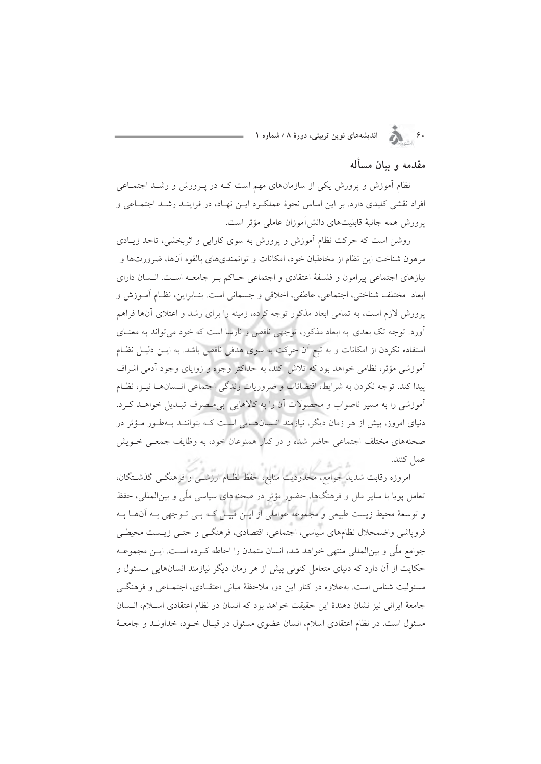## مقدمه و بیان مسأله

نظام آموزش و پرورش یکی از سازمان‌های مهم است کـه در پـرورش و رشـد اجتمـاعی افراد نقشی کلیدی دارد. بر این اساس نحوهٔ عملکـرد ایـن نهـاد، در فراینـد رشـد اجتمـاعی و پرورش همه جانبهٔ قابلیت‌های دانش‌آموزان عاملی مؤثر است.

روشن است که حرکت نظام آموزش و پرورش به سوی کارایی و اثربخشی، تاحد زیـادی مرهون شناخت این نظام از مخاطبان خود، امکانات و توانمندی‌های بالقوه آن‌ها، ضرورت‌ها و نیازهای اجتماعی پیرامون و فلسفهٔ اعتقادی و اجتماعی حـاکم بـر جامعـه اسـت. انـسان دارای ابعاد مختلف شناختی، اجتماعی، عاطفی، اخلاقی و جسمانی است. بنـابراین، نظـام آمـوزش و پرورش لازم است، به تمامی ابعاد مذکور توجه کرده، زمینه را برای رشد و اعتلای آن‌ها فراهم آورد. توجه تک بعدی به ابعاد مذکور، توجهی ناقص و نارسا است که خود می‌تواند به معنـای استفاده نکردن از امکانات و به تبع آن حرکت به سوی هدفی ناقص باشد. به ایـن دلیـل نظـام آموزشی مؤثر، نظامی خواهد بود که تلاش کند، به حداکثر وجوه و زوایای وجود آدمی اشراف پیدا کند. توجه نکردن به شرایط، اقتضائات و ضروریات زندگی اجتماعی انـسان‌هـا نیـز، نظـام آموزشی را به مسیر ناصواب و محصولات آن را به کالاهایی بی‌مـصرف تبـدیل خواهـد کـرد. دنیای امروز، بیش از هر زمان دیگر، نیازمند انـسان‌هـایی اسـت کـه بتواننـد بـه‌طـور مـؤثر در صحنه‌های مختلف اجتماعی حاضر شده و در کنار همنوعان خود، به وظایف جمعـی خـویش عمل کنند.

امروزه رقابت شدید جوامع، محدودیت منابع، حفظ نظـام ارزشـی و فرهنگـی گذشـتگان، تعامل پویا با سایر ملل و فرهنگ‌ها، حضور مؤثر در صحنه‌های سیاسی ملّی و بین‌المللی، حفظ و توسعهٔ محیط زیست طبیعی و مجموعه عواملی از ایـن قبیـل کـه بـی تـوجهی بـه آن‌هـا بـه فروپاشی واضمحلال نظام‌های سیاسی، اجتماعی، اقتصادی، فرهنگـی و حتـی زیـست محیطـی جوامع ملّی و بین‌المللی منتهی خواهد شد، انسان متمدن را احاطه کـرده اسـت. ایـن مجموعـه حکایت از آن دارد که دنیای متعامل کنونی بیش از هر زمان دیگر نیازمند انسان‌هایی مـسئول و مسئولیت شناس است. به‌علاوه در کنار این دو، ملاحظهٔ مبانی اعتقـادی، اجتمـاعی و فرهنگـی جامعهٔ ایرانی نیز نشان دهندهٔ این حقیقت خواهد بود که انسان در نظام اعتقادی اسـلام، انـسان مسئول است. در نظام اعتقادی اسلام، انسان عضوی مسئول در قبـال خـود، خداونـد و جامعـهٔ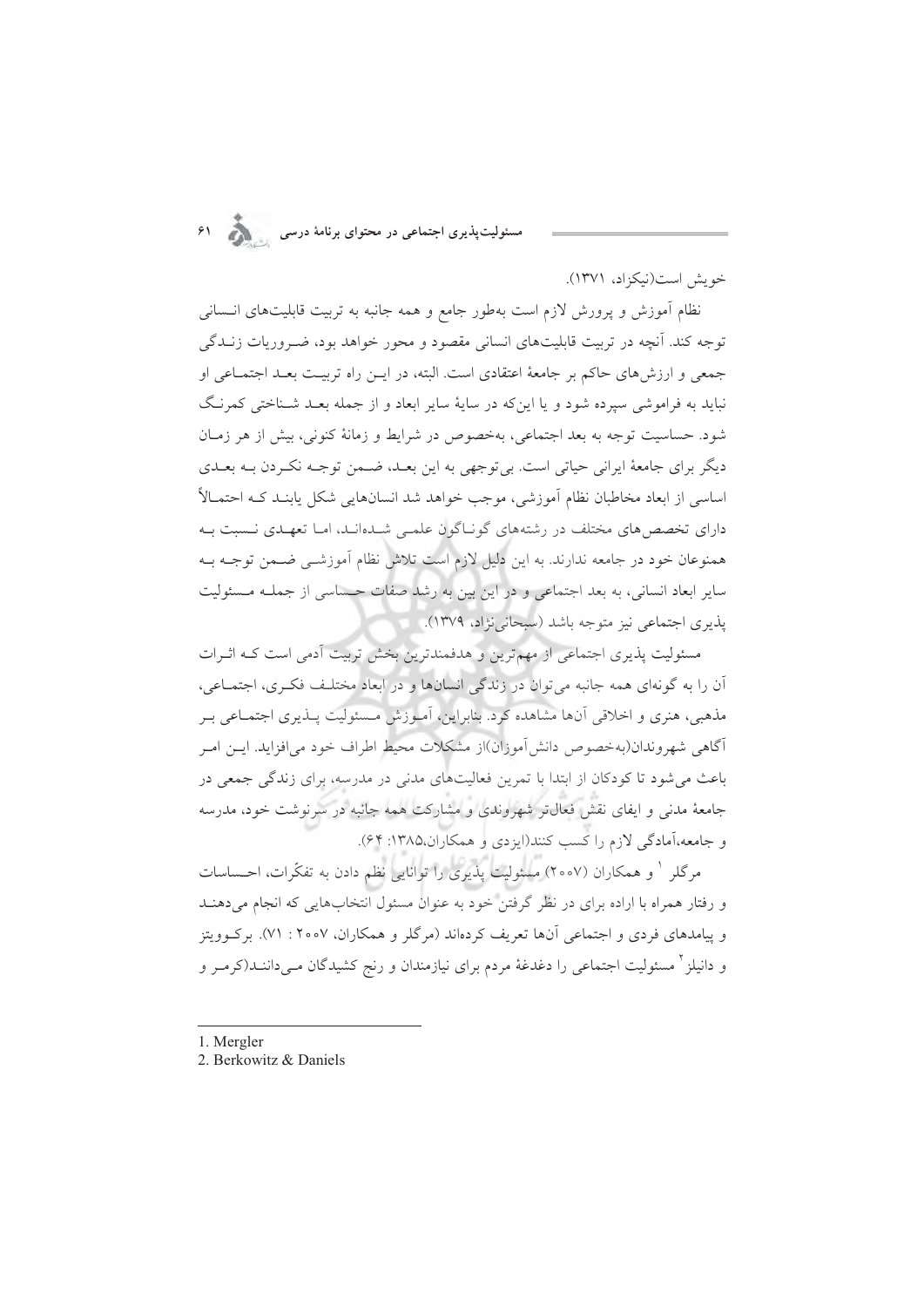خویش است(نیکزاد، ۱۳۷۱).

نظام آموزش و پرورش لازم است به‌طور جامع و همه جانبه به تربیت قابلیت‌های انسانی توجه کند. آنچه در تربیت قابلیت‌های انسانی مقصود و محور خواهد بود، ضروریات زندگی جمعی و ارزش‌های حاکم بر جامعهٔ اعتقادی است. البته، در این راه تربیت بعد اجتماعی او نباید به فراموشی سپرده شود و یا این‌که در سایهٔ سایر ابعاد و از جمله بعد شناختی کمرنگ شود. حساسیت توجه به بعد اجتماعی، به‌خصوص در شرایط و زمانهٔ کنونی، بیش از هر زمان دیگر برای جامعهٔ ایرانی حیاتی است. بی‌توجهی به این بعد، ضمن توجه نکردن به بعدی اساسی از ابعاد مخاطبان نظام آموزشی، موجب خواهد شد انسان‌هایی شکل یابند که احتمالاً دارای تخصص‌های مختلف در رشته‌های گوناگون علمی شده‌اند، اما تعهدی نسبت به همنوعان خود در جامعه ندارند. به این دلیل لازم است تلاش نظام آموزشی ضمن توجه به سایر ابعاد انسانی، به بعد اجتماعی و در این بین به رشد صفات حساسی از جمله مسئولیت پذیری اجتماعی نیز متوجه باشد (سبحانی‌نژاد، ۱۳۷۹).

مسئولیت پذیری اجتماعی از مهم‌ترین و هدفمندترین بخش تربیت آدمی است که اثرات آن را به گونه‌ای همه جانبه می‌توان در زندگی انسان‌ها و در ابعاد مختلف فکری، اجتماعی، مذهبی، هنری و اخلاقی آن‌ها مشاهده کرد. بنابراین، آموزش مسئولیت پذیری اجتماعی بر آگاهی شهروندان(به‌خصوص دانش‌آموزان)از مشکلات محیط اطراف خود می‌افزاید. این امر باعث می‌شود تا کودکان از ابتدا با تمرین فعالیت‌های مدنی در مدرسه، برای زندگی جمعی در جامعهٔ مدنی و ایفای نقش فعال‌تر شهروندی و مشارکت همه جانبه در سرنوشت خود، مدرسه و جامعه،آمادگی لازم را کسب کنند(ایزدی و همکاران،۱۳۸۵: ۶۴).

مرگلر [1] و همکاران (۲۰۰۷) مسئولیت پذیری را توانایی نظم دادن به تفکّرات، احساسات و رفتار همراه با اراده برای در نظر گرفتن خود به عنوان مسئول انتخاب‌هایی که انجام می‌دهند و پیامدهای فردی و اجتماعی آن‌ها تعریف کرده‌اند (مرگلر و همکاران، ۲۰۰۷ : ۷۱). برکوویتز و دانیلز [2] مسئولیت اجتماعی را دغدغهٔ مردم برای نیازمندان و رنج کشیدگان می‌دانند(کرمر و

---

1. Mergler
2. Berkowitz & Daniels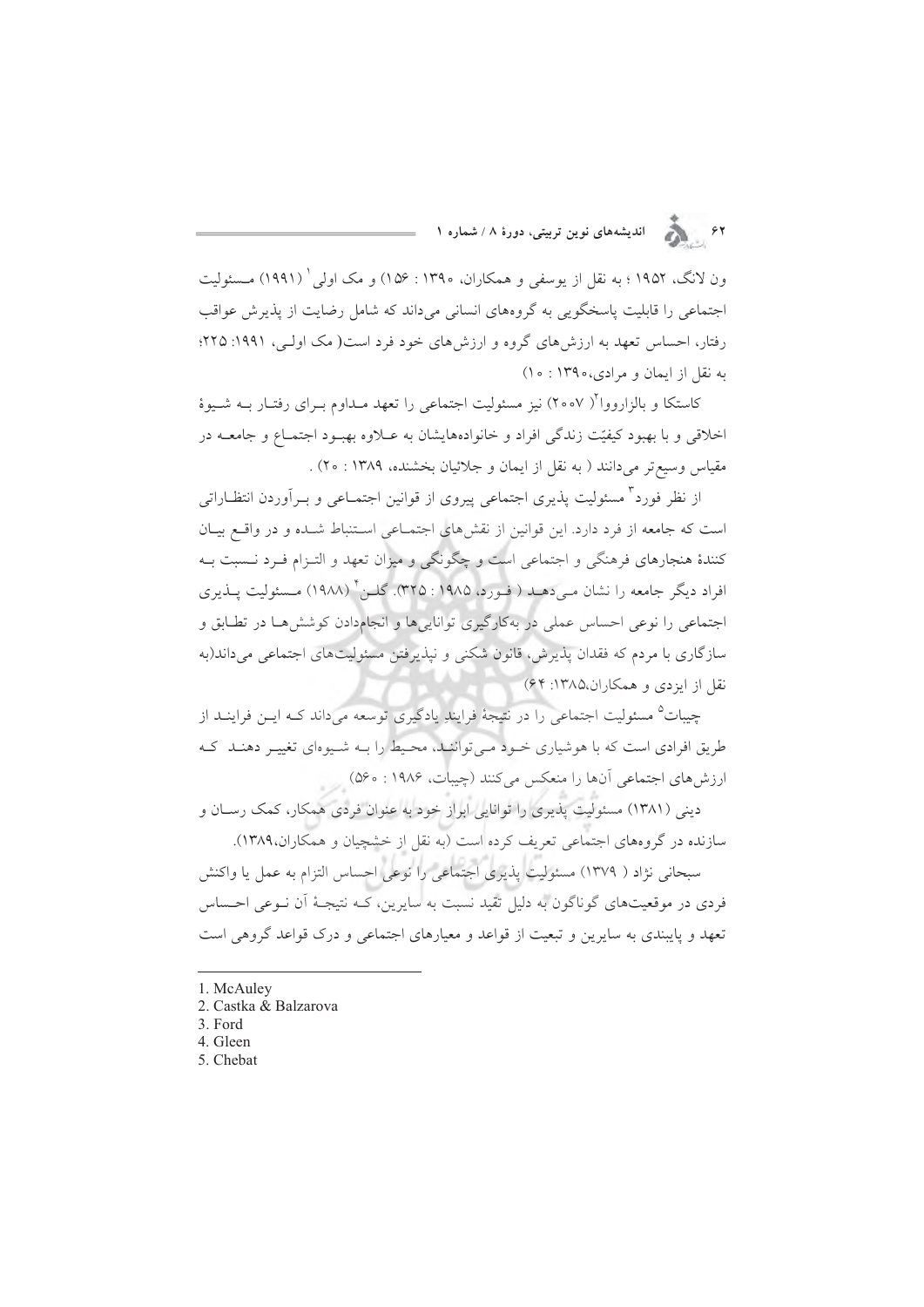ون لانگ، ۱۹۵۲ ؛ به نقل از یوسفی و همکاران، ۱۳۹۰ : ۱۵۶) و مک اولی[1] (۱۹۹۱) مسئولیت اجتماعی را قابلیت پاسخگویی به گروه‌های انسانی می‌داند که شامل رضایت از پذیرش عواقب رفتار، احساس تعهد به ارزش‌های گروه و ارزش‌های خود فرد است( مک اولی، ۱۹۹۱: ۲۲۵؛ به نقل از ایمان و مرادی،۱۳۹۰ : ۱۰)

کاستکا و بالزاروا[2]( ۲۰۰۷) نیز مسئولیت اجتماعی را تعهد مداوم برای رفتار به شیوهٔ اخلاقی و با بهبود کیفیّت زندگی افراد و خانواده‌هایشان به علاوه بهبود اجتماع و جامعه در مقیاس وسیع‌تر می‌دانند ( به نقل از ایمان و جلائیان بخشنده، ۱۳۸۹ : ۲۰) .

از نظر فورد[3] مسئولیت پذیری اجتماعی پیروی از قوانین اجتماعی و برآوردن انتظاراتی است که جامعه از فرد دارد. این قوانین از نقش‌های اجتماعی استنباط شده و در واقع بیان کنندهٔ هنجارهای فرهنگی و اجتماعی است و چگونگی و میزان تعهد و التزام فرد نسبت به افراد دیگر جامعه را نشان می‌دهد ( فورد، ۱۹۸۵ : ۳۲۵). گلن[4] (۱۹۸۸) مسئولیت پذیری اجتماعی را نوعی احساس عملی در به‌کارگیری توانایی‌ها و انجام‌دادن کوشش‌ها در تطابق و سازگاری با مردم که فقدان پذیرش، قانون شکنی و نپذیرفتن مسئولیت‌های اجتماعی می‌داند(به نقل از ایزدی و همکاران،۱۳۸۵: ۶۴)

چیبات[5] مسئولیت اجتماعی را در نتیجهٔ فرایندِ یادگیری توسعه می‌داند که این فرایند از طریق افرادی است که با هوشیاری خود می‌توانند، محیط را به شیوه‌ای تغییر دهند که ارزش‌های اجتماعی آن‌ها را منعکس می‌کنند (چیبات، ۱۹۸۶ : ۵۶۰)

دینی (۱۳۸۱) مسئولیت پذیری را توانایی ابراز خود به عنوان فردی همکار، کمک رسان و سازنده در گروه‌های اجتماعی تعریف کرده است (به نقل از خشچیان و همکاران،۱۳۸۹).

سبحانی نژاد ( ۱۳۷۹) مسئولیت پذیری اجتماعی را نوعی احساس التزام به عمل یا واکنش فردی در موقعیت‌های گوناگون به دلیل تقید نسبت به سایرین، که نتیجهٔ آن نوعی احساس تعهد و پایبندی به سایرین و تبعیت از قواعد و معیارهای اجتماعی و درک قواعد گروهی است

---

1. McAuley
2. Castka & Balzarova
3. Ford
4. Gleen
5. Chebat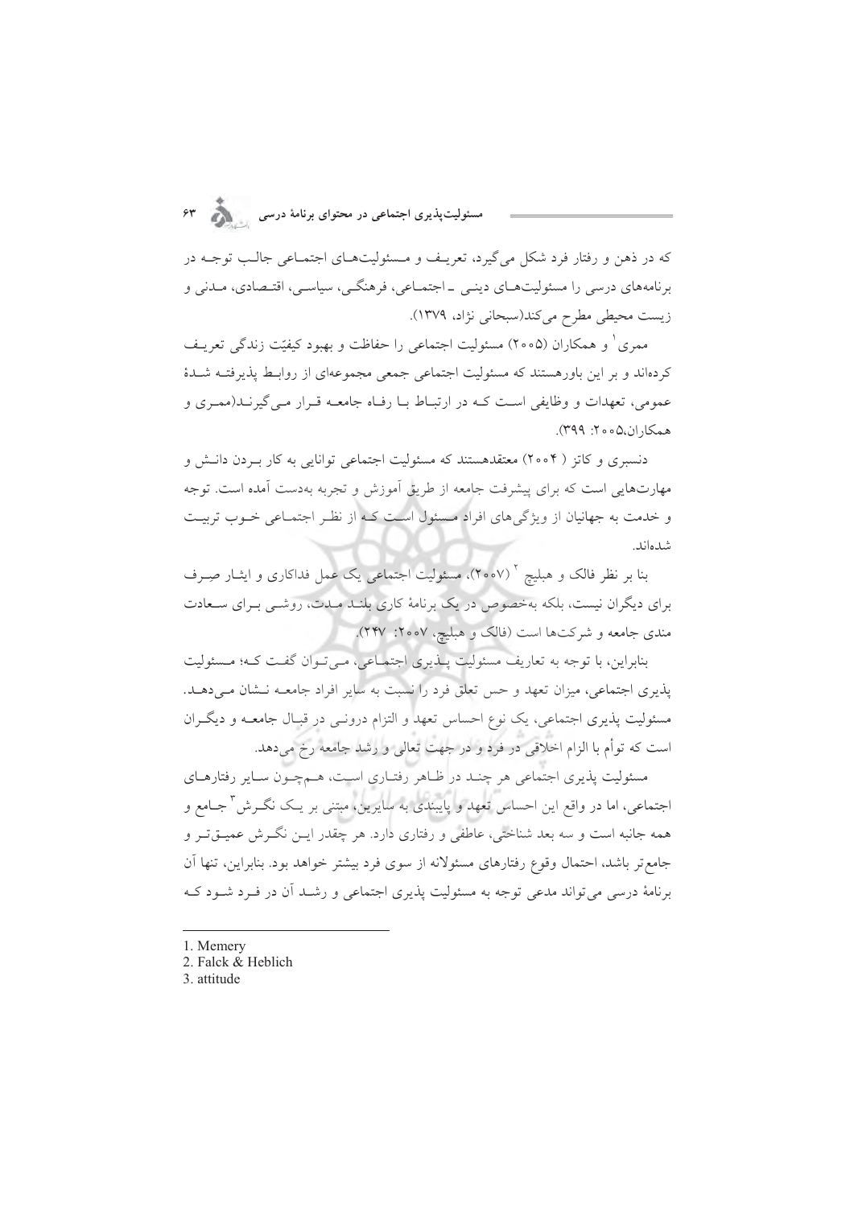که در ذهن و رفتار فرد شکل می‌گیرد، تعریـف و مـسئولیت‌هـای اجتمـاعی جالـب توجـه در برنامه‌های درسی را مسئولیت‌هـای دینـی ـ اجتمـاعی، فرهنگـی، سیاسـی، اقتـصادی، مـدنی و زیست محیطی مطرح می‌کند(سبحانی نژاد، ۱۳۷۹).

ممری[1] و همکاران (۲۰۰۵) مسئولیت اجتماعی را حفاظت و بهبود کیفیّت زندگی تعریـف کرده‌اند و بر این باورهستند که مسئولیت اجتماعی جمعی مجموعه‌ای از روابـط پذیرفتـه شـدهٔ عمومی، تعهدات و وظایفی اسـت کـه در ارتبـاط بـا رفـاه جامعـه قـرار مـی‌گیرنـد(ممـری و همکاران،۲۰۰۵: ۳۹۹).

دنسبری و کاتز ( ۲۰۰۴) معتقدهستند که مسئولیت اجتماعی توانایی به کار بـردن دانـش و مهارت‌هایی است که برای پیشرفت جامعه از طریق آموزش و تجربه به‌دست آمده است. توجه و خدمت به جهانیان از ویژگی‌های افراد مـسئول اسـت کـه از نظـر اجتمـاعی خـوب تربیـت شده‌اند.

بنا بر نظر فالک و هبلیچ [2] (۲۰۰۷)، مسئولیت اجتماعی یک عمل فداکاری و ایثـار صـرف برای دیگران نیست، بلکه به‌خصوص در یک برنامهٔ کاری بلنـد مـدت، روشـی بـرای سـعادت مندی جامعه و شرکت‌ها است (فالک و هبلیچ، ۲۰۰۷: ۲۴۷).

بنابراین، با توجه به تعاریف مسئولیت پـذیری اجتمـاعی، مـی‌تـوان گفـت کـه؛ مـسئولیت پذیری اجتماعی، میزان تعهد و حس تعلق فرد را نسبت به سایر افراد جامعـه نـشان مـی‌دهـد. مسئولیت پذیری اجتماعی، یک نوع احساس تعهد و التزام درونـی در قبـال جامعـه و دیگـران است که توأم با الزام اخلاقی در فرد و در جهت تعالی و رشد جامعه رخ می‌دهد.

مسئولیت پذیری اجتماعی هر چنـد در ظـاهر رفتـاری اسـت، هـم‌چـون سـایر رفتارهـای اجتماعی، اما در واقع این احساس تعهد و پایبندی به سایرین، مبتنی بر یـک نگـرش[3] جـامع و همه جانبه است و سه بعد شناختی، عاطفی و رفتاری دارد. هر چقدر ایـن نگـرش عمیـق‌تـر و جامع‌تر باشد، احتمال وقوع رفتارهای مسئولانه از سوی فرد بیشتر خواهد بود. بنابراین، تنها آن برنامهٔ درسی می‌تواند مدعی توجه به مسئولیت پذیری اجتماعی و رشـد آن در فـرد شـود کـه

---

1. Memery
2. Falck & Heblich
3. attitude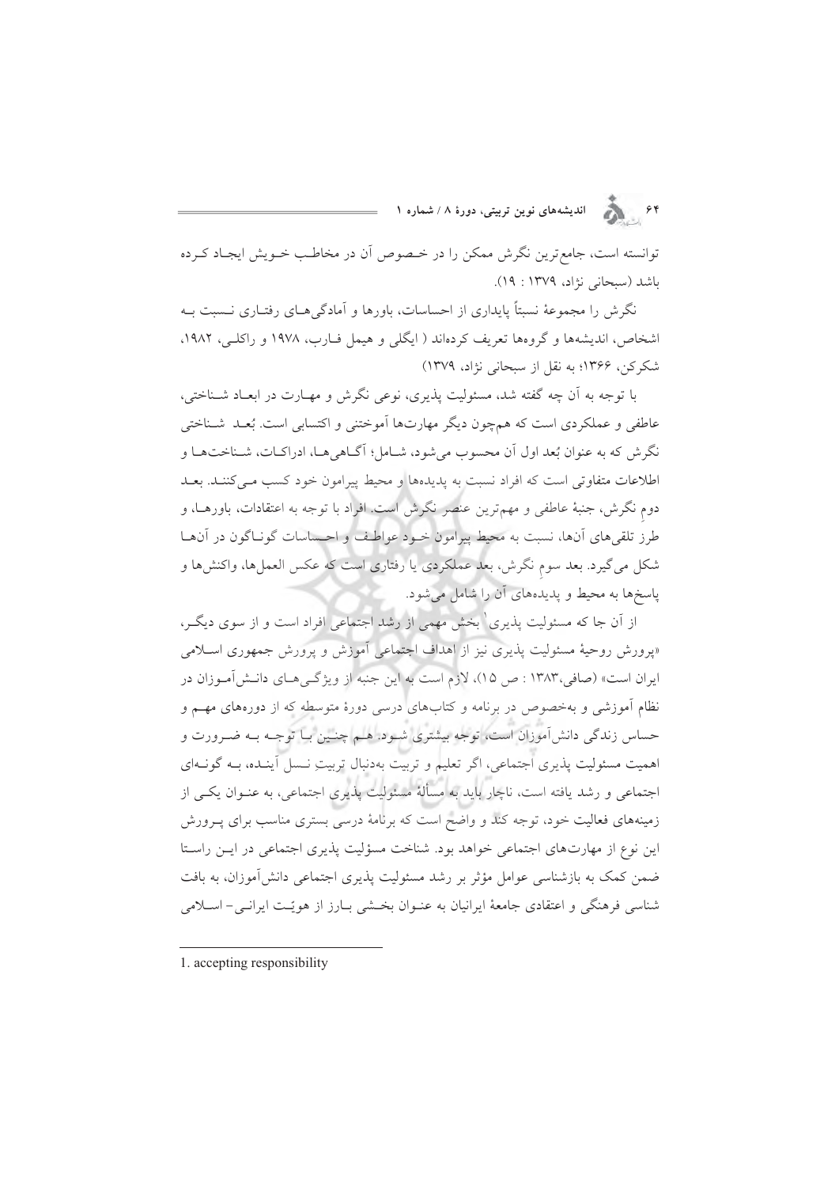توانسته است، جامع‌ترین نگرش ممکن را در خصوص آن در مخاطب خویش ایجاد کرده باشد (سبحانی نژاد، ۱۳۷۹ : ۱۹).

نگرش را مجموعهٔ نسبتاً پایداری از احساسات، باورها و آمادگی‌های رفتاری نسبت به اشخاص، اندیشه‌ها و گروه‌ها تعریف کرده‌اند ( ایگلی و هیمل فارب، ۱۹۷۸ و راکلی، ۱۹۸۲، شکرکن، ۱۳۶۶؛ به نقل از سبحانی نژاد، ۱۳۷۹)

با توجه به آن چه گفته شد، مسئولیت پذیری، نوعی نگرش و مهارت در ابعاد شناختی، عاطفی و عملکردی است که هم‌چون دیگر مهارت‌ها آموختنی و اکتسابی است. بُعد شناختی نگرش که به عنوان بُعد اول آن محسوب می‌شود، شامل؛ آگاهی‌ها، ادراکات، شناخت‌ها و اطلاعات متفاوتی است که افراد نسبت به پدیده‌ها و محیط پیرامون خود کسب می‌کنند. بعد دوم نگرش، جنبهٔ عاطفی و مهم‌ترین عنصر نگرش است. افراد با توجه به اعتقادات، باورها، و طرز تلقی‌های آن‌ها، نسبت به محیط پیرامون خود عواطف و احساسات گوناگون در آن‌ها شکل می‌گیرد. بعد سوم نگرش، بعد عملکردی یا رفتاری است که عکس العمل‌ها، واکنش‌ها و پاسخ‌ها به محیط و پدیده‌های آن را شامل می‌شود.

از آن جا که مسئولیت پذیری[1] بخش مهمی از رشد اجتماعی افراد است و از سوی دیگر، «پرورش روحیهٔ مسئولیت پذیری نیز از اهداف اجتماعی آموزش و پرورش جمهوری اسلامی ایران است» (صافی،۱۳۸۳ : ص ۱۵)، لازم است به این جنبه از ویژگی‌های دانش‌آموزان در نظام آموزشی و به‌خصوص در برنامه و کتاب‌های درسی دورهٔ متوسطه که از دوره‌های مهم و حساس زندگی دانش‌آموزان است، توجه بیشتری شود. هم چنین با توجه به ضرورت و اهمیت مسئولیت پذیری اجتماعی، اگر تعلیم و تربیت به‌دنبال تربیتِ نسل آینده، به گونه‌ای اجتماعی و رشد یافته است، ناچار باید به مسألهٔ مسئولیت پذیری اجتماعی، به عنوان یکی از زمینه‌های فعالیت خود، توجه کند و واضح است که برنامهٔ درسی بستری مناسب برای پرورش این نوع از مهارت‌های اجتماعی خواهد بود. شناخت مسئولیت پذیری اجتماعی در این راستا ضمن کمک به بازشناسی عوامل مؤثر بر رشد مسئولیت پذیری اجتماعی دانش‌آموزان، به بافت شناسی فرهنگی و اعتقادی جامعهٔ ایرانیان به عنوان بخشی بارز از هویّت ایرانی- اسلامی

---

1. accepting responsibility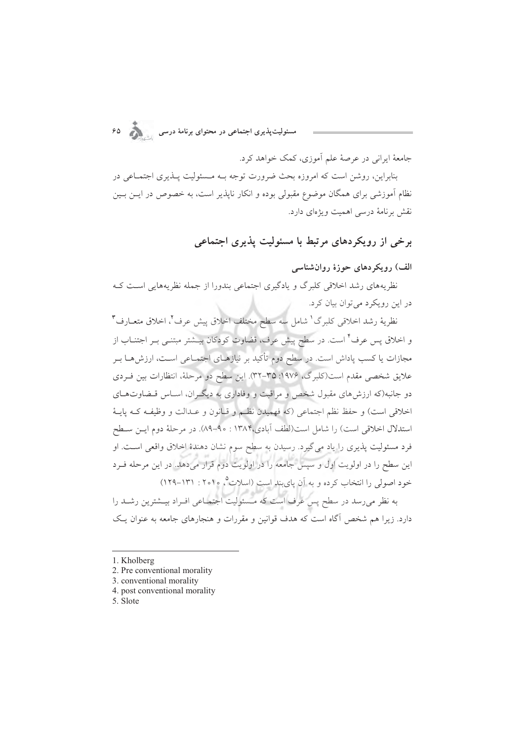جامعهٔ ایرانی در عرصهٔ علم آموزی، کمک خواهد کرد.

بنابراین، روشن است که امروزه بحث ضرورت توجه بـه مـسئولیت پـذیری اجتمـاعی در نظام آموزشی برای همگان موضوع مقبولی بوده و انکار ناپذیر است، به خصوص در ایـن بـین نقش برنامهٔ درسی اهمیت ویژه‌ای دارد.

## برخی از رویکردهای مرتبط با مسئولیت پذیری اجتماعی

### الف) رویکردهای حوزهٔ روان‌شناسی

نظریه‌های رشد اخلاقی کلبرگ و یادگیری اجتماعی بندورا از جمله نظریه‌هایی اسـت کـه در این رویکرد می‌توان بیان کرد.

نظریهٔ رشد اخلاقی کلبرگ[1] شامل سه سطح مختلف اخلاق پیش عرف[2]، اخلاق متعـارف[3] و اخلاق پس عرف[4] است. در سطح پیش عرف، قضاوت کودکان بیـشتر مبتنـی بـر اجتنـاب از مجازات یا کسب پاداش است. در سطح دوم تأکید بر نیازهـای اجتمـاعی اسـت، ارزش‌هـا بـر علایق شخصی مقدم است(کلبرگ، ۱۹۷۶: ۳۵-۳۲). این سطح دو مرحله، انتظارات بین فـردی دو جانبه(که ارزش‌های مقبول شخص و مراقبت و وفاداری به دیگـران، اسـاس قـضاوت‌هـای اخلاقی است) و حفظ نظم اجتماعی (که فهمیدن نظـم و قـانون و عـدالت و وظیفـه کـه پایـهٔ استدلال اخلاقی است) را شامل است(لطف آبادی،۱۳۸۴ : ۹۰-۸۹). در مرحلهٔ دوم ایـن سـطح فرد مسئولیت پذیری را یاد می‌گیرد. رسیدن به سطح سوم نشان دهندهٔ اخلاق واقعی اسـت. او این سطح را در اولویت اول و سپس جامعه را در اولویت دوم قرار می‌دهد. در این مرحله فـرد خود اصولی را انتخاب کرده و به آن پایبند است (اسلات[5]، ۲۰۱۰ : ۱۳۱-۱۲۹)

به نظر می‌رسد در سطح پس عرف است که مـسئولیت اجتمـاعی افـراد بیـشترین رشـد را دارد. زیرا هم شخص آگاه است که هدف قوانین و مقررات و هنجارهای جامعه به عنوان یـک

---

1. Kholberg
2. Pre conventional morality
3. conventional morality
4. post conventional morality
5. Slote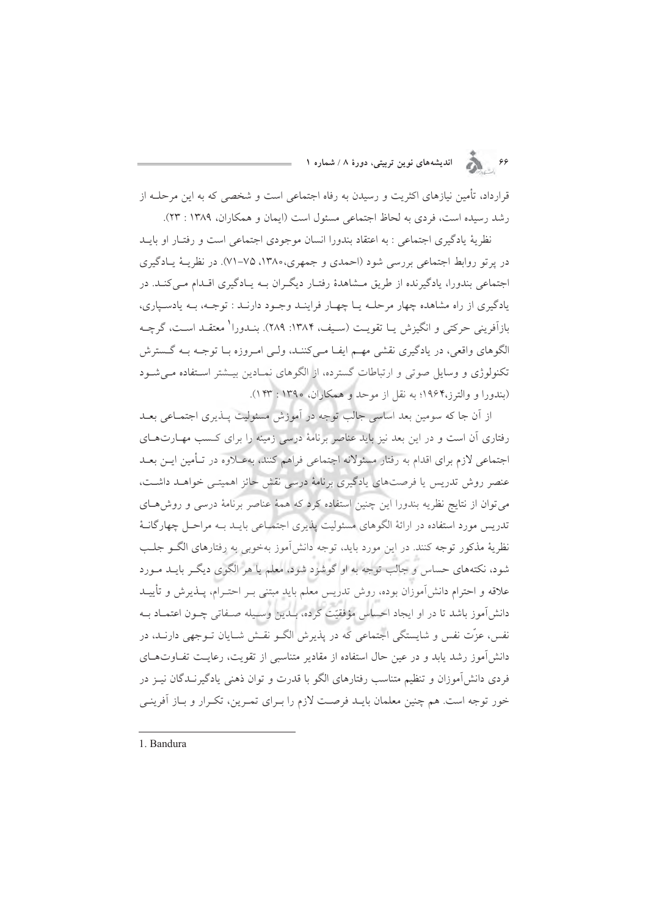قرارداد، تأمین نیازهای اکثریت و رسیدن به رفاه اجتماعی است و شخصی که به این مرحله از رشد رسیده است، فردی به لحاظ اجتماعی مسئول است (ایمان و همکاران، ۱۳۸۹ : ۲۳).

نظریهٔ یادگیری اجتماعی : به اعتقاد بندورا انسان موجودی اجتماعی است و رفتار او باید در پرتو روابط اجتماعی بررسی شود (احمدی و جمهری،۱۳۸۰، ۷۵-۷۱). در نظریهٔ یادگیری اجتماعی بندورا، یادگیرنده از طریق مشاهدهٔ رفتار دیگران به یادگیری اقدام می‌کند. در یادگیری از راه مشاهده چهار مرحله یا چهار فرایند وجود دارند : توجه، به یادسپاری، بازآفرینی حرکتی و انگیزش یا تقویت (سیف، ۱۳۸۴: ۲۸۹). بندورا[1] معتقد است، گرچه الگوهای واقعی، در یادگیری نقشی مهم ایفا می‌کنند، ولی امروزه با توجه به گسترش تکنولوژی و وسایل صوتی و ارتباطات گسترده، از الگوهای نمادین بیشتر استفاده می‌شود (بندورا و والترز،۱۹۶۴؛ به نقل از موحد و همکاران، ۱۳۹۰ : ۱۴۳).

از آن جا که سومین بعد اساسی جالب توجه در آموزش مسئولیت پذیری اجتماعی بعد رفتاری آن است و در این بعد نیز باید عناصر برنامهٔ درسی زمینه را برای کسب مهارت‌های اجتماعی لازم برای اقدام به رفتار مسئولانه اجتماعی فراهم کنند، به‌علاوه در تأمین این بعد عنصر روش تدریس یا فرصت‌های یادگیری برنامهٔ درسی نقش حائز اهمیتی خواهد داشت، می‌توان از نتایج نظریه بندورا این چنین استفاده کرد که همهٔ عناصر برنامهٔ درسی و روش‌های تدریس مورد استفاده در ارائهٔ الگوهای مسئولیت پذیری اجتماعی باید به مراحل چهارگانهٔ نظریهٔ مذکور توجه کنند. در این مورد باید، توجه دانش‌آموز به‌خوبی به رفتارهای الگو جلب شود، نکته‌های حساس و جالب توجه به او گوشزد شود، معلم یا هر الگوی دیگر باید مورد علاقه و احترام دانش‌آموزان بوده، روش تدریس معلم باید مبتنی بر احترام، پذیرش و تأیید دانش‌آموز باشد تا در او ایجاد احساس مؤفقیّت کرده، بدین وسیله صفاتی چون اعتماد به نفس، عزّت نفس و شایستگی اجتماعی که در پذیرش الگو نقش شایان توجهی دارند، در دانش‌آموز رشد یابد و در عین حال استفاده از مقادیر متناسبی از تقویت، رعایت تفاوت‌های فردی دانش‌آموزان و تنظیم متناسب رفتارهای الگو با قدرت و توان ذهنی یادگیرندگان نیز در خور توجه است. هم چنین معلمان باید فرصت لازم را برای تمرین، تکرار و باز آفرینی

---

1. Bandura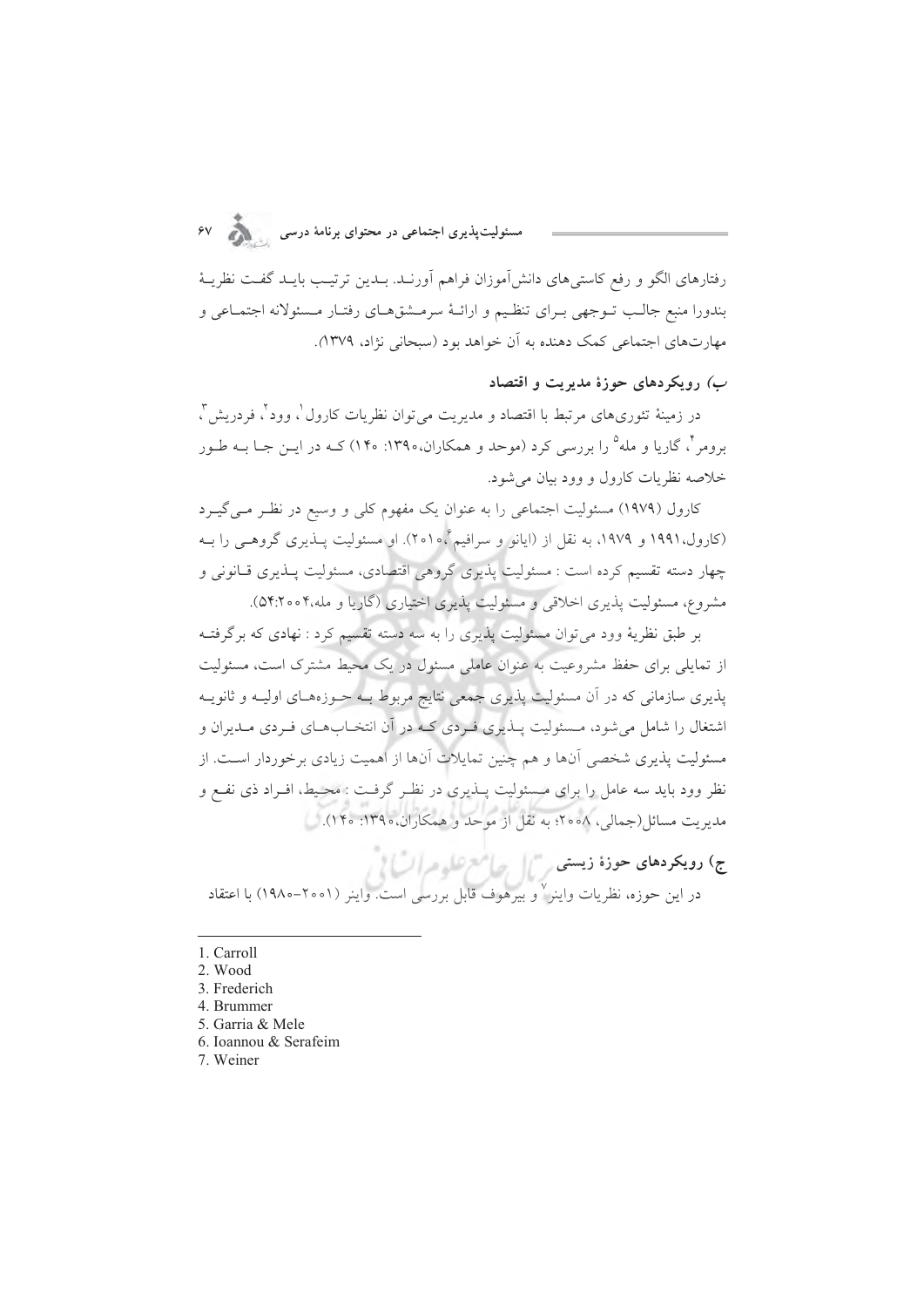رفتارهای الگو و رفع کاستی‌های دانش‌آموزان فراهم آورند. بدین ترتیب باید گفت نظریهٔ بندورا منبع جالب توجهی برای تنظیم و ارائهٔ سرمشق‌های رفتار مسئولانه اجتماعی و مهارت‌های اجتماعی کمک دهنده به آن خواهد بود (سبحانی نژاد، ۱۳۷۹).

### ب) رویکردهای حوزهٔ مدیریت و اقتصاد

در زمینهٔ تئوری‌های مرتبط با اقتصاد و مدیریت می‌توان نظریات کارول[1]، وود[2]، فردریش[3]، برومر[4]، گاریا و مله[5] را بررسی کرد (موحد و همکاران،۱۳۹۰: ۱۴۰) که در این جا به طور خلاصه نظریات کارول و وود بیان می‌شود.

کارول (۱۹۷۹) مسئولیت اجتماعی را به عنوان یک مفهوم کلی و وسیع در نظر می‌گیرد (کارول،۱۹۹۱ و ۱۹۷۹، به نقل از (ایانو و سرافیم[6]،۲۰۱۰). او مسئولیت پذیری گروهی را به چهار دسته تقسیم کرده است : مسئولیت پذیری گروهی اقتصادی، مسئولیت پذیری قانونی و مشروع، مسئولیت پذیری اخلاقی و مسئولیت پذیری اختیاری (گاریا و مله،۲۰۰۴:۵۴).

بر طبق نظریهٔ وود می‌توان مسئولیت پذیری را به سه دسته تقسیم کرد : نهادی که برگرفته از تمایلی برای حفظ مشروعیت به عنوان عاملی مسئول در یک محیط مشترک است، مسئولیت پذیری سازمانی که در آن مسئولیت پذیری جمعی نتایج مربوط به حوزه‌های اولیه و ثانویه اشتغال را شامل می‌شود، مسئولیت پذیری فردی که در آن انتخاب‌های فردی مدیران و مسئولیت پذیری شخصی آن‌ها و هم چنین تمایلات آن‌ها از اهمیت زیادی برخوردار است. از نظر وود باید سه عامل را برای مسئولیت پذیری در نظر گرفت : محیط، افراد ذی نفع و مدیریت مسائل(جمالی، ۲۰۰۸؛ به نقل از موحد و همکاران،۱۳۹۰: ۱۴۰).

### ج) رویکردهای حوزهٔ زیستی

در این حوزه، نظریات واینر[7] و بیرهوف قابل بررسی است. واینر (۲۰۰۱–۱۹۸۰) با اعتقاد

---

1. Carroll
2. Wood
3. Frederich
4. Brummer
5. Garria & Mele
6. Ioannou & Serafeim
7. Weiner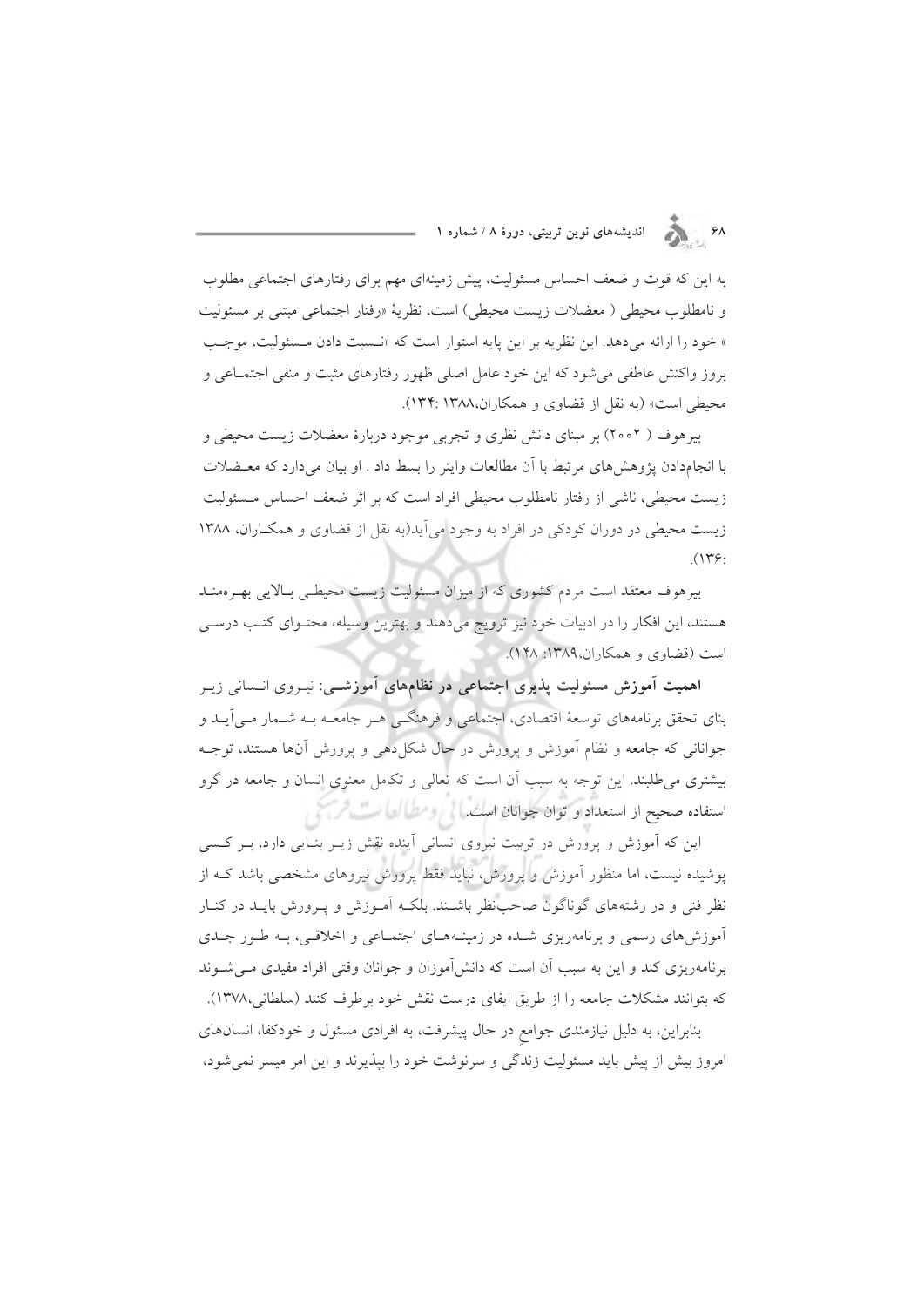به این که قوت و ضعف احساس مسئولیت، پیش زمینه‌ای مهم برای رفتارهای اجتماعی مطلوب و نامطلوب محیطی ( معضلات زیست محیطی) است، نظریهٔ «رفتار اجتماعی مبتنی بر مسئولیت » خود را ارائه می‌دهد. این نظریه بر این پایه استوار است که «نسبت دادن مسئولیت، موجب بروز واکنش عاطفی می‌شود که این خود عامل اصلی ظهور رفتارهای مثبت و منفی اجتماعی و محیطی است» (به نقل از قضاوی و همکاران،۱۳۸۸ :۱۳۴).

بیرهوف ( ۲۰۰۲) بر مبنای دانش نظری و تجربی موجود دربارهٔ معضلات زیست محیطی و با انجام‌دادن پژوهش‌های مرتبط با آن مطالعات واینر را بسط داد . او بیان می‌دارد که معضلات زیست محیطی، ناشی از رفتار نامطلوب محیطی افراد است که بر اثر ضعف احساس مسئولیت زیست محیطی در دوران کودکی در افراد به وجود می‌آید(به نقل از قضاوی و همکاران، ۱۳۸۸ :۱۳۶).

بیرهوف معتقد است مردم کشوری که از میزان مسئولیت زیست محیطی بالایی بهره‌مند هستند، این افکار را در ادبیات خود نیز ترویج می‌دهند و بهترین وسیله، محتوای کتب درسی است (قضاوی و همکاران،۱۳۸۹: ۱۴۸).

**اهمیت آموزش مسئولیت پذیری اجتماعی در نظام‌های آموزشی:** نیروی انسانی زیر بنای تحقق برنامه‌های توسعهٔ اقتصادی، اجتماعی و فرهنگی هر جامعه به شمار می‌آید و جوانانی که جامعه و نظام آموزش و پرورش در حال شکل‌دهی و پرورش آنها هستند، توجه بیشتری می‌طلبند. این توجه به سبب آن است که تعالی و تکامل معنوی انسان و جامعه در گرو استفاده صحیح از استعداد و توان جوانان است.

این که آموزش و پرورش در تربیت نیروی انسانی آینده نقش زیر بنایی دارد، بر کسی پوشیده نیست، اما منظور آموزش و پرورش، نباید فقط پرورش نیروهای مشخصی باشد که از نظر فنی و در رشته‌های گوناگون صاحب‌نظر باشند. بلکه آموزش و پرورش باید در کنار آموزش‌های رسمی و برنامه‌ریزی شده در زمینه‌های اجتماعی و اخلاقی، به طور جدی برنامه‌ریزی کند و این به سبب آن است که دانش‌آموزان و جوانان وقتی افراد مفیدی می‌شوند که بتوانند مشکلات جامعه را از طریق ایفای درست نقش خود برطرف کنند (سلطانی،۱۳۷۸).

بنابراین، به دلیل نیازمندی جوامع در حال پیشرفت، به افرادی مسئول و خودکفا، انسان‌های امروز بیش از پیش باید مسئولیت زندگی و سرنوشت خود را بپذیرند و این امر میسر نمی‌شود،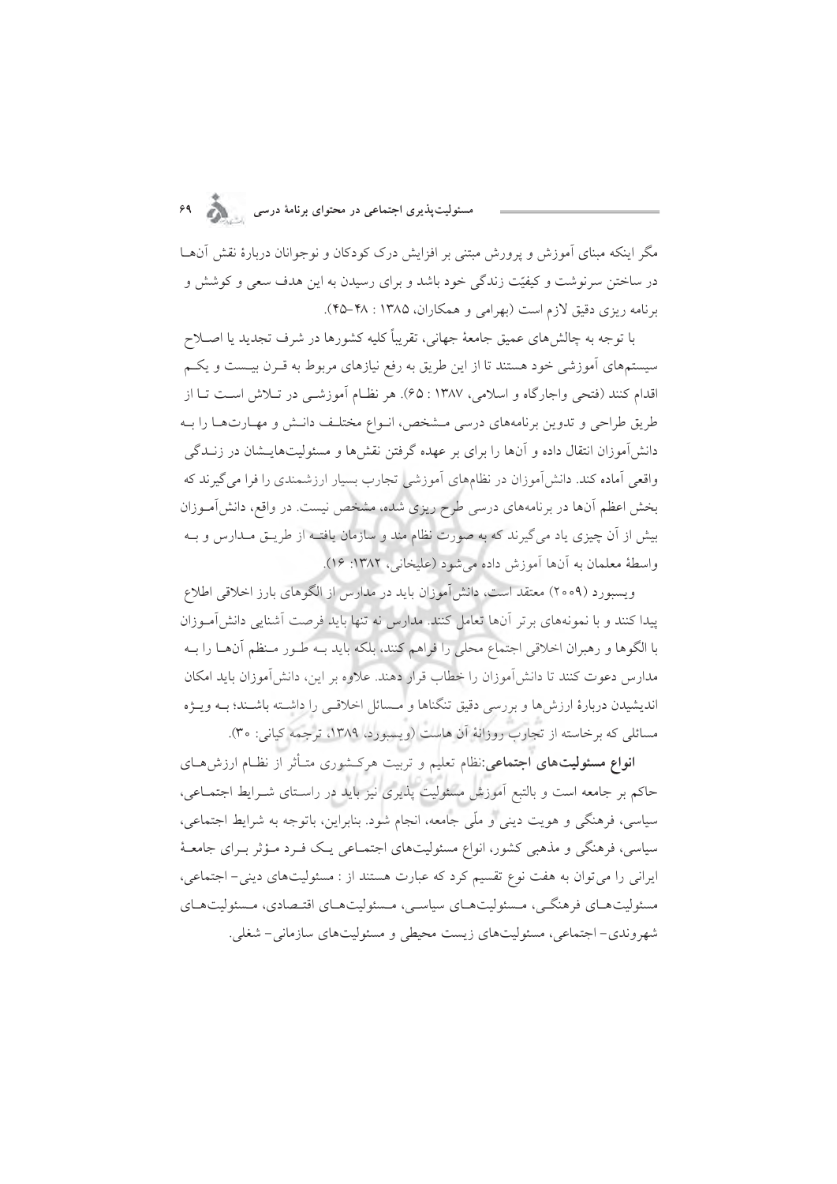مگر اینکه مبنای آموزش و پرورش مبتنی بر افزایش درک کودکان و نوجوانان دربارهٔ نقش آن‌ها در ساختن سرنوشت و کیفیّت زندگی خود باشد و برای رسیدن به این هدف سعی و کوشش و برنامه ریزی دقیق لازم است (بهرامی و همکاران، ۱۳۸۵ : ۴۸-۴۵).

با توجه به چالش‌های عمیق جامعهٔ جهانی، تقریباً کلیه کشورها در شرف تجدید یا اصلاح سیستم‌های آموزشی خود هستند تا از این طریق به رفع نیازهای مربوط به قرن بیست و یکم اقدام کنند (فتحی واجارگاه و اسلامی، ۱۳۸۷ : ۶۵). هر نظام آموزشی در تلاش است تا از طریق طراحی و تدوین برنامه‌های درسی مشخص، انواع مختلف دانش و مهارت‌ها را به دانش‌آموزان انتقال داده و آن‌ها را برای بر عهده گرفتن نقش‌ها و مسئولیت‌هایشان در زندگی واقعی آماده کند. دانش‌آموزان در نظام‌های آموزشی تجارب بسیار ارزشمندی را فرا می‌گیرند که بخش اعظم آن‌ها در برنامه‌های درسی طرح ریزی شده، مشخص نیست. در واقع، دانش‌آموزان بیش از آن چیزی یاد می‌گیرند که به صورت نظام مند و سازمان یافته از طریق مدارس و به واسطهٔ معلمان به آن‌ها آموزش داده می‌شود (علیخانی، ۱۳۸۲: ۱۶).

ویسبورد (۲۰۰۹) معتقد است، دانش‌آموزان باید در مدارس از الگوهای بارز اخلاقی اطلاع پیدا کنند و با نمونه‌های برتر آن‌ها تعامل کنند. مدارس نه تنها باید فرصت آشنایی دانش‌آموزان با الگوها و رهبران اخلاقی اجتماع محلی را فراهم کنند، بلکه باید به طور منظم آن‌ها را به مدارس دعوت کنند تا دانش‌آموزان را خطاب قرار دهند. علاوه بر این، دانش‌آموزان باید امکان اندیشیدن دربارهٔ ارزش‌ها و بررسی دقیق تنگناها و مسائل اخلاقی را داشته باشند؛ به ویژه مسائلی که برخاسته از تجارب روزانهٔ آن هاست (ویسبورد، ۱۳۸۹، ترجمه کیانی: ۳۰).

**انواع مسئولیت‌های اجتماعی**:نظام تعلیم و تربیت هرکشوری متأثر از نظام ارزش‌های حاکم بر جامعه است و بالتبع آموزش مسئولیت پذیری نیز باید در راستای شرایط اجتماعی، سیاسی، فرهنگی و هویت دینی و ملّی جامعه، انجام شود. بنابراین، باتوجه به شرایط اجتماعی، سیاسی، فرهنگی و مذهبی کشور، انواع مسئولیت‌های اجتماعی یک فرد مؤثر برای جامعهٔ ایرانی را می‌توان به هفت نوع تقسیم کرد که عبارت هستند از : مسئولیت‌های دینی- اجتماعی، مسئولیت‌های فرهنگی، مسئولیت‌های سیاسی، مسئولیت‌های اقتصادی، مسئولیت‌های شهروندی- اجتماعی، مسئولیت‌های زیست محیطی و مسئولیت‌های سازمانی- شغلی.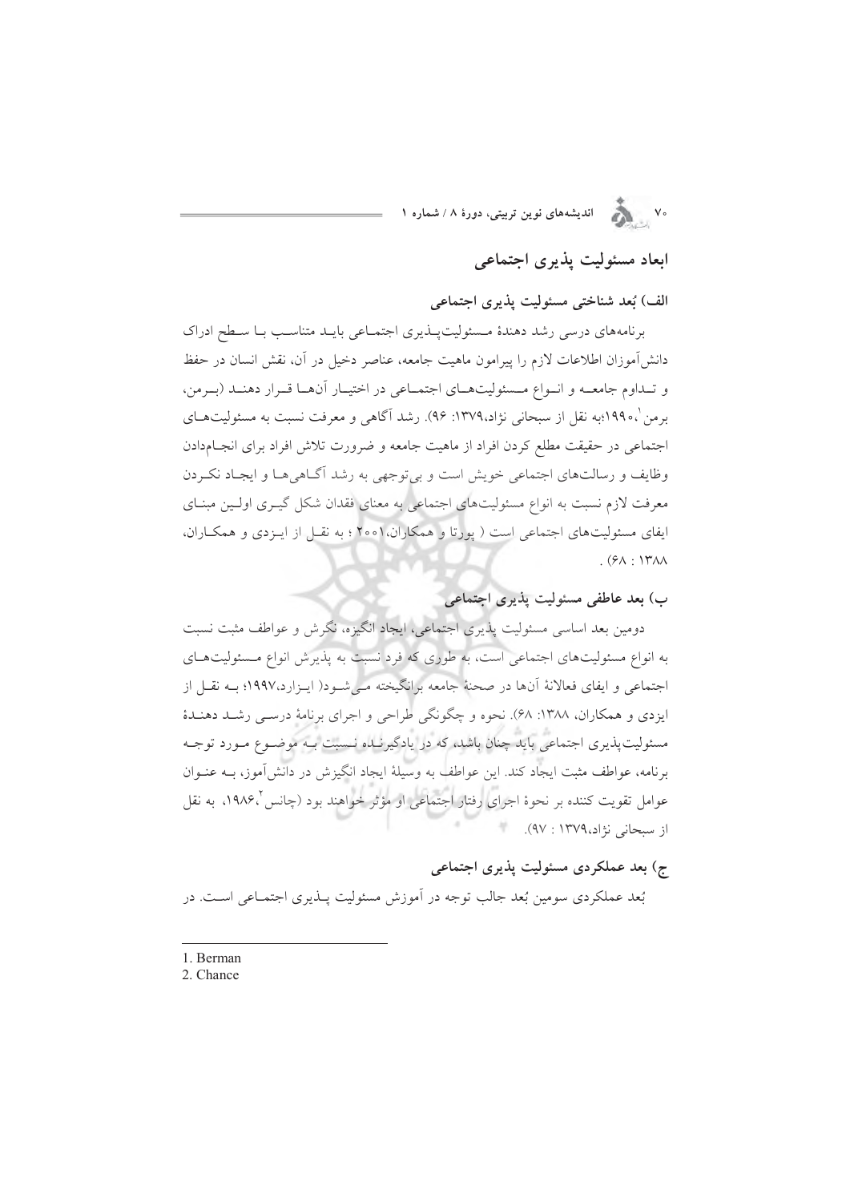## ابعاد مسئولیت پذیری اجتماعی

### الف) بُعد شناختی مسئولیت پذیری اجتماعی

برنامه‌های درسی رشد دهندهٔ مسئولیت‌پذیری اجتماعی باید متناسب با سطح ادراک دانش‌آموزان اطلاعات لازم را پیرامون ماهیت جامعه، عناصر دخیل در آن، نقش انسان در حفظ و تداوم جامعه و انواع مسئولیت‌های اجتماعی در اختیار آن‌ها قرار دهند (برمن، برمن[1]،۱۹۹۰؛به نقل از سبحانی نژاد،۱۳۷۹: ۹۶). رشد آگاهی و معرفت نسبت به مسئولیت‌های اجتماعی در حقیقت مطلع کردن افراد از ماهیت جامعه و ضرورت تلاش افراد برای انجام‌دادن وظایف و رسالت‌های اجتماعی خویش است و بی‌توجهی به رشد آگاهی‌ها و ایجاد نکردن معرفت لازم نسبت به انواع مسئولیت‌های اجتماعی به معنای فقدان شکل گیری اولین مبنای ایفای مسئولیت‌های اجتماعی است ( پورتا و همکاران،۲۰۰۱ ؛ به نقل از ایزدی و همکاران، ۱۳۸۸ : ۶۸) .

### ب) بعد عاطفی مسئولیت پذیری اجتماعی

دومین بعد اساسی مسئولیت پذیری اجتماعی، ایجاد انگیزه، نگرش و عواطف مثبت نسبت به انواع مسئولیت‌های اجتماعی است، به طوری که فرد نسبت به پذیرش انواع مسئولیت‌های اجتماعی و ایفای فعالانهٔ آن‌ها در صحنهٔ جامعه برانگیخته می‌شود( ایزارد،۱۹۹۷؛ به نقل از ایزدی و همکاران، ۱۳۸۸: ۶۸). نحوه و چگونگی طراحی و اجرای برنامهٔ درسی رشد دهندهٔ مسئولیت‌پذیری اجتماعی باید چنان باشد، که در یادگیرنده نسبت به موضوع مورد توجه برنامه، عواطف مثبت ایجاد کند. این عواطف به وسیلهٔ ایجاد انگیزش در دانش‌آموز، به عنوان عوامل تقویت کننده بر نحوهٔ اجرای رفتار اجتماعی او مؤثر خواهند بود (چانس[2]،۱۹۸۶، به نقل از سبحانی نژاد،۱۳۷۹ : ۹۷).

### ج) بعد عملکردی مسئولیت پذیری اجتماعی

بُعد عملکردی سومین بُعد جالب توجه در آموزش مسئولیت پذیری اجتماعی است. در

---

1. Berman
2. Chance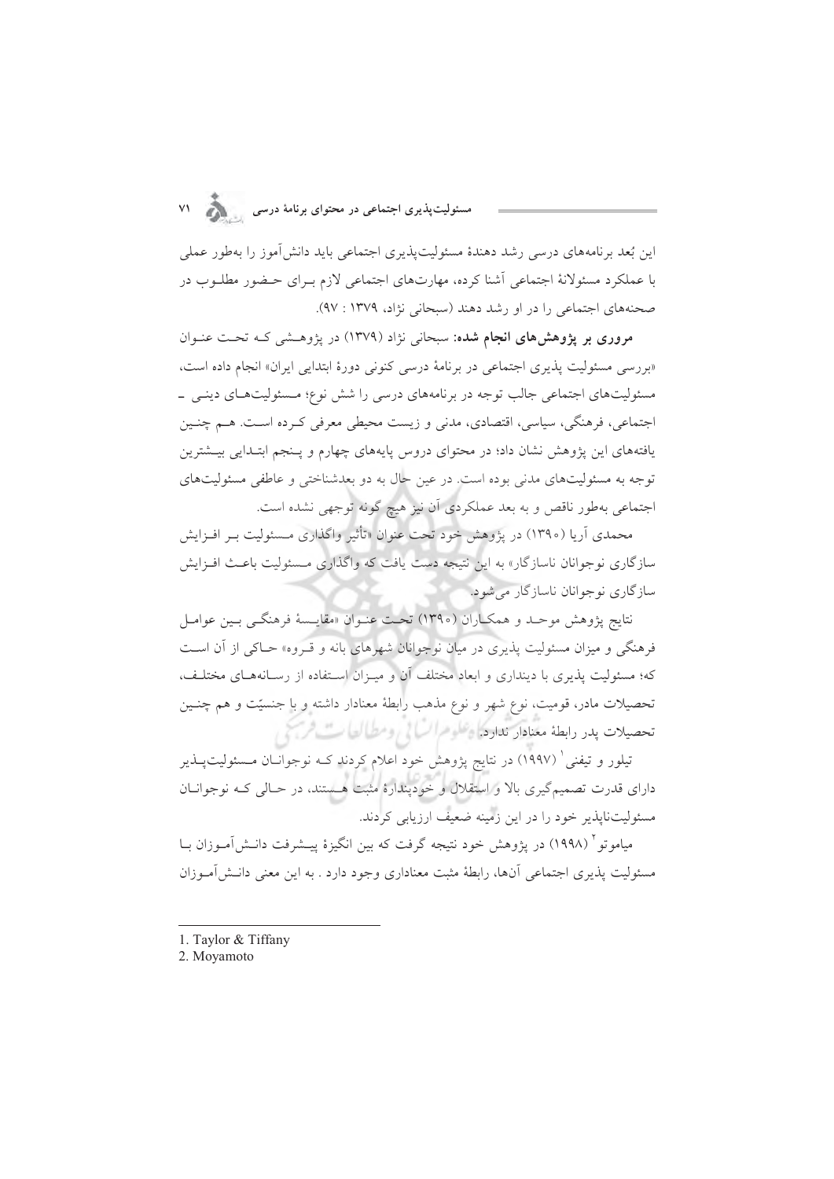این بُعد برنامه‌های درسی رشد دهندهٔ مسئولیت‌پذیری اجتماعی باید دانش‌آموز را به‌طور عملی با عملکرد مسئولانهٔ اجتماعی آشنا کرده، مهارت‌های اجتماعی لازم بـرای حـضور مطلـوب در صحنه‌های اجتماعی را در او رشد دهند (سبحانی نژاد، ۱۳۷۹ : ۹۷).

**مروری بر پژوهش‌های انجام شده:** سبحانی نژاد (۱۳۷۹) در پژوهـشی کـه تحـت عنـوان «بررسی مسئولیت پذیری اجتماعی در برنامهٔ درسی کنونی دورهٔ ابتدایی ایران» انجام داده است، مسئولیت‌های اجتماعی جالب توجه در برنامه‌های درسی را شش نوع؛ مـسئولیت‌هـای دینـی ـ اجتماعی، فرهنگی، سیاسی، اقتصادی، مدنی و زیست محیطی معرفی کـرده اسـت. هـم چنـین یافته‌های این پژوهش نشان داد؛ در محتوای دروس پایه‌های چهارم و پـنجم ابتـدایی بیـشترین توجه به مسئولیت‌های مدنی بوده است. در عین حال به دو بعدشناختی و عاطفی مسئولیت‌های اجتماعی به‌طور ناقص و به بعد عملکردی آن نیز هیچ گونه توجهی نشده است.

محمدی آریا (۱۳۹۰) در پژوهش خود تحت عنوان «تأثیر واگذاری مـسئولیت بـر افـزایش سازگاری نوجوانان ناسازگار» به این نتیجه دست یافت که واگذاری مـسئولیت باعـث افـزایش سازگاری نوجوانان ناسازگار می‌شود.

نتایج پژوهش موحـد و همکـاران (۱۳۹۰) تحـت عنـوان «مقایـسهٔ فرهنگـی بـین عوامـل فرهنگی و میزان مسئولیت پذیری در میان نوجوانان شهرهای بانه و قـروه» حـاکی از آن اسـت که؛ مسئولیت پذیری با دینداری و ابعاد مختلف آن و میـزان اسـتفاده از رسـانه‌هـای مختلـف، تحصیلات مادر، قومیت، نوع شهر و نوع مذهب رابطهٔ معنادار داشته و با جنسیّت و هم چنـین تحصیلات پدر رابطهٔ معنادار ندارد.

تیلور و تیفنی[1] (۱۹۹۷) در نتایج پژوهش خود اعلام کردند کـه نوجوانـان مـسئولیت‌پـذیر دارای قدرت تصمیم‌گیری بالا و استقلال و خودپندارهٔ مثبت هـستند، در حـالی کـه نوجوانـان مسئولیت‌ناپذیر خود را در این زمینه ضعیف ارزیابی کردند.

میاموتو[2] (۱۹۹۸) در پژوهش خود نتیجه گرفت که بین انگیزهٔ پیـشرفت دانـش‌آمـوزان بـا مسئولیت پذیری اجتماعی آن‌ها، رابطهٔ مثبت معناداری وجود دارد . به این معنی دانـش‌آمـوزان

---

1. Taylor & Tiffany
2. Moyamoto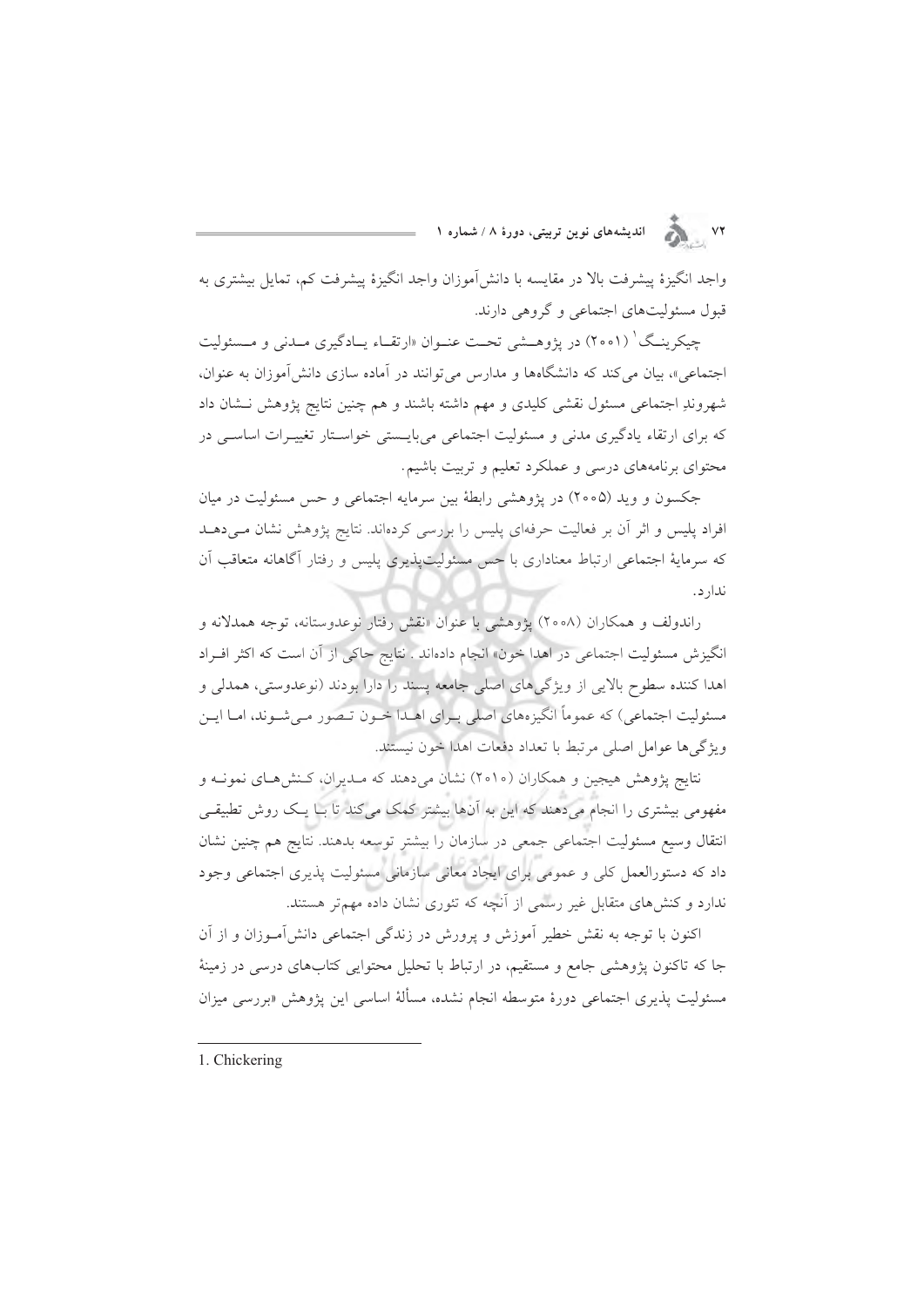واجد انگیزهٔ پیشرفت بالا در مقایسه با دانش‌آموزان واجد انگیزهٔ پیشرفت کم، تمایل بیشتری به قبول مسئولیت‌های اجتماعی و گروهی دارند.

چیکرینگ[1] (۲۰۰۱) در پژوهشی تحت عنوان «ارتقاء یادگیری مدنی و مسئولیت اجتماعی»، بیان می‌کند که دانشگاه‌ها و مدارس می‌توانند در آماده سازی دانش‌آموزان به عنوان، شهروند اجتماعی مسئول نقشی کلیدی و مهم داشته باشند و هم چنین نتایج پژوهش نشان داد که برای ارتقاء یادگیری مدنی و مسئولیت اجتماعی می‌بایستی خواستار تغییرات اساسی در محتوای برنامه‌های درسی و عملکرد تعلیم و تربیت باشیم.

جکسون و وید (۲۰۰۵) در پژوهشی رابطهٔ بین سرمایه اجتماعی و حس مسئولیت در میان افراد پلیس و اثر آن بر فعالیت حرفه‌ای پلیس را بررسی کرده‌اند. نتایج پژوهش نشان می‌دهد که سرمایهٔ اجتماعی ارتباط معناداری با حس مسئولیت‌پذیری پلیس و رفتار آگاهانه متعاقب آن ندارد.

راندولف و همکاران (۲۰۰۸) پژوهشی با عنوان «نقش رفتار نوعدوستانه، توجه همدلانه و انگیزش مسئولیت اجتماعی در اهدا خون» انجام داده‌اند. نتایج حاکی از آن است که اکثر افراد اهدا کننده سطوح بالایی از ویژگی‌های اصلی جامعه پسند را دارا بودند (نوعدوستی، همدلی و مسئولیت اجتماعی) که عموماً انگیزه‌های اصلی برای اهدا خون تصور می‌شوند، اما این ویژگی‌ها عوامل اصلی مرتبط با تعداد دفعات اهدا خون نیستند.

نتایج پژوهش هیجین و همکاران (۲۰۱۰) نشان می‌دهند که مدیران، کنش‌های نمونه و مفهومی بیشتری را انجام می‌دهند که این به آن‌ها بیشتر کمک می‌کند تا با یک روش تطبیقی انتقال وسیع مسئولیت اجتماعی جمعی در سازمان را بیشتر توسعه بدهند. نتایج هم چنین نشان داد که دستورالعمل کلی و عمومی برای ایجاد معانی سازمانی مسئولیت پذیری اجتماعی وجود ندارد و کنش‌های متقابل غیر رسمی از آنچه که تئوری نشان داده مهم‌تر هستند.

اکنون با توجه به نقش خطیر آموزش و پرورش در زندگی اجتماعی دانش‌آموزان و از آن جا که تاکنون پژوهشی جامع و مستقیم، در ارتباط با تحلیل محتوایی کتاب‌های درسی در زمینهٔ مسئولیت پذیری اجتماعی دورهٔ متوسطه انجام نشده، مسألهٔ اساسی این پژوهش «بررسی میزان

---

1. Chickering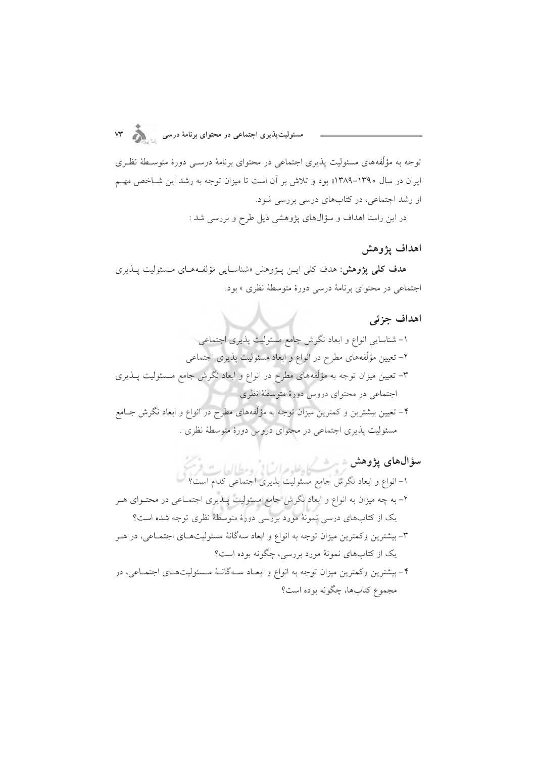توجه به مؤلّفه‌های مسئولیت پذیری اجتماعی در محتوای برنامهٔ درسی دورهٔ متوسطهٔ نظری ایران در سال ۱۳۹۰-۱۳۸۹» بود و تلاش بر آن است تا میزان توجه به رشد این شاخص مهم از رشد اجتماعی، در کتاب‌های درسی بررسی شود.

در این راستا اهداف و سؤال‌های پژوهشی ذیل طرح و بررسی شد :

## اهداف پژوهش

**هدف کلی پژوهش:** هدف کلی این پژوهش «شناسایی مؤلفه‌های مسئولیت پذیری اجتماعی در محتوای برنامهٔ درسی دورهٔ متوسطهٔ نظری » بود.

## اهداف جزئی

۱- شناسایی انواع و ابعاد نگرش جامع مسئولیت پذیری اجتماعی

۲- تعیین مؤلّفه‌های مطرح در انواع و ابعاد مسئولیت پذیری اجتماعی

۳- تعیین میزان توجه به مؤلّفه‌های مطرح در انواع و ابعاد نگرش جامع مسئولیت پذیری اجتماعی در محتوای دروس دورهٔ متوسطهٔ نظری.

۴- تعیین بیشترین و کمترین میزان توجه به مؤلّفه‌های مطرح در انواع و ابعاد نگرش جامع مسئولیت پذیری اجتماعی در محتوای دروس دورهٔ متوسطهٔ نظری .

## سؤال‌های پژوهش

۱- انواع و ابعاد نگرش جامع مسئولیت پذیری اجتماعی کدام است؟

۲- به چه میزان به انواع و ابعاد نگرش جامع مسئولیت پذیری اجتماعی در محتوای هر یک از کتاب‌های درسی نمونهٔ مورد بررسی دورهٔ متوسطهٔ نظری توجه شده است؟

۳- بیشترین وکمترین میزان توجه به انواع و ابعاد سه‌گانهٔ مسئولیت‌های اجتماعی، در هر یک از کتاب‌های نمونهٔ مورد بررسی، چگونه بوده است؟

۴- بیشترین وکمترین میزان توجه به انواع و ابعاد سه‌گانهٔ مسئولیت‌های اجتماعی، در مجموع کتاب‌ها، چگونه بوده است؟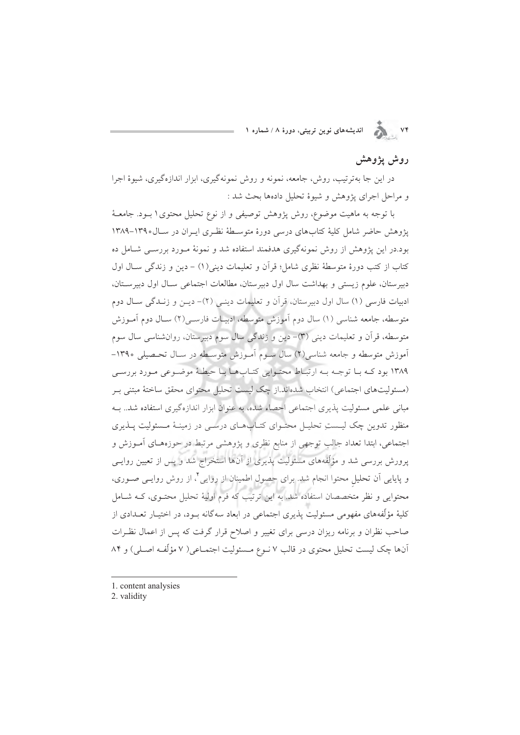## روش پژوهش

در این جا به‌ترتیب، روش، جامعه، نمونه و روش نمونه‌گیری، ابزار اندازه‌گیری، شیوهٔ اجرا و مراحل اجرای پژوهش و شیوهٔ تحلیل داده‌ها بحث شد :

با توجه به ماهیت موضوع، روش پژوهش توصیفی و از نوع تحلیل محتوی[1] بود. جامعهٔ پژوهش حاضر شامل کلیهٔ کتاب‌های درسی دورهٔ متوسطهٔ نظری ایران در سال ۱۳۹۰–۱۳۸۹ بود.در این پژوهش از روش نمونه‌گیری هدفمند استفاده شد و نمونهٔ مورد بررسی شامل ده کتاب از کتب دورهٔ متوسطهٔ نظری شامل؛ قرآن و تعلیمات دینی(۱) – دین و زندگی سال اول دبیرستان، علوم زیستی و بهداشت سال اول دبیرستان، مطالعات اجتماعی سال اول دبیرستان، ادبیات فارسی (۱) سال اول دبیرستان، قرآن و تعلیمات دینی (۲)– دین و زندگی سال دوم متوسطه، جامعه شناسی (۱) سال دوم آموزش متوسطه، ادبیات فارسی(۲) سال دوم آموزش متوسطه، قرآن و تعلیمات دینی (۳)– دین و زندگی سال سوم دبیرستان، روان‌شناسی سال سوم آموزش متوسطه و جامعه شناسی(۲) سال سوم آموزش متوسطه در سال تحصیلی ۱۳۹۰–۱۳۸۹ بود که با توجه به ارتباط محتوایی کتاب‌ها با حیطهٔ موضوعی مورد بررسی (مسئولیت‌های اجتماعی) انتخاب شده‌اند.از چک لیست تحلیل محتوای محقق ساختهٔ مبتنی بر مبانی علمی مسئولیت پذیری اجتماعی احصاء شده، به عنوان ابزار اندازه‌گیری استفاده شد.. به منظور تدوین چک لیستِ تحلیل محتوای کتاب‌های درسی در زمینهٔ مسئولیت پذیری اجتماعی، ابتدا تعداد جالب توجهی از منابع نظری و پژوهشی مرتبط در حوزه‌های آموزش و پرورش بررسی شد و مؤلّفه‌های مسئولیت پذیری از آن‌ها استخراج شد و پس از تعیین روایی و پایایی آن تحلیلِ محتوا انجام شد. برای حصول اطمینان از روایی[2]، از روش روایی صوری، محتوایی و نظر متخصصان استفاده شد. به این ترتیب که فرم اولیهٔ تحلیل محتوی، که شامل کلیهٔ مؤلّفه‌های مفهومی مسئولیت پذیری اجتماعی در ابعاد سه‌گانه بود، در اختیار تعدادی از صاحب نظران و برنامه ریزان درسی برای تغییر و اصلاح قرار گرفت که پس از اعمال نظرات آن‌ها چک لیست تحلیل محتوی در قالب ۷ نوع مسئولیت اجتماعی( ۷ مؤلّفه اصلی) و ۸۴

---

1. content analysies
2. validity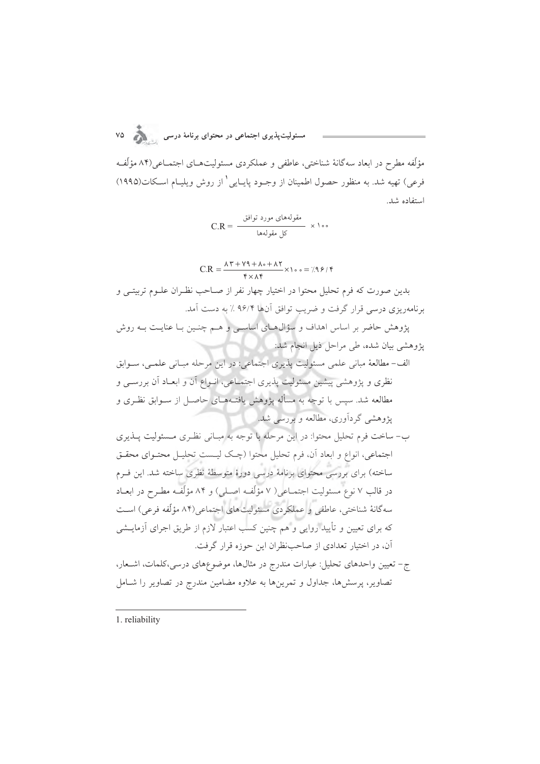مؤلّفه مطرح در ابعاد سه‌گانهٔ شناختی، عاطفی و عملکردی مسئولیت‌های اجتماعی(۸۴ مؤلّفه فرعی) تهیه شد. به منظور حصول اطمینان از وجود پایایی[1] از روش ویلیام اسکات(۱۹۹۵) استفاده شد.

$$C.R = \frac{\text{مقوله‌های مورد توافق}}{\text{کل مقوله‌ها}} \times ۱۰۰$$

$$C.R = \frac{۸۳+۷۹+۸۰+۸۲}{۴ \times ۸۴} \times ۱۰۰ = \%۹۶/۴$$

بدین صورت که فرم تحلیل محتوا در اختیار چهار نفر از صاحب نظران علوم تربیتی و برنامه‌ریزی درسی قرار گرفت و ضریب توافق آن‌ها ۹۶/۴ ٪ به دست آمد.

پژوهش حاضر بر اساس اهداف و سؤال‌های اساسی و هم چنین با عنایت به روش پژوهشی بیان شده، طی مراحل ذیل انجام شد:

الف- مطالعهٔ مبانی علمی مسئولیت پذیری اجتماعی: در این مرحله مبانی علمی، سوابق نظری و پژوهشی پیشین مسئولیت پذیری اجتماعی، انواع آن و ابعاد آن بررسی و مطالعه شد. سپس با توجه به مسأله پژوهش یافته‌های حاصل از سوابق نظری و پژوهشی گردآوری، مطالعه و بررسی شد.

ب- ساخت فرم تحلیل محتوا: در این مرحله با توجه به مبانی نظری مسئولیت پذیری اجتماعی، انواع و ابعاد آن، فرم تحلیل محتوا (چک لیست تحلیل محتوای محقق ساخته) برای بررسی محتوای برنامهٔ درسی دورهٔ متوسطهٔ نظری ساخته شد. این فرم در قالب ۷ نوع مسئولیت اجتماعی( ۷ مؤلّفه اصلی) و ۸۴ مؤلّفه مطرح در ابعاد سه‌گانهٔ شناختی، عاطفی و عملکردی مسئولیت‌های اجتماعی(۸۴ مؤلّفه فرعی) است که برای تعیین و تأیید روایی و هم چنین کسب اعتبار لازم از طریق اجرای آزمایشی آن، در اختیار تعدادی از صاحب‌نظران این حوزه قرار گرفت.

ج- تعیین واحدهای تحلیل: عبارات مندرج در مثال‌ها، موضوع‌های درسی،کلمات، اشعار، تصاویر، پرسش‌ها، جداول و تمرین‌ها به علاوه مضامین مندرج در تصاویر را شامل

---

1. reliability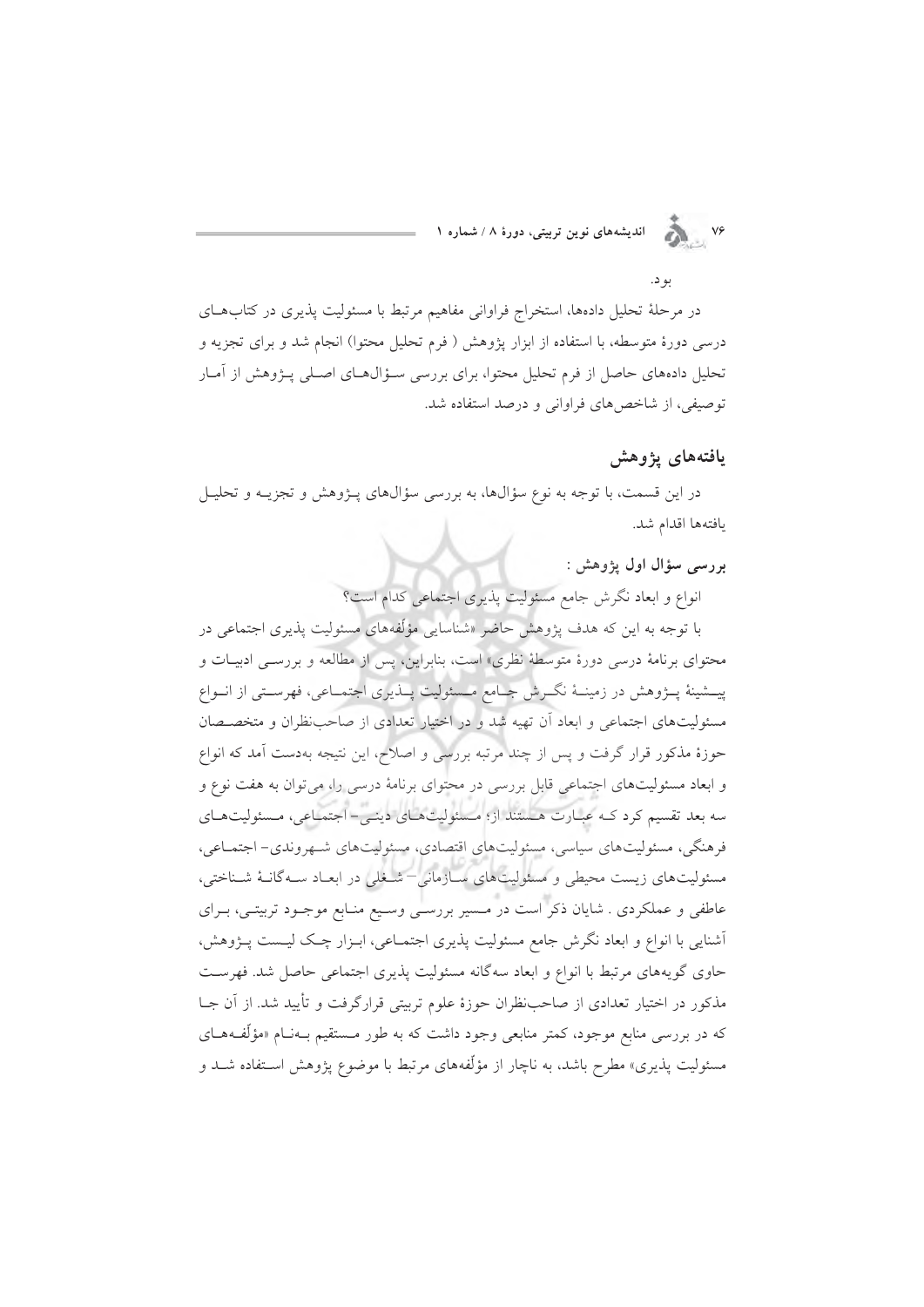بود.

در مرحلهٔ تحلیل داده‌ها، استخراج فراوانی مفاهیم مرتبط با مسئولیت پذیری در کتاب‌های درسی دورهٔ متوسطه، با استفاده از ابزار پژوهش ( فرم تحلیل محتوا) انجام شد و برای تجزیه و تحلیل داده‌های حاصل از فرم تحلیل محتوا، برای بررسی سؤال‌های اصلی پژوهش از آمار توصیفی، از شاخص‌های فراوانی و درصد استفاده شد.

## یافته‌های پژوهش

در این قسمت، با توجه به نوع سؤال‌ها، به بررسی سؤال‌های پژوهش و تجزیه و تحلیل یافته‌ها اقدام شد.

**بررسی سؤال اول پژوهش :**

انواع و ابعاد نگرش جامع مسئولیت پذیری اجتماعی کدام است؟

با توجه به این که هدف پژوهش حاضر «شناسایی مؤلّفه‌های مسئولیت پذیری اجتماعی در محتوای برنامهٔ درسی دورهٔ متوسطهٔ نظری» است، بنابراین، پس از مطالعه و بررسی ادبیات و پیشینهٔ پژوهش در زمینهٔ نگرش جامع مسئولیت پذیری اجتماعی، فهرستی از انواع مسئولیت‌های اجتماعی و ابعاد آن تهیه شد و در اختیار تعدادی از صاحب‌نظران و متخصصان حوزهٔ مذکور قرار گرفت و پس از چند مرتبه بررسی و اصلاح، این نتیجه به‌دست آمد که انواع و ابعاد مسئولیت‌های اجتماعی قابل بررسی در محتوای برنامهٔ درسی را، می‌توان به هفت نوع و سه بعد تقسیم کرد که عبارت هستند از؛ مسئولیت‌های دینی- اجتماعی، مسئولیت‌های فرهنگی، مسئولیت‌های سیاسی، مسئولیت‌های اقتصادی، مسئولیت‌های شهروندی- اجتماعی، مسئولیت‌های زیست محیطی و مسئولیت‌های سازمانی- شغلی در ابعاد سه‌گانهٔ شناختی، عاطفی و عملکردی . شایان ذکر است در مسیر بررسی وسیع منابع موجود تربیتی، برای آشنایی با انواع و ابعاد نگرش جامع مسئولیت پذیری اجتماعی، ابزار چک لیست پژوهش، حاوی گویه‌های مرتبط با انواع و ابعاد سه‌گانه مسئولیت پذیری اجتماعی حاصل شد. فهرست مذکور در اختیار تعدادی از صاحب‌نظران حوزهٔ علوم تربیتی قرارگرفت و تأیید شد. از آن جا که در بررسی منابع موجود، کمتر منابعی وجود داشت که به طور مستقیم به‌نام «مؤلّفه‌های مسئولیت پذیری» مطرح باشد، به ناچار از مؤلّفه‌های مرتبط با موضوع پژوهش استفاده شد و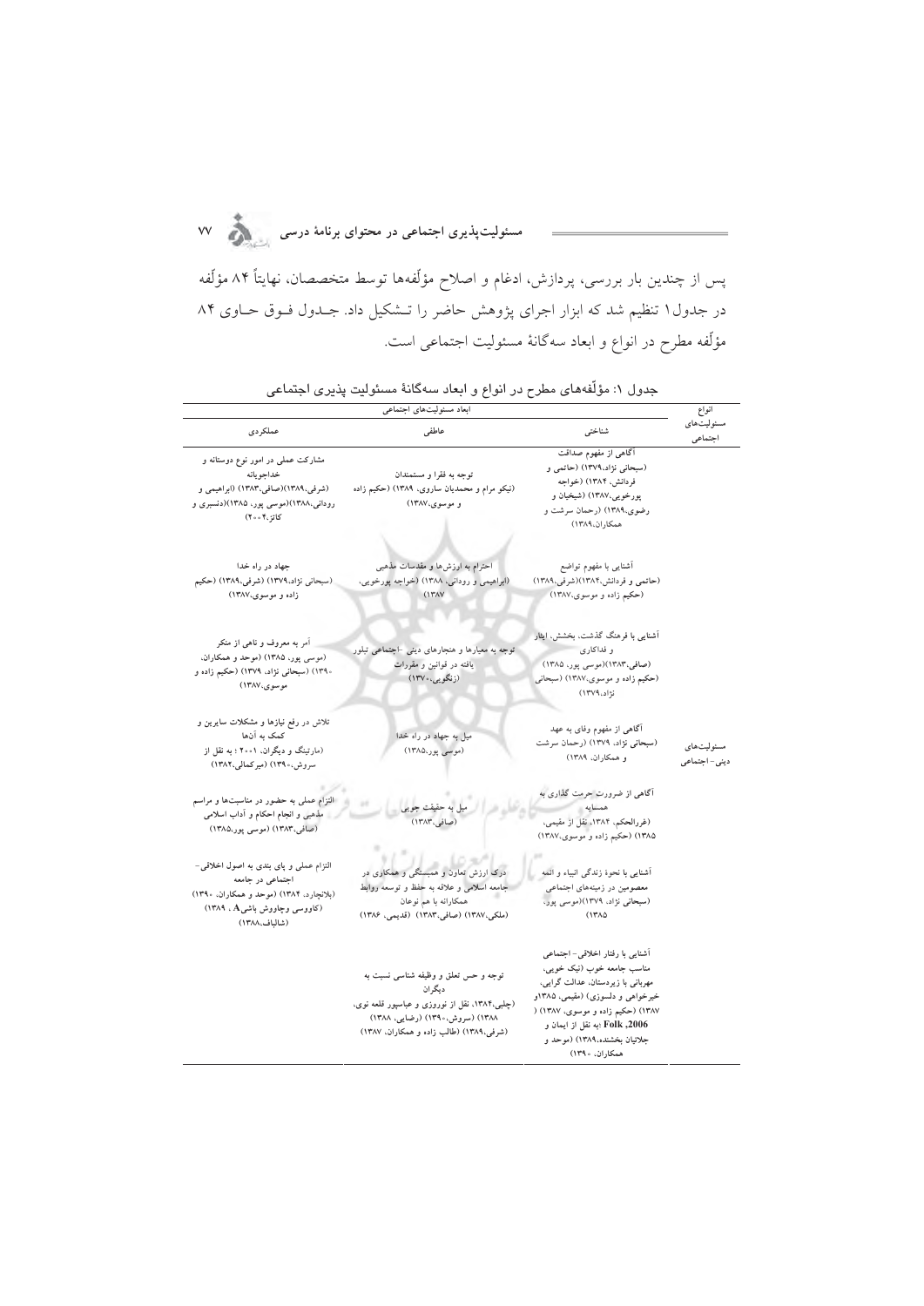پس از چندین بار بررسی، پردازش، ادغام و اصلاح مؤلّفه‌ها توسط متخصصان، نهایتاً ۸۴ مؤلّفه در جدول۱ تنظیم شد که ابزار اجرای پژوهش حاضر را تـشکیل داد. جـدول فـوق حـاوی ۸۴ مؤلّفه مطرح در انواع و ابعاد سه‌گانهٔ مسئولیت اجتماعی است.

جدول ۱: مؤلّفه‌های مطرح در انواع و ابعاد سه‌گانهٔ مسئولیت پذیری اجتماعی

| انواع مسئولیت‌های اجتماعی | ابعاد مسئولیت‌های اجتماعی | | |
|---|---|---|---|
| | شناختی | عاطفی | عملکردی |
| مسئولیت‌های دینی-اجتماعی | آگاهی از مفهوم صداقت (سبحانی نژاد،۱۳۷۹) (حاتمی و فردانش، ۱۳۸۴) (خواجه پورخویی،۱۳۸۷) (شیخیان و رضوی،۱۳۸۹) (رحمان سرشت و همکاران،۱۳۸۹) | توجه به فقرا و مستمندان (نیکو مرام و محمدیان ساروی، ۱۳۸۹) (حکیم زاده و موسوی،۱۳۸۷) | مشارکت عملی در امور نوع دوستانه و خداجویانه (شرفی،۱۳۸۹)(صافی،۱۳۸۳) (ابراهیمی و رودانی،۱۳۸۸)(موسی پور، ۱۳۸۵)(دنسیری و کاتز،۲۰۰۴) |
| | آشنایی با مفهوم تواضع (حاتمی و فردانش،۱۳۸۴)(شرفی،۱۳۸۹) (حکیم زاده و موسوی،۱۳۸۷) | احترام به ارزش‌ها و مقدسات مذهبی (ابراهیمی و رودانی، ۱۳۸۸) (خواجه پورخویی، ۱۳۸۷) | جهاد در راه خدا (سبحانی نژاد،۱۳۷۹) (شرفی،۱۳۸۹) (حکیم زاده و موسوی،۱۳۸۷) |
| | آشنایی با فرهنگ گذشت، بخشش، ایثار و فداکاری (صافی،۱۳۸۳)(موسی پور، ۱۳۸۵) (حکیم زاده و موسوی،۱۳۸۷) (سبحانی نژاد،۱۳۷۹) | توجه به معیارها و هنجارهای دینی -اجتماعی تبلور یافته در قوانین و مقررات (زنگویی،۱۳۷۰) | آمر به معروف و ناهی از منکر (موسی پور، ۱۳۸۵) (موحد و همکاران، ۱۳۹۰) (سبحانی نژاد، ۱۳۷۹) (حکیم زاده و موسوی،۱۳۸۷) |
| | آگاهی از مفهوم وفای به عهد (سبحانی نژاد، ۱۳۷۹) (رحمان سرشت و همکاران، ۱۳۸۹) | میل به جهاد در راه خدا (موسی پور،۱۳۸۵) | تلاش در رفع نیازها و مشکلات سایرین و کمک به آن‌ها (مارتینگ و دیگران، ۲۰۰۱ ؛ به نقل از سروش،۱۳۹۰) (میرکمالی،۱۳۸۲) |
| | آگاهی از ضرورت حرمت گذاری به همسایه (غررالحکم، ۱۳۸۴، نقل از مقیمی، ۱۳۸۵) (حکیم زاده و موسوی،۱۳۸۷) | میل به حقیقت جویی (صافی،۱۳۸۳) | التزام عملی به حضور در مناسبت‌ها و مراسم مذهبی و انجام احکام و آداب اسلامی (صافی،۱۳۸۳) (موسی پور،۱۳۸۵) |
| | آشنایی با نحوهٔ زندگی انبیاء و ائمه معصومین در زمینه‌های اجتماعی (سبحانی نژاد، ۱۳۷۹)(موسی پور، ۱۳۸۵) | درک ارزش تعاون و همبستگی و همکاری در جامعه اسلامی و علاقه به حفظ و توسعه روابط همکارانه با هم نوعان (ملکی،۱۳۸۷) (صافی،۱۳۸۳) (قدیمی، ۱۳۸۶) | التزام عملی و پای بندی به اصول اخلاقی-اجتماعی در جامعه (بلانچارد، ۱۳۸۴) (موحد و همکاران، ۱۳۹۰) (کاووسی وچاووش باشیA ، ۱۳۸۹) (شالباف،۱۳۸۸) |
| | آشنایی با رفتار اخلاقی- اجتماعی مناسب جامعه خوب (نیک خویی، مهربانی با زیردستان، عدالت گرایی، خیرخواهی و دلسوزی) (مقیمی، ۱۳۸۵و ۱۳۸۷) (حکیم زاده و موسوی، ۱۳۸۷) ( Folk ,2006 ؛به نقل از ایمان و جلائیان بخشنده،۱۳۸۹) (موحد و همکاران، ۱۳۹۰) | توجه و حس تعلق و وظیفه شناسی نسبت به دیگران (چلبی،۱۳۸۴، نقل از نوروزی و عباسپور قلعه نوی، ۱۳۸۸) (سروش،۱۳۹۰) (رضایی، ۱۳۸۸) (شرفی،۱۳۸۹) (طالب زاده و همکاران، ۱۳۸۷) | |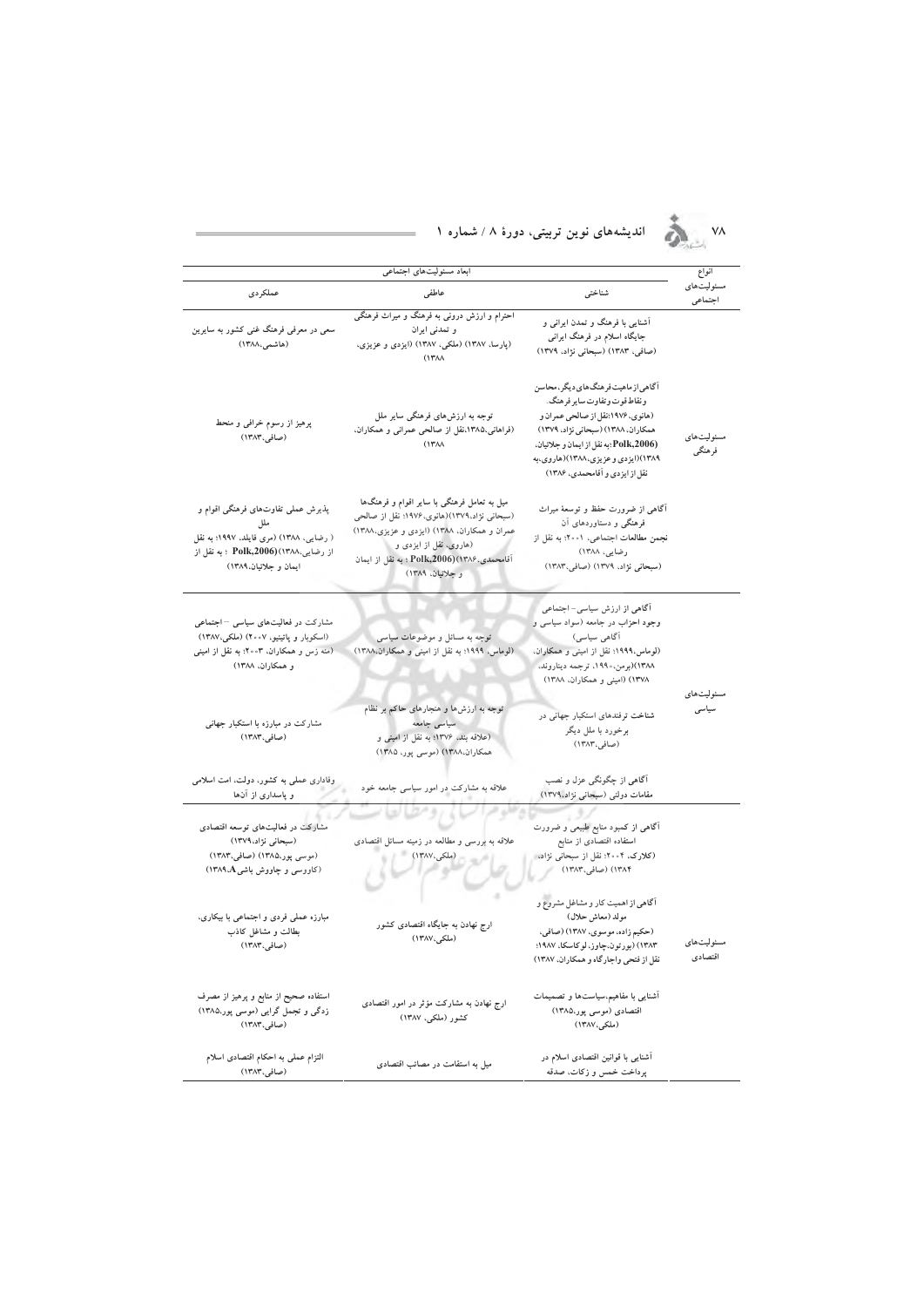| انواع مسئولیت‌های اجتماعی | ابعاد مسئولیت‌های اجتماعی | | |
|---|---|---|---|
| | شناختی | عاطفی | عملکردی |
| مسئولیت‌های فرهنگی | آشنایی با فرهنگ و تمدن ایرانی و جایگاه اسلام در فرهنگ ایرانی (صافی، ۱۳۸۳) (سبحانی نژاد، ۱۳۷۹) | احترام و ارزش درونی به فرهنگ و میراث فرهنگی و تمدنی ایران (پارسا، ۱۳۸۷) (ملکی، ۱۳۸۷) (ایزدی و عزیزی، ۱۳۸۸) | سعی در معرفی فرهنگ غنی کشور به سایرین (هاشمی،۱۳۸۸) |
| | آگاهی از ماهیت فرهنگ‌های دیگر، محاسن و نقاط قوت و تفاوت سایر فرهنگ. (هانوی،۱۹۷۶؛ نقل از صالحی عمران و همکاران، ۱۳۸۸) (سبحانی نژاد، ۱۳۷۹) (Polk,2006؛ به نقل از ایمان و جلائیان، ۱۳۸۹) (ایزدی و عزیزی،۱۳۸۸) (هاروی، به نقل از ایزدی و آقامحمدی، ۱۳۸۶) | توجه به ارزش‌های فرهنگی سایر ملل (فراهانی،۱۳۸۵، نقل از صالحی عمرانی و همکاران، ۱۳۸۸) | پرهیز از رسوم خرافی و منحط (صافی،۱۳۸۳) |
| | آگاهی از ضرورت حفظ و توسعهٔ میراث فرهنگی و دستاوردهای آن نجمن مطالعات اجتماعی، ۲۰۰۱؛ به نقل از رضایی، ۱۳۸۸) (سبحانی نژاد، ۱۳۷۹) (صافی،۱۳۸۳) | میل به تعامل فرهنگی با سایر اقوام و فرهنگ‌ها (سبحانی نژاد،۱۳۷۹)(هانوی،۱۹۷۶؛ نقل از صالحی عمران و همکاران، ۱۳۸۸) (ایزدی و عزیزی،۱۳۸۸) (هاروی، نقل از ایزدی و آقامحمدی،۱۳۸۶)(Polk,2006) ؛ به نقل از ایمان و جلائیان، ۱۳۸۹) | پذیرش عملی تفاوت‌های فرهنگی اقوام و ملل ( رضایی، ۱۳۸۸) (مری فایلد، ۱۹۹۷؛ به نقل از رضایی،۱۳۸۸) (Polk,2006) ؛ به نقل از ایمان و جلائیان،۱۳۸۹) |
| مسئولیت‌های سیاسی | آگاهی از ارزش سیاسی- اجتماعی وجود احزاب در جامعه (سواد سیاسی و آگاهی سیاسی) (لوماس،۱۹۹۹؛ نقل از امینی و همکاران، ۱۳۸۸)(برمن،۱۹۹۰، ترجمه دیناروند، ۱۳۷۸) (امینی و همکاران، ۱۳۸۸) | توجه به مسائل و موضوعات سیاسی (لوماس، ۱۹۹۹؛ به نقل از امینی و همکاران،۱۳۸۸) | مشارکت در فعالیت‌های سیاسی – اجتماعی (اسکوبار و پاتینیو، ۲۰۰۷) (ملکی،۱۳۸۷) (منه زس و همکاران، ۲۰۰۳؛ به نقل از امینی و همکاران، ۱۳۸۸) |
| | شناخت ترفندهای استکبار جهانی در برخورد با ملل دیگر (صافی،۱۳۸۳) | توجه به ارزش‌ها و هنجارهای حاکم بر نظام سیاسی جامعه (علاقه بند، ۱۳۷۶؛ به نقل از امینی و همکاران،۱۳۸۸) (موسی پور، ۱۳۸۵) | مشارکت در مبارزه با استکبار جهانی (صافی،۱۳۸۳) |
| | آگاهی از چگونگی عزل و نصب مقامات دولتی (سبحانی نژاد،۱۳۷۹) | علاقه به مشارکت در امور سیاسی جامعه خود | وفاداری عملی به کشور، دولت، امت اسلامی و پاسداری از آن‌ها |
| مسئولیت‌های اقتصادی | آگاهی از کمبود منابع طبیعی و ضرورت استفاده اقتصادی از منابع (کلارک، ۲۰۰۴؛ نقل از سبحانی نژاد، ۱۳۸۴) (صافی،۱۳۸۳) | علاقه به بررسی و مطالعه در زمینه مسائل اقتصادی (ملکی،۱۳۸۷) | مشارکت در فعالیت‌های توسعه اقتصادی (سبحانی نژاد،۱۳۷۹) (موسی پور،۱۳۸۵) (صافی،۱۳۸۳) (کاورسی و چاووش باشی،A۱۳۸۹) |
| | آگاهی از اهمیت کار و مشاغل مشروع و مولد (معاش حلال) (حکیم زاده، موسوی، ۱۳۸۷) (صافی، ۱۳۸۳) (بورتون،چاوز، لوکاسکا، ۱۹۸۷؛ نقل از فتحی واجارگاه و همکاران، ۱۳۸۷) | ارج نهادن به جایگاه اقتصادی کشور (ملکی،۱۳۸۷) | مبارزه عملی فردی و اجتماعی با بیکاری، بطالت و مشاغل کاذب (صافی،۱۳۸۳) |
| | آشنایی با مفاهیم،سیاست‌ها و تصمیمات اقتصادی (موسی پور،۱۳۸۵) (ملکی،۱۳۸۷) | ارج نهادن به مشارکت مؤثر در امور اقتصادی کشور (ملکی، ۱۳۸۷) | استفاده صحیح از منابع و پرهیز از مصرف زدگی و تجمل گرایی (موسی پور،۱۳۸۵) (صافی،۱۳۸۳) |
| | آشنایی با قوانین اقتصادی اسلام در پرداخت خمس و زکات، صدقه | میل به استقامت در مصائب اقتصادی | التزام عملی به احکام اقتصادی اسلام (صافی،۱۳۸۳) |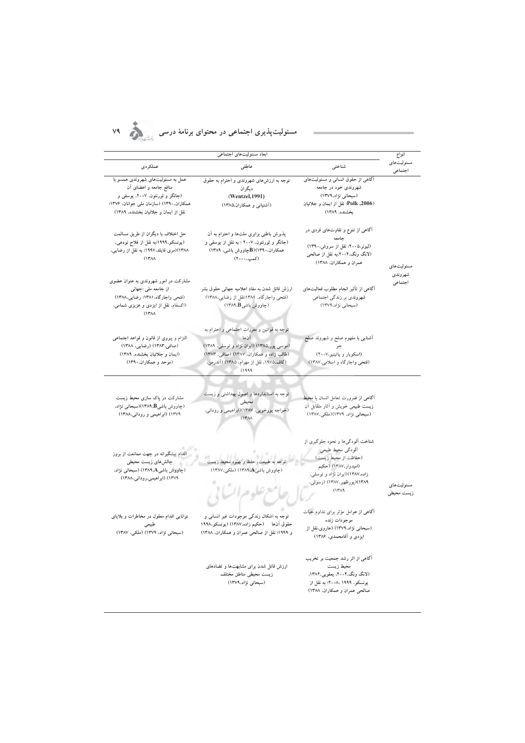| انواع مسئولیت‌های اجتماعی | ابعاد مسئولیت‌های اجتماعی | | |
|---|---|---|---|
| | شناختی | عاطفی | عملکردی |
| مسئولیت‌های شهروندی اجتماعی | آگاهی از حقوق انسانی و مسئولیت‌های شهروندی خود در جامعه (سبحانی نژاد،۱۳۷۹) (Polk ,2006، نقل از ایمان و جلائیان بخشنده، ۱۳۸۹) | توجه به ارزش‌های شهروندی و احترام به حقوق دیگران (Wentzel,1991) (آشتیانی و همکاران،۱۳۸۵) | عمل به مسئولیت‌های شهروندی همسو با منافع جامعه و اعضای آن (جانگر و ثورنتون، ۲۰۰۷، یوسفی و همکاران،۱۳۹۰) (سازمان ملی جوانان، ۱۳۷۶؛ نقل از ایمان و جلائیان بخشنده، ۱۳۸۹) |
| | آگاهی از تنوع و تفاوت‌های فردی در جامعه (لیونز،۲۰۰۵؛ نقل از سروش،۱۳۹۰) (لانگ ونگ،۲۰۰۲،به نقل از صالحی عمران و همکاران، ۱۳۸۸) | پذیرش باطنی برابری ملت‌ها و احترام به آن (جانگر و ثورنتون، ۲۰۰۷ ؛ به نقل از یوسفی و همکاران،۱۳۹۰)(Bچاووش باشی، ۱۳۸۹) (کمپ،۲۰۰۰) | حل اختلاف با دیگران از طریق مسالمت (یونسکو،۱۹۹۹؛به نقل از فلاح نودهی، ۱۳۸۸)(مری فایلد،۱۹۹۷؛ به نقل از رضایی، ۱۳۸۸) |
| | آگاهی از تأثیر انجام مطلوب فعالیت‌های شهروندی بر زندگی اجتماعی (سبحانی نژاد،۱۳۷۹) | ارزش قائل شدن به مفاد اعلامیه جهانی حقوق بشر (فتحی واجارگاه، ۱۳۸۱؛نقل از رضایی،۱۳۸۸) (چاووش باشیB،۱۳۸۹) | مشارکت در امور شهروندی به عنوان عضوی از جامعه ملی-جهانی (فتحی واجارگاه، ۱۳۸۱؛ رضایی،۱۳۸۸) (اکسفام، نقل از ایزدی و عزیزی شمامی، ۱۳۸۸) |
| | آشنایی با مفهوم صلح و شهروند صلح جو (اسکوبار و پاتیتیو،۲۰۰۷) (فتحی واجارگاه و اسلامی،۱۳۸۷) | توجه به قوانین و مقررات اجتماعی و احترام به آن‌ها (موسی پور،۱۳۸۵) (ایران نژاد و توسلی، ۱۳۸۹) (طالب زاده و همکاران، ۱۳۸۷) (صافی، ۱۳۸۳) (گاف،۱۹۷۵، نقل از مهرام، ۱۳۸۵) (آندرمن، ۱۹۹۹) | التزام و پیروی از قانون و قواعد اجتماعی (صافی،۱۳۸۳) (رضایی، ۱۳۸۸) (ایمان و جلائیان بخشنده، ۱۳۸۹) (موحد و همکاران،۱۳۹۰) |
| مسئولیت‌های زیست محیطی | آگاهی از ضرورت تعامل انسان با محیط زیست طبیعی خویش و آثار متقابل آن (سبحانی نژاد، ۱۳۷۹)(ملکی،۱۳۸۷) | توجه به استانداردها و اصول بهداشتی و زیست محیطی (خواجه پورخویی، ۱۳۸۷)(ابراهیمی و رودانی، ۱۳۸۸) | مشارکت در پاک سازی محیط زیست (چاووش باشیB،۱۳۸۹)(سبحانی نژاد، ۱۳۷۹) (ابراهیمی و رودانی،۱۳۸۸) |
| | شناخت آلودگی‌ها و نحوه جلوگیری از آلودگی محیط طبیعی (حفاظت از محیط زیست) (امیدوار،۱۳۸۷) (حکیم زاده،۱۳۸۷)(ایران نژاد و توسلی، ۱۳۸۹)(پورظهیر،۱۳۸۷) (رسولی، ۱۳۸۹) | توجه به طبیعت، حفظ و بهبود محیط زیست (چاووش باشیA،۱۳۸۹) (ملکی،۱۳۸۷) | اقدام پیشگیرانه در جهت ممانعت از بروز چالش‌های زیست محیطی (چاووش باشیA،۱۳۸۹) (سبحانی نژاد، ۱۳۷۹) (ابراهیمی،رودانی،۱۳۸۸) |
| | آگاهی از عوامل مؤثر برای تداوم حیات موجودات زنده (سبحانی نژاد،۱۳۷۹) (هاروی،نقل از ایزدی و آقامحمدی، ۱۳۸۶) | توجه به اشکال زندگی موجودات غیر انسانی و حقوق آن‌ها (حکیم زاده،۱۳۸۷) (یونسکو،۱۹۹۸ و ۱۹۹۹؛ نقل از صالحی عمران و همکاران، ۱۳۸۸) | توانایی اقدام معقول در مخاطرات و بلایای طبیعی (سبحانی نژاد، ۱۳۷۹) (ملکی، ۱۳۸۷) |
| | آگاهی از اثر رشد جمعیت بر تخریب محیط زیست (لانگ ونگ،۲۰۰۲، یعقوبی،۱۳۸۲، یونسکو، ۱۹۹۹ ،۲۰۰۸؛ به نقل از صالحی عمران و همکاران، ۱۳۸۸) | ارزش قائل شدن برای مشابهت‌ها و تضادهای زیست محیطی مناطق مختلف (سبحانی نژاد،۱۳۷۹) | |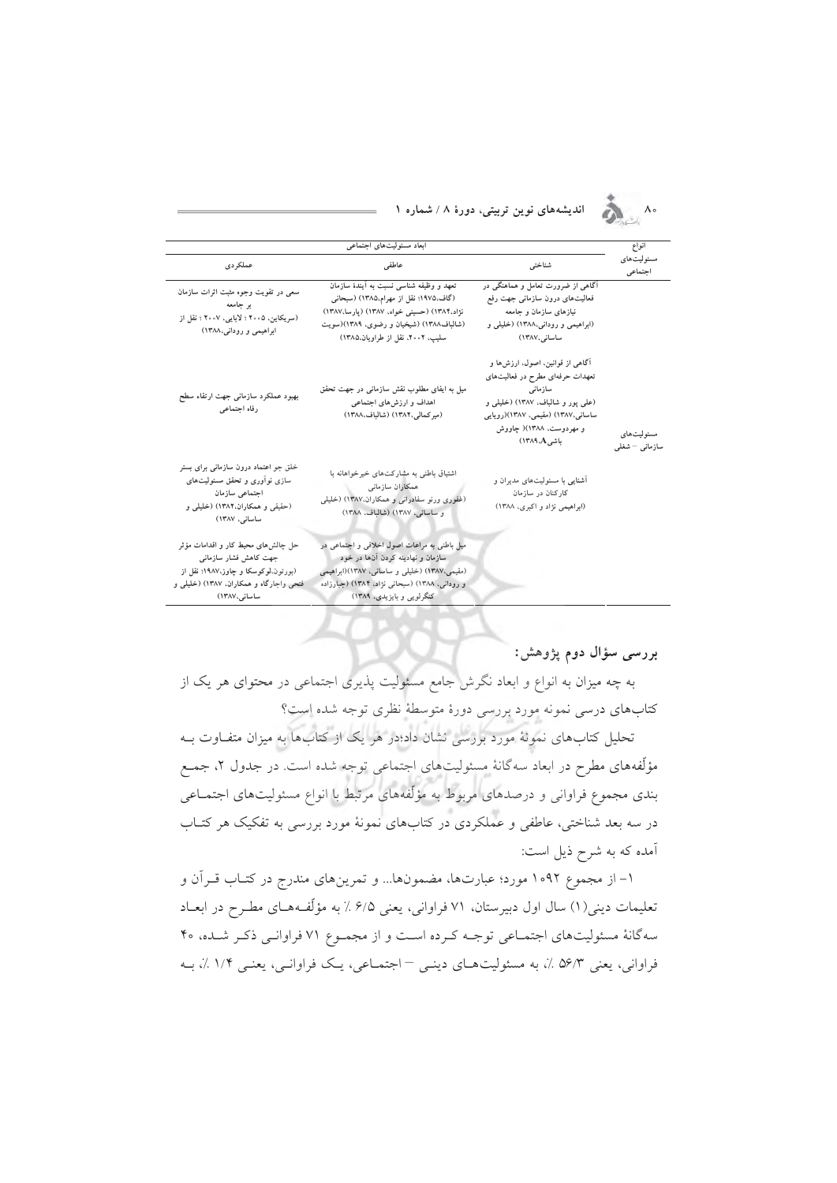| انواع مسئولیت‌های اجتماعی | ابعاد مسئولیت‌های اجتماعی | | |
|---|---|---|---|
| | شناختی | عاطفی | عملکردی |
| مسئولیت‌های سازمانی – شغلی | آگاهی از ضرورت تعامل و هماهنگی در فعالیت‌های درون سازمانی جهت رفع نیازهای سازمان و جامعه (ابراهیمی و روداتی،۱۳۸۸) (خلیلی و ساسانی،۱۳۸۷) | تعهد و وظیفه شناسی نسبت به آیندهٔ سازمان (گاف،۱۹۷۵؛ نقل از مهرام،۱۳۸۵) (سبحانی نژاد،۱۳۸۴) (حسینی خواه، ۱۳۸۷) (پارسا،۱۳۸۷) (شالباف،۱۳۸۸) (شیخیان و رضوی، ۱۳۸۹)(سویت سلیپ، ۲۰۰۲، نقل از طراویان،۱۳۸۵) | سعی در تقویت وجوه مثبت اثرات سازمان بر جامعه (سریکاین، ۲۰۰۵ ؛ لایپی، ۲۰۰۷ ؛ نقل از ابراهیمی و روداتی،۱۳۸۸) |
| | آگاهی از قوانین، اصول، ارزش‌ها و تعهدات حرفه‌ای مطرح در فعالیت‌های سازمانی (علی پور و شالباف، ۱۳۸۷) (خلیلی و ساسانی،۱۳۸۷) (مقیمی، ۱۳۸۷)(رویایی و مهردوست، ۱۳۸۸)( چاووش باشی،A،۱۳۸۹) | میل به ایفای مطلوب نقش سازمانی در جهت تحقق اهداف و ارزش‌های اجتماعی (میرکمالی،۱۳۸۲) (شالباف،۱۳۸۸) | بهبود عملکرد سازمانی جهت ارتقاء سطح رفاه اجتماعی |
| | آشنایی با مسئولیت‌های مدیران و کارکنان در سازمان (ابراهیمی نژاد و اکبری، ۱۳۸۸) | اشتیاق باطنی به مشارکت‌های خیرخواهانه با همکاران سازمانی (غفوری ورنو سفادرانی و همکاران،۱۳۸۷) (خلیلی و ساسانی، ۱۳۸۷) (شالباف، ۱۳۸۸) | خلق جو اعتماد درون سازمانی برای بستر سازی نوآوری و تحقق مسئولیت‌های اجتماعی سازمان (حقیقی و همکاران،۱۳۸۲) (خلیلی و ساسانی، ۱۳۸۷) |
| | | میل باطنی به مراعات اصول اخلاقی و اجتماعی در سازمان و نهادینه کردن آن‌ها در خود (مقیمی،۱۳۸۷) (خلیلی و ساسانی، ۱۳۸۷)(ابراهیمی و روداتی، ۱۳۸۸) (سبحانی نژاد، ۱۳۸۴) (جبارزاده کنگرلویی و بایزیدی، ۱۳۸۹) | حل چالش‌های محیط کار و اقدامات مؤثر جهت کاهش فشار سازمانی (بورتون،لوکوسکا و چاوز،۱۹۸۷؛ نقل از فتحی واجارگاه و همکاران، ۱۳۸۷) (خلیلی و ساسانی،۱۳۸۷) |

## بررسی سؤال دوم پژوهش:

به چه میزان به انواع و ابعاد نگرش جامع مسئولیت پذیری اجتماعی در محتوای هر یک از کتاب‌های درسی نمونه مورد بررسی دورهٔ متوسطهٔ نظری توجه شده است؟

تحلیل کتاب‌های نمونهٔ مورد بررسی نشان داد؛در هر یک از کتاب‌ها به میزان متفاوت به مؤلّفه‌های مطرح در ابعاد سه‌گانهٔ مسئولیت‌های اجتماعی توجه شده است. در جدول ۲، جمع بندی مجموع فراوانی و درصدهای مربوط به مؤلّفه‌های مرتبط با انواع مسئولیت‌های اجتماعی در سه بعد شناختی، عاطفی و عملکردی در کتاب‌های نمونهٔ مورد بررسی به تفکیک هر کتاب آمده که به شرح ذیل است:

۱- از مجموع ۱۰۹۲ مورد؛ عبارت‌ها، مضمون‌ها... و تمرین‌های مندرج در کتاب قرآن و تعلیمات دینی(۱) سال اول دبیرستان، ۷۱ فراوانی، یعنی ۶/۵ ٪ به مؤلّفه‌های مطرح در ابعاد سه‌گانهٔ مسئولیت‌های اجتماعی توجه کرده است و از مجموع ۷۱ فراوانی ذکر شده، ۴۰ فراوانی، یعنی ۵۶/۳ ٪، به مسئولیت‌های دینی – اجتماعی، یک فراوانی، یعنی ۱/۴ ٪، به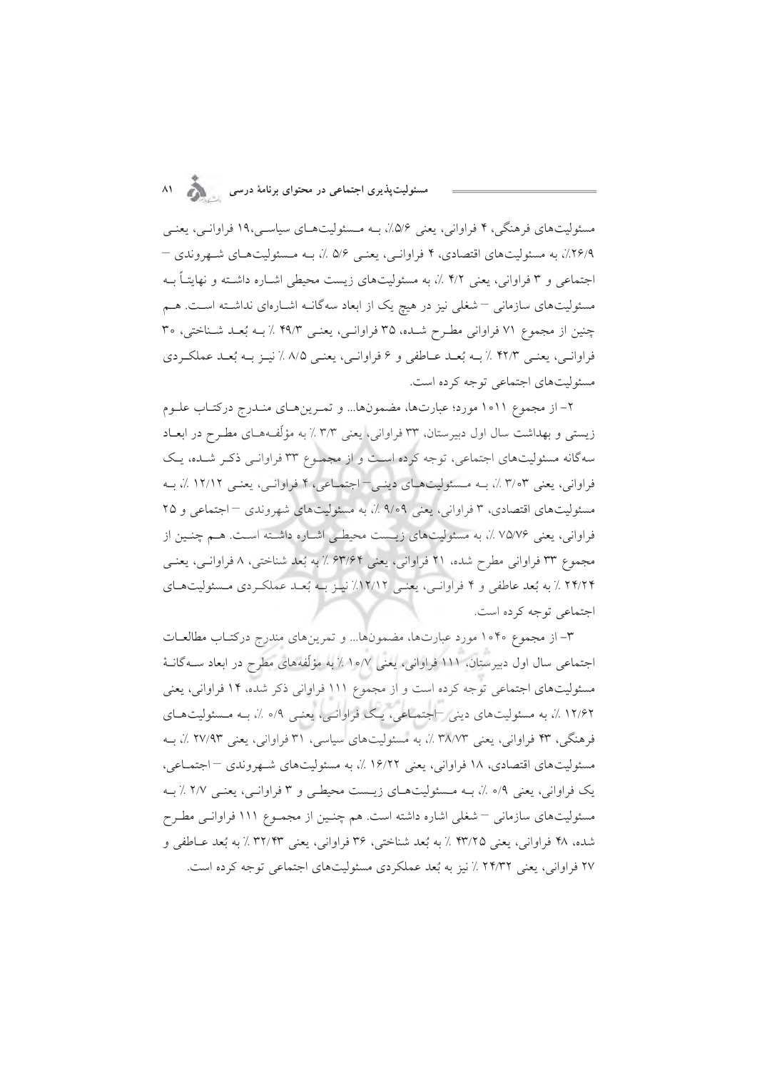مسئولیت‌های فرهنگی، ۴ فراوانی، یعنی ۵/۶٪، بـه مـسئولیت‌هـای سیاسـی،۱۹ فراوانـی، یعنـی ۲۶/۹٪، به مسئولیت‌های اقتصادی، ۴ فراوانـی، یعنـی ۵/۶ ٪، بـه مـسئولیت‌هـای شـهروندی – اجتماعی و ۳ فراوانی، یعنی ۴/۲ ٪، به مسئولیت‌های زیست محیطی اشـاره داشـته و نهایتـاً بـه مسئولیت‌های سازمانی – شغلی نیز در هیچ یک از ابعاد سه‌گانـه اشـاره‌ای نداشـته اسـت. هـم چنین از مجموع ۷۱ فراوانی مطـرح شـده، ۳۵ فراوانـی، یعنـی ۴۹/۳ ٪ بـه بُعـد شـناختی، ۳۰ فراوانـی، یعنـی ۴۲/۳ ٪ بـه بُعـد عـاطفی و ۶ فراوانـی، یعنی ۸/۵ ٪ نیـز بـه بُعـد عملکـردی مسئولیت‌های اجتماعی توجه کرده است.

۲- از مجموع ۱۰۱۱ مورد؛ عبارت‌ها، مضمون‌ها... و تمـرین‌هـای منـدرج درکتـاب علـوم زیستی و بهداشت سال اول دبیرستان، ۳۳ فراوانی، یعنی ۳/۳ ٪ به مؤلّفـه‌هـای مطـرح در ابعـاد سه‌گانه مسئولیت‌های اجتماعی، توجه کرده اسـت و از مجمـوع ۳۳ فراوانـی ذکـر شـده، یـک فراوانی، یعنی ۳/۰۳ ٪، بـه مـسئولیت‌هـای دینـی– اجتمـاعی، ۴ فراوانـی، یعنـی ۱۲/۱۲ ٪، بـه مسئولیت‌های اقتصادی، ۳ فراوانی، یعنی ۹/۰۹ ٪، به مسئولیت‌های شهروندی – اجتماعی و ۲۵ فراوانی، یعنی ۷۵/۷۶ ٪، به مسئولیت‌های زیـست محیطـی اشـاره داشـته اسـت. هـم چنـین از مجموع ۳۳ فراوانی مطرح شده، ۲۱ فراوانی، یعنی ۶۳/۶۴ ٪ به بُعد شناختی، ۸ فراوانـی، یعنـی ۲۴/۲۴ ٪ به بُعد عاطفی و ۴ فراوانـی، یعنـی ۱۲/۱۲٪ نیـز بـه بُعـد عملکـردی مـسئولیت‌هـای اجتماعی توجه کرده است.

۳- از مجموع ۱۰۴۰ مورد عبارت‌ها، مضمون‌ها... و تمرین‌های مندرج درکتـاب مطالعـات اجتماعی سال اول دبیرستان، ۱۱۱ فراوانی، یعنی ۱۰/۷ ٪ به مؤلّفه‌های مطرح در ابعاد سـه‌گانـهٔ مسئولیت‌های اجتماعی توجه کرده است و از مجموع ۱۱۱ فراوانی ذکر شده، ۱۴ فراوانی، یعنی ۱۲/۶۲ ٪، به مسئولیت‌های دینی –اجتمـاعی، یـک فراوانـی، یعنـی ۰/۹ ٪، بـه مـسئولیت‌هـای فرهنگی، ۴۳ فراوانی، یعنی ۳۸/۷۳ ٪، به مسئولیت‌های سیاسی، ۳۱ فراوانی، یعنی ۲۷/۹۳ ٪، بـه مسئولیت‌های اقتصادی، ۱۸ فراوانی، یعنی ۱۶/۲۲ ٪، به مسئولیت‌های شـهروندی – اجتمـاعی، یک فراوانی، یعنی ۰/۹ ٪، بـه مـسئولیت‌هـای زیـست محیطـی و ۳ فراوانـی، یعنـی ۲/۷ ٪ بـه مسئولیت‌های سازمانی – شغلی اشاره داشته است. هم چنـین از مجمـوع ۱۱۱ فراوانـی مطـرح شده، ۴۸ فراوانی، یعنی ۴۳/۲۵ ٪ به بُعد شناختی، ۳۶ فراوانی، یعنی ۳۲/۴۳ ٪ به بُعد عـاطفی و ۲۷ فراوانی، یعنی ۲۴/۳۲ ٪ نیز به بُعد عملکردی مسئولیت‌های اجتماعی توجه کرده است.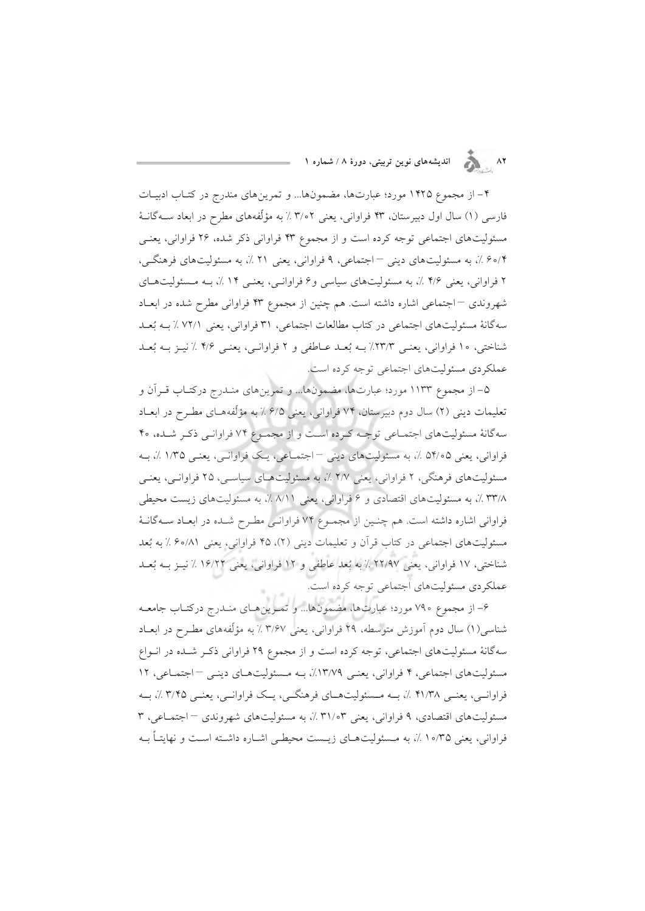۴- از مجموع ۱۴۲۵ مورد؛ عبارت‌ها، مضمون‌ها... و تمرین‌های مندرج در کتاب ادبیات فارسی (۱) سال اول دبیرستان، ۴۳ فراوانی، یعنی ۳/۰۲ ٪ به مؤلّفه‌های مطرح در ابعاد سه‌گانهٔ مسئولیت‌های اجتماعی توجه کرده است و از مجموع ۴۳ فراوانی ذکر شده، ۲۶ فراوانی، یعنی ۶۰/۴ ٪، به مسئولیت‌های دینی – اجتماعی، ۹ فراوانی، یعنی ۲۱ ٪، به مسئولیت‌های فرهنگی، ۲ فراوانی، یعنی ۴/۶ ٪، به مسئولیت‌های سیاسی و۶ فراوانی، یعنی ۱۴ ٪، به مسئولیت‌های شهروندی – اجتماعی اشاره داشته است. هم چنین از مجموع ۴۳ فراوانی مطرح شده در ابعاد سه‌گانهٔ مسئولیت‌های اجتماعی در کتاب مطالعات اجتماعی، ۳۱ فراوانی، یعنی ۷۲/۱ ٪ به بُعد شناختی، ۱۰ فراوانی، یعنی ۲۳/۳٪ به بُعد عاطفی و ۲ فراوانی، یعنی ۴/۶ ٪ نیز به بُعد عملکردی مسئولیت‌های اجتماعی توجه کرده است.

۵- از مجموع ۱۱۳۳ مورد؛ عبارت‌ها، مضمون‌ها... و تمرین‌های مندرج درکتاب قرآن و تعلیمات دینی (۲) سال دوم دبیرستان، ۷۴ فراوانی، یعنی ۶/۵ ٪ به مؤلّفه‌های مطرح در ابعاد سه‌گانهٔ مسئولیت‌های اجتماعی توجه کرده است و از مجموع ۷۴ فراوانی ذکر شده، ۴۰ فراوانی، یعنی ۵۴/۰۵ ٪، به مسئولیت‌های دینی – اجتماعی، یک فراوانی، یعنی ۱/۳۵ ٪، به مسئولیت‌های فرهنگی، ۲ فراوانی، یعنی ۲/۷ ٪، به مسئولیت‌های سیاسی، ۲۵ فراوانی، یعنی ۳۳/۸ ٪، به مسئولیت‌های اقتصادی و ۶ فراوانی، یعنی ۸/۱۱ ٪، به مسئولیت‌های زیست محیطی اشاره داشته است. هم چنین از مجموع ۷۴ فراوانی مطرح شده در ابعاد سه‌گانهٔ مسئولیت‌های اجتماعی در کتاب قرآن و تعلیمات دینی (۲)، ۴۵ فراوانی، یعنی ۶۰/۸۱ ٪ به بُعد شناختی، ۱۷ فراوانی، یعنی ۲۲/۹۷ ٪ به بُعد عاطفی و ۱۲ فراوانی، یعنی ۱۶/۲۲ ٪ نیز به بُعد عملکردی مسئولیت‌های اجتماعی توجه کرده است.

۶- از مجموع ۷۹۰ مورد؛ عبارت‌ها، مضمون‌ها... و تمرین‌های مندرج درکتاب جامعه شناسی(۱) سال دوم آموزش متوسطه، ۲۹ فراوانی، یعنی ۳/۶۷ ٪ به مؤلّفه‌های مطرح در ابعاد سه‌گانهٔ مسئولیت‌های اجتماعی، توجه کرده است و از مجموع ۲۹ فراوانی ذکر شده در انواع مسئولیت‌های اجتماعی، ۴ فراوانی، یعنی ۱۳/۷۹٪، به مسئولیت‌های دینی – اجتماعی، ۱۲ فراوانی، یعنی ۴۱/۳۸ ٪، به مسئولیت‌های فرهنگی، یک فراوانی، یعنی ۳/۴۵ ٪، به مسئولیت‌های اقتصادی، ۹ فراوانی، یعنی ۳۱/۰۳ ٪، به مسئولیت‌های شهروندی – اجتماعی، ۳ فراوانی، یعنی ۱۰/۳۵ ٪، به مسئولیت‌های زیست محیطی اشاره داشته است و نهایتاً به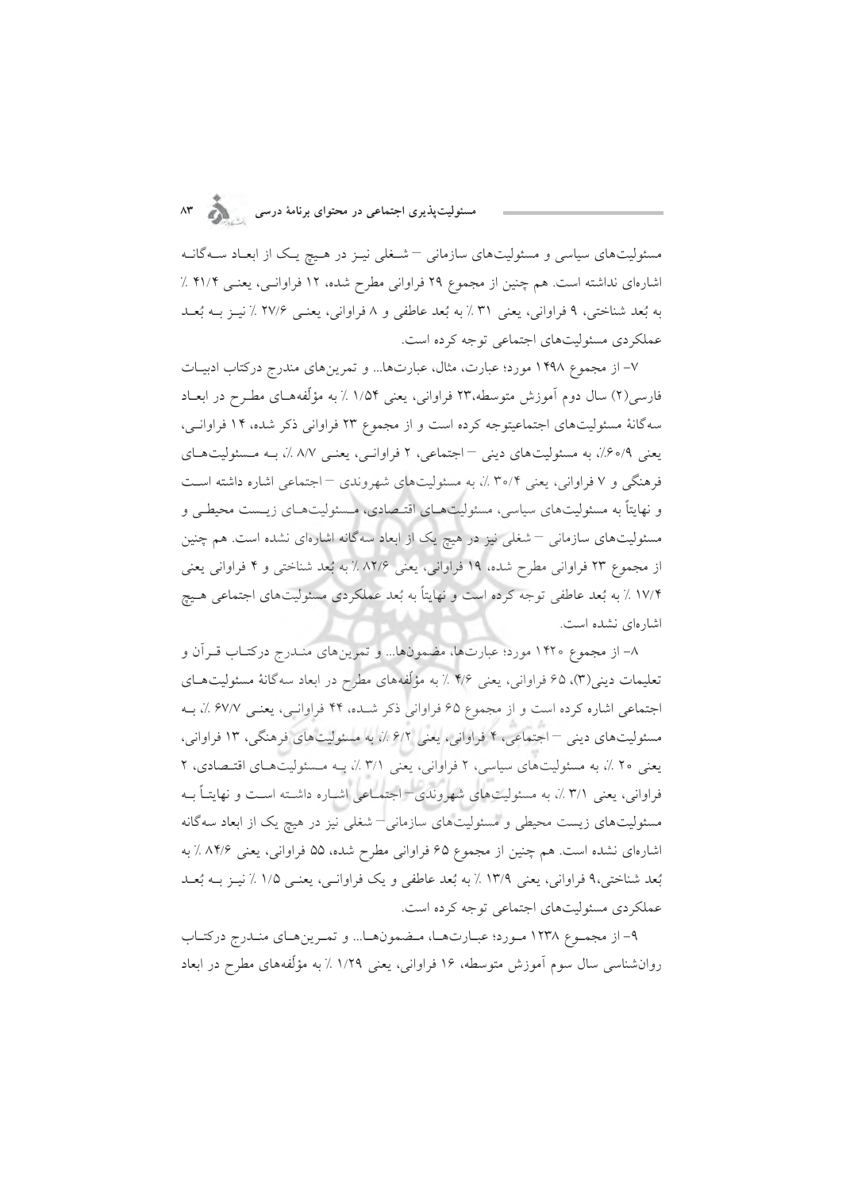مسئولیت‌های سیاسی و مسئولیت‌های سازمانی – شغلی نیز در هیچ یک از ابعاد سه‌گانه اشاره‌ای نداشته است. هم چنین از مجموع ۲۹ فراوانی مطرح شده، ۱۲ فراوانی، یعنی ۴۱/۴ ٪ به بُعد شناختی، ۹ فراوانی، یعنی ۳۱ ٪ به بُعد عاطفی و ۸ فراوانی، یعنی ۲۷/۶ ٪ نیز به بُعد عملکردی مسئولیت‌های اجتماعی توجه کرده است.

۷- از مجموع ۱۴۹۸ مورد؛ عبارت، مثال، عبارت‌ها... و تمرین‌های مندرج درکتاب ادبیات فارسی(۲) سال دوم آموزش متوسطه،۲۳ فراوانی، یعنی ۱/۵۴ ٪ به مؤلّفه‌های مطرح در ابعاد سه‌گانهٔ مسئولیت‌های اجتماعیتوجه کرده است و از مجموع ۲۳ فراوانی ذکر شده، ۱۴ فراوانی، یعنی ۶۰/۹٪، به مسئولیت‌های دینی – اجتماعی، ۲ فراوانی، یعنی ۸/۷ ٪، به مسئولیت‌های فرهنگی و ۷ فراوانی، یعنی ۳۰/۴ ٪، به مسئولیت‌های شهروندی – اجتماعی اشاره داشته است و نهایتاً به مسئولیت‌های سیاسی، مسئولیت‌های اقتصادی، مسئولیت‌های زیست محیطی و مسئولیت‌های سازمانی – شغلی نیز در هیچ یک از ابعاد سه‌گانه اشاره‌ای نشده است. هم چنین از مجموع ۲۳ فراوانی مطرح شده، ۱۹ فراوانی، یعنی ۸۲/۶ ٪ به بُعد شناختی و ۴ فراوانی یعنی ۱۷/۴ ٪ به بُعد عاطفی توجه کرده است و نهایتاً به بُعد عملکردی مسئولیت‌های اجتماعی هیچ اشاره‌ای نشده است.

۸- از مجموع ۱۴۲۰ مورد؛ عبارت‌ها، مضمون‌ها... و تمرین‌های مندرج درکتاب قرآن و تعلیمات دینی(۳)، ۶۵ فراوانی، یعنی ۴/۶ ٪ به مؤلّفه‌های مطرح در ابعاد سه‌گانهٔ مسئولیت‌های اجتماعی اشاره کرده است و از مجموع ۶۵ فراوانی ذکر شده، ۴۴ فراوانی، یعنی ۶۷/۷ ٪، به مسئولیت‌های دینی – اجتماعی، ۴ فراوانی، یعنی ۶/۲ ٪، به مسئولیت‌های فرهنگی، ۱۳ فراوانی، یعنی ۲۰ ٪، به مسئولیت‌های سیاسی، ۲ فراوانی، یعنی ۳/۱ ٪، به مسئولیت‌های اقتصادی، ۲ فراوانی، یعنی ۳/۱ ٪، به مسئولیت‌های شهروندی– اجتماعی اشاره داشته است و نهایتاً به مسئولیت‌های زیست محیطی و مسئولیت‌های سازمانی– شغلی نیز در هیچ یک از ابعاد سه‌گانه اشاره‌ای نشده است. هم چنین از مجموع ۶۵ فراوانی مطرح شده، ۵۵ فراوانی، یعنی ۸۴/۶ ٪ به بُعد شناختی،۹ فراوانی، یعنی ۱۳/۹ ٪ به بُعد عاطفی و یک فراوانی، یعنی ۱/۵ ٪ نیز به بُعد عملکردی مسئولیت‌های اجتماعی توجه کرده است.

۹- از مجموع ۱۲۳۸ مورد؛ عبارت‌ها، مضمون‌ها... و تمرین‌های مندرج درکتاب روان‌شناسی سال سوم آموزش متوسطه، ۱۶ فراوانی، یعنی ۱/۲۹ ٪ به مؤلّفه‌های مطرح در ابعاد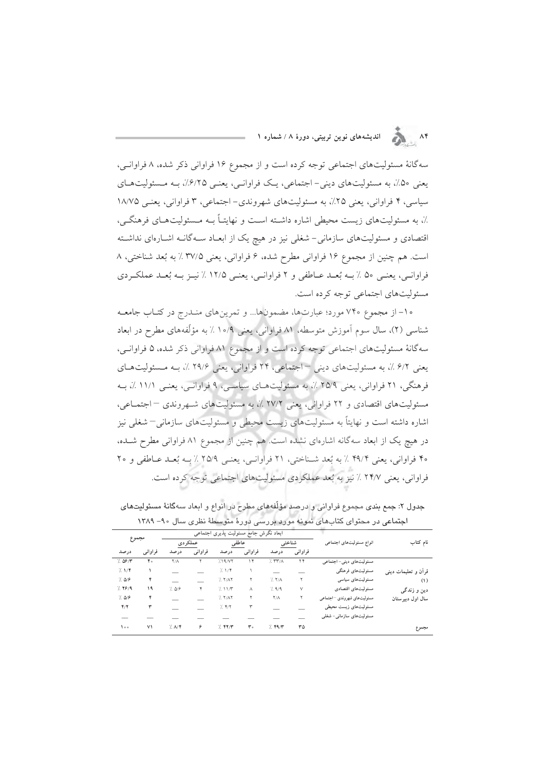سه‌گانهٔ مسئولیت‌های اجتماعی توجه کرده است و از مجموع ۱۶ فراوانی ذکر شده، ۸ فراوانی، یعنی ۵۰٪، به مسئولیت‌های دینی- اجتماعی، یک فراوانی، یعنی ۶/۲۵٪، به مسئولیت‌های سیاسی، ۴ فراوانی، یعنی ۲۵٪، به مسئولیت‌های شهروندی- اجتماعی، ۳ فراوانی، یعنی ۱۸/۷۵ ٪، به مسئولیت‌های زیست محیطی اشاره داشته است و نهایتاً به مسئولیت‌های فرهنگی، اقتصادی و مسئولیت‌های سازمانی- شغلی نیز در هیچ یک از ابعاد سه‌گانه اشاره‌ای نداشته است. هم چنین از مجموع ۱۶ فراوانی مطرح شده، ۶ فراوانی، یعنی ۳۷/۵ ٪ به بُعد شناختی، ۸ فراوانی، یعنی ۵۰ ٪ به بُعد عاطفی و ۲ فراوانی، یعنی ۱۲/۵ ٪ نیز به بُعد عملکردی مسئولیت‌های اجتماعی توجه کرده است.

۱۰- از مجموع ۷۴۰ مورد؛ عبارت‌ها، مضمون‌ها... و تمرین‌های مندرج در کتاب جامعه شناسی (۲)، سال سوم آموزش متوسطه، ۸۱ فراوانی، یعنی ۱۰/۹ ٪ به مؤلّفه‌های مطرح در ابعاد سه‌گانهٔ مسئولیت‌های اجتماعی توجه کرده است و از مجموع ۸۱ فراوانی ذکر شده، ۵ فراوانی، یعنی ۶/۲ ٪، به مسئولیت‌های دینی – اجتماعی، ۲۴ فراوانی، یعنی ۲۹/۶ ٪، به مسئولیت‌های فرهنگی، ۲۱ فراوانی، یعنی ۲۵/۹ ٪، به مسئولیت‌های سیاسی، ۹ فراوانی، یعنی ۱۱/۱ ٪، به مسئولیت‌های اقتصادی و ۲۲ فراوانی، یعنی ۲۷/۲ ٪، به مسئولیت‌های شهروندی – اجتماعی، اشاره داشته است و نهایتاً به مسئولیت‌های زیست محیطی و مسئولیت‌های سازمانی– شغلی نیز در هیچ یک از ابعاد سه‌گانه اشاره‌ای نشده است. هم چنین از مجموع ۸۱ فراوانی مطرح شده، ۴۰ فراوانی، یعنی ۴۹/۴ ٪ به بُعد شناختی، ۲۱ فراوانی، یعنی ۲۵/۹ ٪ به بُعد عاطفی و ۲۰ فراوانی، یعنی ۲۴/۷ ٪ نیز به بُعد عملکردی مسئولیت‌های اجتماعی توجه کرده است.

**جدول ۲: جمع بندی مجموع فراوانی و درصد مؤلّفه‌های مطرح در انواع و ابعاد سه‌گانهٔ مسئولیت‌های اجتماعی در محتوای کتاب‌های نمونه مورد بررسی دورهٔ متوسطهٔ نظری سال ۹۰- ۱۳۸۹**

| نام کتاب | انواع مسئولیت‌های اجتماعی | ابعاد نگرش جامع مسئولیت پذیری اجتماعی | | | | | | مجموع | |
|---|---|---|---|---|---|---|---|---|---|
| | | شناختی | | عاطفی | | عملکردی | | | |
| | | فراوانی | درصد | فراوانی | درصد | فراوانی | درصد | فراوانی | درصد |
| قرآن و تعلیمات دینی (۱) دین و زندگی سال اول دبیرستان | مسئولیت‌های دینی- اجتماعی | ۲۴ | ٪ ۳۳/۸ | ۱۴ | ٪۱۹/۷۲ | ۲ | ۲/۸ | ۴۰ | ٪ ۵۶/۳ |
| | مسئولیت‌های فرهنگی | — | — | ۱ | ٪ ۱/۴ | — | — | ۱ | ٪ ۱/۴ |
| | مسئولیت‌های سیاسی | ۲ | ٪ ۲/۸ | ۲ | ٪ ۲/۸۲ | — | — | ۴ | ٪ ۵/۶ |
| | مسئولیت‌های اقتصادی | ۷ | ٪ ۹/۹ | ۸ | ٪ ۱۱/۳ | ۴ | ٪ ۵/۶ | ۱۹ | ٪ ۲۶/۹ |
| | مسئولیت‌های شهروندی- اجتماعی | ۲ | ۲/۸ | ۲ | ٪ ۲/۸۲ | — | — | ۴ | ٪ ۵/۶ |
| | مسئولیت‌های زیست محیطی | — | — | ۳ | ٪ ۴/۲ | — | — | ۳ | ۴/۲ |
| | مسئولیت‌های سازمانی- شغلی | — | — | — | — | — | — | — | — |
| مجموع | | ۳۵ | ٪ ۴۹/۳ | ۳۰ | ٪ ۴۲/۳ | ۶ | ٪ ۸/۴ | ۷۱ | ۱۰۰ |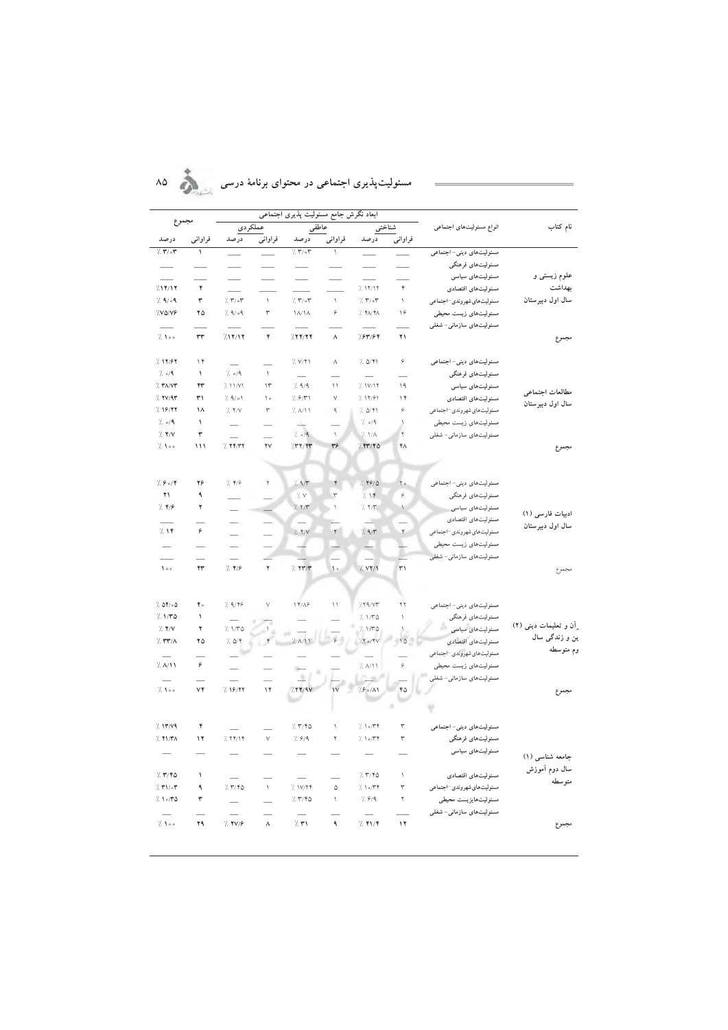| نام کتاب | انواع مسئولیت‌های اجتماعی | ابعاد نگرش جامع مسئولیت پذیری اجتماعی | | | | | | مجموع | |
|---|---|---|---|---|---|---|---|---|---|
| | | شناختی | | عاطفی | | عملکردی | | | |
| | | فراوانی | درصد | فراوانی | درصد | فراوانی | درصد | فراوانی | درصد |
| علوم زیستی و بهداشت سال اول دبیرستان | مسئولیت‌های دینی- اجتماعی | — | — | ۱ | ٪ ۳/۰۳ | — | — | ۱ | ٪ ۳/۰۳ |
| | مسئولیت‌های فرهنگی | — | — | — | — | — | — | — | — |
| | مسئولیت‌های سیاسی | — | — | — | — | — | — | — | — |
| | مسئولیت‌های اقتصادی | ۴ | ٪ ۱۲/۱۲ | — | — | — | — | ۴ | ٪۱۲/۱۲ |
| | مسئولیت‌های شهروندی-اجتماعی | ۱ | ٪ ۳/۰۳ | ۱ | ٪ ۳/۰۳ | ۱ | ٪ ۳/۰۳ | ۳ | ٪ ۹/۰۹ |
| | مسئولیت‌های زیست محیطی | ۱۶ | ٪ ۴۸/۴۸ | ۶ | ۱۸/۱۸ | ۳ | ٪ ۹/۰۹ | ۲۵ | ٪۷۵/۷۶ |
| | مسئولیت‌های سازمانی- شغلی | — | — | — | — | — | — | — | — |
| مجموع | | ۲۱ | ٪۶۳/۶۴ | ۸ | ٪۲۴/۲۴ | ۴ | ٪۱۲/۱۲ | ۳۳ | ٪ ۱۰۰ |
| مطالعات اجتماعی سال اول دبیرستان | مسئولیت‌های دینی- اجتماعی | ۶ | ٪ ۵/۴۱ | ۸ | ٪ ۷/۲۱ | — | — | ۱۴ | ٪ ۱۲/۶۲ |
| | مسئولیت‌های فرهنگی | — | — | — | — | ۱ | ٪ ۰/۹ | ۱ | ٪ ۰/۹ |
| | مسئولیت‌های سیاسی | ۱۹ | ٪ ۱۷/۱۲ | ۱۱ | ٪ ۹/۹ | ۱۳ | ٪ ۱۱/۷۱ | ۴۳ | ٪ ۳۸/۷۳ |
| | مسئولیت‌های اقتصادی | ۱۴ | ٪ ۱۲/۶۱ | ۷ | ٪ ۶/۳۱ | ۱۰ | ٪ ۹/۰۱ | ۳۱ | ٪ ۲۷/۹۳ |
| | مسئولیت‌های شهروندی-اجتماعی | ۶ | ٪ ۵/۴۱ | ۹ | ٪ ۸/۱۱ | ۳ | ٪ ۲/۷ | ۱۸ | ٪ ۱۶/۲۲ |
| | مسئولیت‌های زیست محیطی | ۱ | ٪ ۰/۹ | — | — | — | — | ۱ | ٪ ۰/۹ |
| | مسئولیت‌های سازمانی- شغلی | ۲ | ٪ ۱/۸ | ۱ | ٪ ۰/۹ | — | — | ۳ | ٪ ۲/۷ |
| مجموع | | ۴۸ | ٪ ۴۳/۲۵ | ۳۶ | ٪۳۲/۴۳ | ۲۷ | ٪ ۲۴/۳۲ | ۱۱۱ | ٪ ۱۰۰ |
| ادبیات فارسی (۱) سال اول دبیرستان | مسئولیت‌های دینی- اجتماعی | ۲۰ | ٪ ۴۶/۵ | ۴ | ٪ ۹/۳ | ۲ | ٪ ۴/۶ | ۲۶ | ٪ ۶۰/۴ |
| | مسئولیت‌های فرهنگی | ۶ | ٪ ۱۴ | ۳ | ٪ ۷ | — | — | ۹ | ۲۱ |
| | مسئولیت‌های سیاسی | ۱ | ٪ ۲/۳ | ۱ | ٪ ۲/۳ | — | — | ۲ | ٪ ۴/۶ |
| | مسئولیت‌های اقتصادی | — | — | — | — | — | — | — | — |
| | مسئولیت‌های شهروندی-اجتماعی | ۴ | ٪ ۹/۳ | ۲ | ٪ ۴/۷ | — | — | ۶ | ٪ ۱۴ |
| | مسئولیت‌های زیست محیطی | — | — | — | — | — | — | — | — |
| | مسئولیت‌های سازمانی- شغلی | — | — | — | — | — | — | — | — |
| مجموع | | ۳۱ | ٪ ۷۲/۱ | ۱۰ | ٪ ۲۳/۳ | ۲ | ٪ ۴/۶ | ۴۳ | ۱۰۰ |
| قرآن و تعلیمات دینی (۲) دین و زندگی سال دوم متوسطه | مسئولیت‌های دینی- اجتماعی | ۲۲ | ٪۲۹/۷۳ | ۱۱ | ۱۴/۸۶ | ۷ | ٪ ۹/۴۶ | ۴۰ | ٪ ۵۴/۰۵ |
| | مسئولیت‌های فرهنگی | ۱ | ٪ ۱/۳۵ | — | — | — | — | ۱ | ٪ ۱/۳۵ |
| | مسئولیت‌های سیاسی | ۱ | ٪ ۱/۳۵ | — | — | ۱ | ٪ ۱/۳۵ | ۲ | ٪ ۲/۷ |
| | مسئولیت‌های اقتصادی | ۱۵ | ٪۲۰/۲۷ | ۶ | ٪ ۸/۱۱ | ۴ | ٪ ۵/۴ | ۲۵ | ٪ ۳۳/۸ |
| | مسئولیت‌های شهروندی-اجتماعی | — | — | — | — | — | — | — | — |
| | مسئولیت‌های زیست محیطی | ۶ | ٪ ۸/۱۱ | — | — | — | — | ۶ | ٪ ۸/۱۱ |
| | مسئولیت‌های سازمانی- شغلی | — | — | — | — | — | — | — | — |
| مجموع | | ۴۵ | ٪۶۰/۸۱ | ۱۷ | ٪۲۲/۹۷ | ۱۲ | ٪ ۱۶/۲۲ | ۷۴ | ٪ ۱۰۰ |
| جامعه شناسی (۱) سال دوم آموزش متوسطه | مسئولیت‌های دینی- اجتماعی | ۳ | ٪ ۱۰/۳۴ | ۱ | ٪ ۳/۴۵ | — | — | ۴ | ٪ ۱۳/۷۹ |
| | مسئولیت‌های فرهنگی | ۳ | ٪ ۱۰/۳۴ | ۲ | ٪ ۶/۹ | ۷ | ٪ ۲۴/۱۴ | ۱۲ | ٪ ۴۱/۳۸ |
| | مسئولیت‌های سیاسی | — | — | — | — | — | — | — | — |
| | مسئولیت‌های اقتصادی | ۱ | ٪ ۳/۴۵ | — | — | — | — | ۱ | ٪ ۳/۴۵ |
| | مسئولیت‌های شهروندی-اجتماعی | ۳ | ٪ ۱۰/۳۴ | ۵ | ٪ ۱۷/۲۴ | ۱ | ٪ ۳/۴۵ | ۹ | ٪ ۳۱/۰۳ |
| | مسئولیت‌هایزیست محیطی | ۲ | ٪ ۶/۹ | ۱ | ٪ ۳/۴۵ | — | — | ۳ | ٪ ۱۰/۳۵ |
| | مسئولیت‌های سازمانی- شغلی | — | — | — | — | — | — | — | — |
| مجموع | | ۱۲ | ٪ ۴۱/۴ | ۹ | ٪ ۳۱ | ۸ | ٪ ۲۷/۶ | ۲۹ | ٪ ۱۰۰ |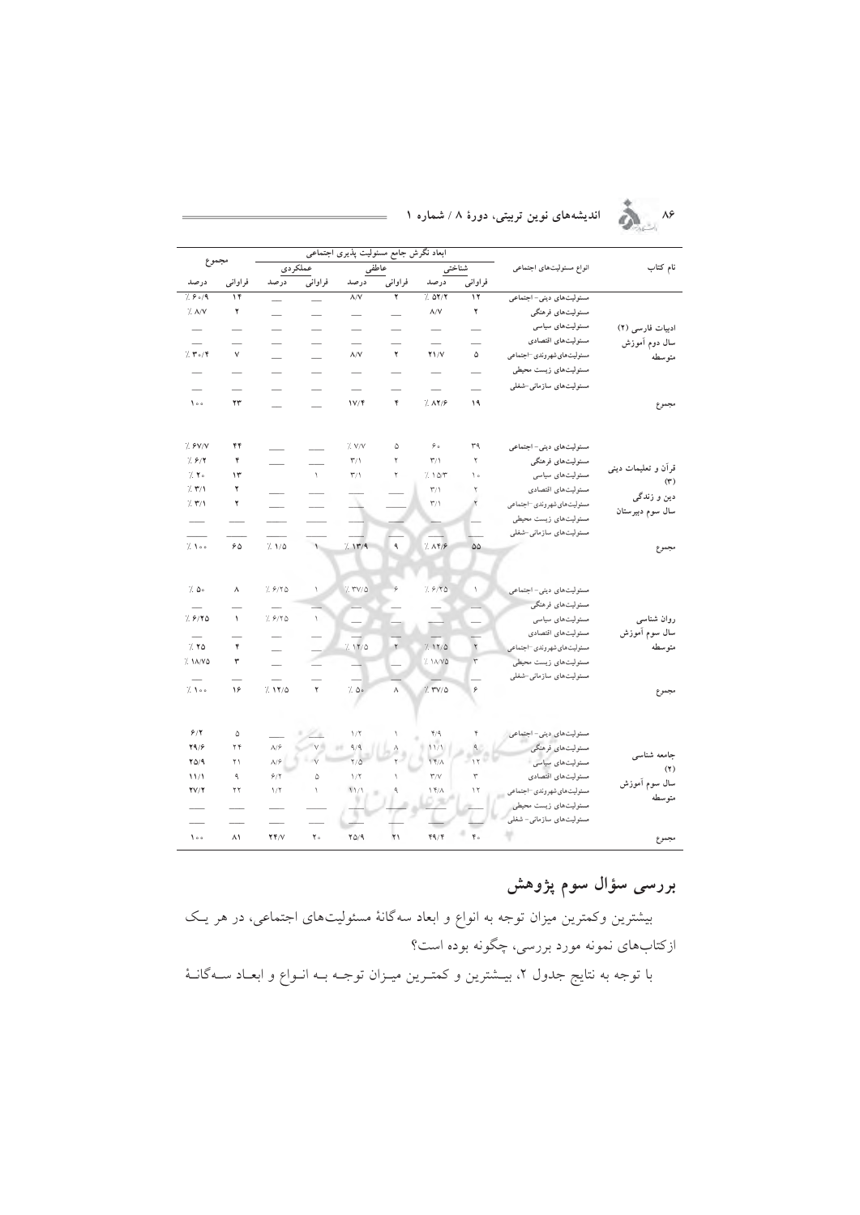| نام کتاب | انواع مسئولیت‌های اجتماعی | ابعاد نگرش جامع مسئولیت پذیری اجتماعی | | | | | | مجموع | |
|---|---|---|---|---|---|---|---|---|---|
| | | شناختی | | عاطفی | | عملکردی | | | |
| | | فراوانی | درصد | فراوانی | درصد | فراوانی | درصد | فراوانی | درصد |
| ادبیات فارسی (۲) سال دوم آموزش متوسطه | مسئولیت‌های دینی- اجتماعی | ۱۲ | ٪ ۵۲/۲ | ۲ | ۸/۷ | — | — | ۱۴ | ٪ ۶۰/۹ |
| | مسئولیت‌های فرهنگی | ۲ | ۸/۷ | — | — | — | — | ۲ | ٪ ۸/۷ |
| | مسئولیت‌های سیاسی | — | — | — | — | — | — | — | — |
| | مسئولیت‌های اقتصادی | — | — | — | — | — | — | — | — |
| | مسئولیت‌های شهروندی -اجتماعی | ۵ | ۲۱/۷ | ۲ | ۸/۷ | — | — | ۷ | ٪ ۳۰/۴ |
| | مسئولیت‌های زیست محیطی | — | — | — | — | — | — | — | — |
| | مسئولیت‌های سازمانی-شغلی | — | — | — | — | — | — | — | — |
| مجموع | | ۱۹ | ٪ ۸۲/۶ | ۴ | ۱۷/۴ | — | — | ۲۳ | ۱۰۰ |
| قرآن و تعلیمات دینی (۳) دین و زندگی سال سوم دبیرستان | مسئولیت‌های دینی- اجتماعی | ۳۹ | ۶۰ | ۵ | ٪ ۷/۷ | — | — | ۴۴ | ٪ ۶۷/۷ |
| | مسئولیت‌های فرهنگی | ۲ | ۳/۱ | ۲ | ۳/۱ | — | — | ۴ | ٪ ۶/۲ |
| | مسئولیت‌های سیاسی | ۱۰ | ٪ ۱۵/۳ | ۲ | ۳/۱ | ۱ | — | ۱۳ | ٪ ۲۰ |
| | مسئولیت‌های اقتصادی | ۲ | ۳/۱ | — | — | — | — | ۲ | ٪ ۳/۱ |
| | مسئولیت‌های شهروندی -اجتماعی | ۲ | ۳/۱ | — | — | — | — | ۲ | ٪ ۳/۱ |
| | مسئولیت‌های زیست محیطی | — | — | — | — | — | — | — | — |
| | مسئولیت‌های سازمانی-شغلی | — | — | — | — | — | — | — | — |
| مجموع | | ۵۵ | ٪ ۸۴/۶ | ۹ | ٪ ۱۳/۹ | ۱ | ٪ ۱/۵ | ۶۵ | ٪ ۱۰۰ |
| روان شناسی سال سوم آموزش متوسطه | مسئولیت‌های دینی- اجتماعی | ۱ | ٪ ۶/۲۵ | ۶ | ٪ ۳۷/۵ | ۱ | ٪ ۶/۲۵ | ۸ | ٪ ۵۰ |
| | مسئولیت‌های فرهنگی | — | — | — | — | — | — | — | — |
| | مسئولیت‌های سیاسی | — | — | — | — | ۱ | ٪ ۶/۲۵ | ۱ | ٪ ۶/۲۵ |
| | مسئولیت‌های اقتصادی | — | — | — | — | — | — | — | — |
| | مسئولیت‌های شهروندی -اجتماعی | ۲ | ٪ ۱۲/۵ | ۲ | ٪ ۱۲/۵ | — | — | ۴ | ٪ ۲۵ |
| | مسئولیت‌های زیست محیطی | ۳ | ٪ ۱۸/۷۵ | — | — | — | — | ۳ | ٪ ۱۸/۷۵ |
| | مسئولیت‌های سازمانی-شغلی | — | — | — | — | — | — | — | — |
| مجموع | | ۶ | ٪ ۳۷/۵ | ۸ | ٪ ۵۰ | ۲ | ٪ ۱۲/۵ | ۱۶ | ٪ ۱۰۰ |
| جامعه شناسی (۲) سال سوم آموزش متوسطه | مسئولیت‌های دینی- اجتماعی | ۴ | ۴/۹ | ۱ | ۱/۲ | — | — | ۵ | ۶/۲ |
| | مسئولیت‌های فرهنگی | ۹ | ۱۱/۱ | ۸ | ۹/۹ | ۷ | ۸/۶ | ۲۴ | ۲۹/۶ |
| | مسئولیت‌های سیاسی | ۱۲ | ۱۴/۸ | ۲ | ۲/۵ | ۷ | ۸/۶ | ۲۱ | ۲۵/۹ |
| | مسئولیت‌های اقتصادی | ۳ | ۳/۷ | ۱ | ۱/۲ | ۵ | ۶/۲ | ۹ | ۱۱/۱ |
| | مسئولیت‌های شهروندی -اجتماعی | ۱۲ | ۱۴/۸ | ۹ | ۱۱/۱ | ۱ | ۱/۲ | ۲۲ | ۲۷/۲ |
| | مسئولیت‌های زیست محیطی | — | — | — | — | — | — | — | — |
| | مسئولیت‌های سازمانی- شغلی | — | — | — | — | — | — | — | — |
| مجموع | | ۴۰ | ۴۹/۴ | ۲۱ | ۲۵/۹ | ۲۰ | ۲۴/۷ | ۸۱ | ۱۰۰ |

## بررسی سؤال سوم پژوهش

بیشترین وکمترین میزان توجه به انواع و ابعاد سه‌گانهٔ مسئولیت‌های اجتماعی، در هر یک ازکتاب‌های نمونه مورد بررسی، چگونه بوده است؟

با توجه به نتایج جدول ۲، بیشترین و کمترین میزان توجه به انواع و ابعاد سه‌گانهٔ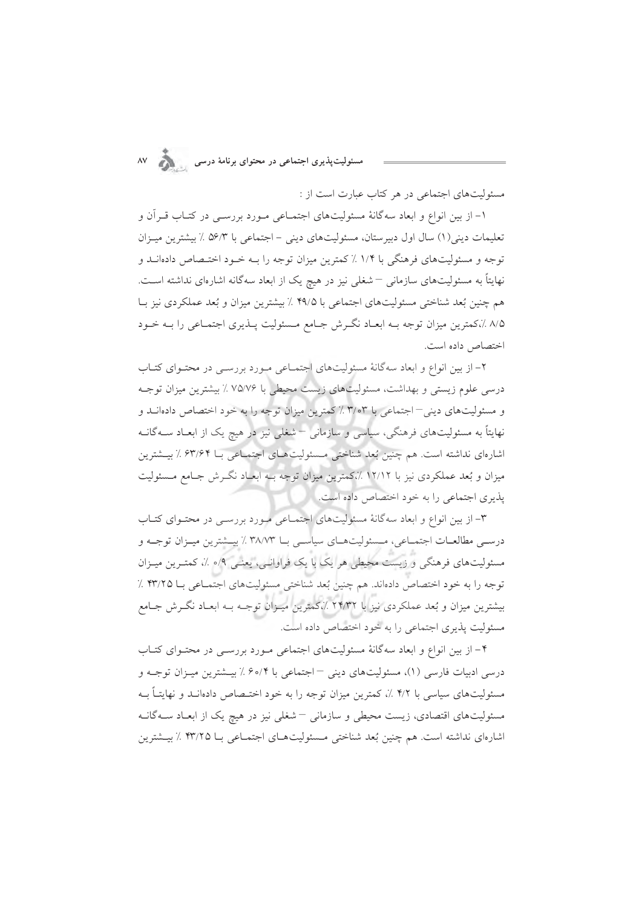مسئولیت‌های اجتماعی در هر کتاب عبارت است از :

۱- از بین انواع و ابعاد سه‌گانهٔ مسئولیت‌های اجتماعی مورد بررسی در کتاب قرآن و تعلیمات دینی(۱) سال اول دبیرستان، مسئولیت‌های دینی - اجتماعی با ۵۶/۳ ٪ بیشترین میزان توجه و مسئولیت‌های فرهنگی با ۱/۴ ٪ کمترین میزان توجه را به خود اختصاص داده‌اند و نهایتاً به مسئولیت‌های سازمانی – شغلی نیز در هیچ یک از ابعاد سه‌گانه اشاره‌ای نداشته است. هم چنین بُعد شناختی مسئولیت‌های اجتماعی با ۴۹/۵ ٪ بیشترین میزان و بُعد عملکردی نیز با ۸/۵ ٪،کمترین میزان توجه به ابعاد نگرش جامع مسئولیت پذیری اجتماعی را به خود اختصاص داده است.

۲- از بین انواع و ابعاد سه‌گانهٔ مسئولیت‌های اجتماعی مورد بررسی در محتوای کتاب درسی علوم زیستی و بهداشت، مسئولیت‌های زیست محیطی با ۷۵/۷۶ ٪ بیشترین میزان توجه و مسئولیت‌های دینی– اجتماعی با ۳/۰۳ ٪ کمترین میزان توجه را به خود اختصاص داده‌اند و نهایتاً به مسئولیت‌های فرهنگی، سیاسی و سازمانی – شغلی نیز در هیچ یک از ابعاد سه‌گانه اشاره‌ای نداشته است. هم چنین بُعد شناختی مسئولیت‌های اجتماعی با ۶۳/۶۴ ٪ بیشترین میزان و بُعد عملکردی نیز با ۱۲/۱۲ ٪،کمترین میزان توجه به ابعاد نگرش جامع مسئولیت پذیری اجتماعی را به خود اختصاص داده است.

۳- از بین انواع و ابعاد سه‌گانهٔ مسئولیت‌های اجتماعی مورد بررسی در محتوای کتاب درسی مطالعات اجتماعی، مسئولیت‌های سیاسی با ۳۸/۷۳ ٪ بیشترین میزان توجه و مسئولیت‌های فرهنگی و زیست محیطی هر یک با یک فراوانی، یعنی ۰/۹ ٪، کمترین میزان توجه را به خود اختصاص داده‌اند. هم چنین بُعد شناختی مسئولیت‌های اجتماعی با ۴۳/۲۵ ٪ بیشترین میزان و بُعد عملکردی نیز با ۲۴/۳۲ ٪،کمترین میزان توجه به ابعاد نگرش جامع مسئولیت پذیری اجتماعی را به خود اختصاص داده است.

۴- از بین انواع و ابعاد سه‌گانهٔ مسئولیت‌های اجتماعی مورد بررسی در محتوای کتاب درسی ادبیات فارسی (۱)، مسئولیت‌های دینی – اجتماعی با ۶۰/۴ ٪ بیشترین میزان توجه و مسئولیت‌های سیاسی با ۴/۲ ٪، کمترین میزان توجه را به خود اختصاص داده‌اند و نهایتاً به مسئولیت‌های اقتصادی، زیست محیطی و سازمانی – شغلی نیز در هیچ یک از ابعاد سه‌گانه اشاره‌ای نداشته است. هم چنین بُعد شناختی مسئولیت‌های اجتماعی با ۴۳/۲۵ ٪ بیشترین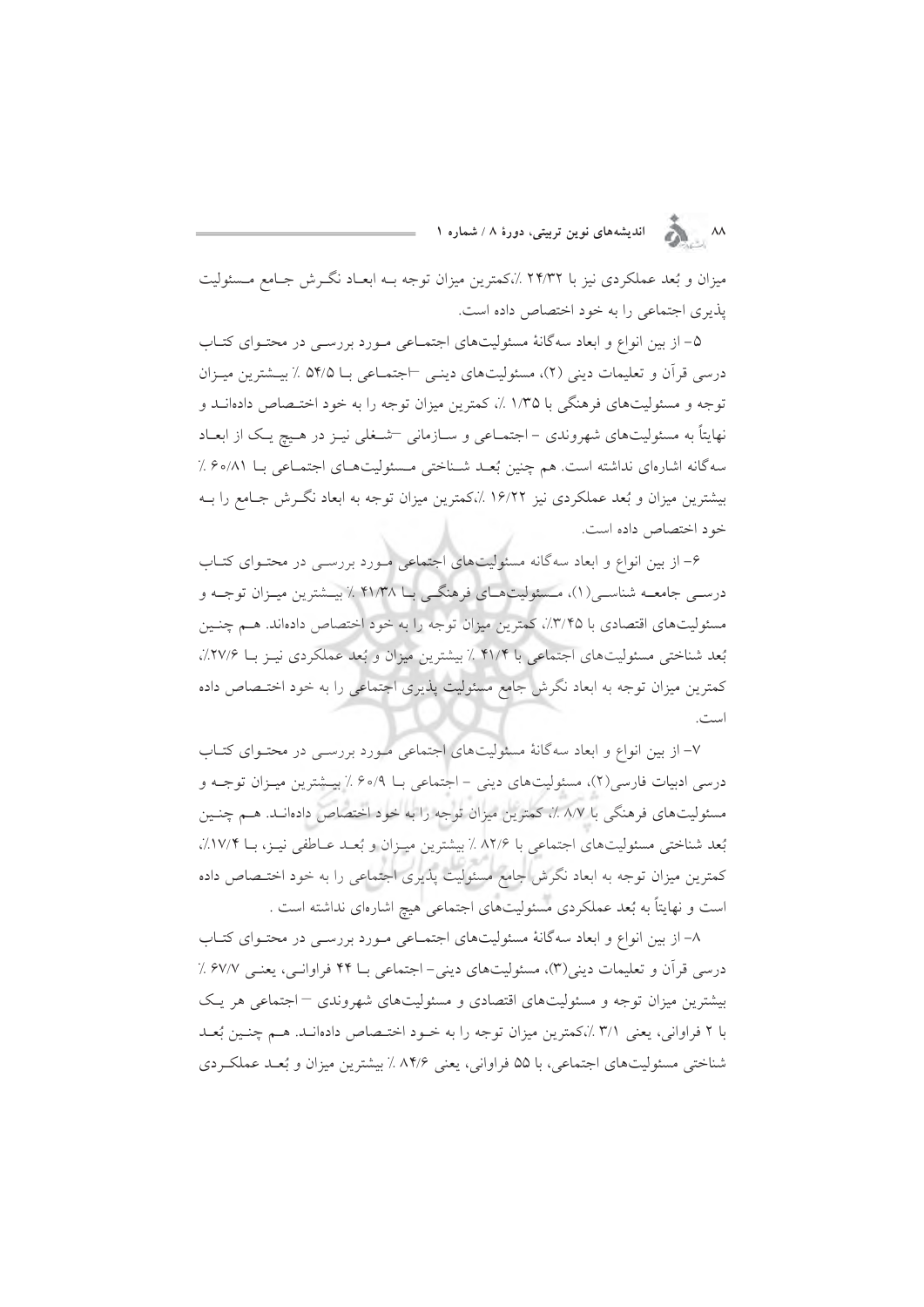میزان و بُعد عملکردی نیز با ۲۴/۳۲ ٪،کمترین میزان توجه بـه ابعـاد نگـرش جـامع مـسئولیت پذیری اجتماعی را به خود اختصاص داده است.

۵- از بین انواع و ابعاد سه‌گانهٔ مسئولیت‌های اجتمـاعی مـورد بررسـی در محتـوای کتـاب درسـی قرآن و تعلیمات دینی (۲)، مسئولیت‌های دینـی –اجتمـاعی بـا ۵۴/۵ ٪ بیـشترین میـزان توجه و مسئولیت‌های فرهنگی با ۱/۳۵ ٪، کمترین میزان توجه را به خود اختـصاص داده‌انـد و نهایتاً به مسئولیت‌های شهروندی - اجتمـاعی و سـازمانی –شـغلی نیـز در هـیچ یـک از ابعـاد سه‌گانه اشاره‌ای نداشته است. هم چنین بُعـد شـناختی مـسئولیت‌هـای اجتمـاعی بـا ۶۰/۸۱ ٪ بیشترین میزان و بُعد عملکردی نیز ۱۶/۲۲ ٪،کمترین میزان توجه به ابعاد نگـرش جـامع را بـه خود اختصاص داده است.

۶- از بین انواع و ابعاد سه‌گانه مسئولیت‌های اجتماعی مـورد بررسـی در محتـوای کتـاب درسـی جامعـه شناسـی(۱)، مـسئولیت‌هـای فرهنگـی بـا ۴۱/۳۸ ٪ بیـشترین میـزان توجـه و مسئولیت‌های اقتصادی با ۳/۴۵٪، کمترین میزان توجه را به خود اختصاص داده‌اند. هـم چنـین بُعد شناختی مسئولیت‌های اجتماعی با ۴۱/۴ ٪ بیشترین میزان و بُعد عملکردی نیـز بـا ۲۷/۶٪، کمترین میزان توجه به ابعاد نگرش جامع مسئولیت پذیری اجتماعی را به خود اختـصاص داده است.

۷- از بین انواع و ابعاد سه‌گانهٔ مسئولیت‌های اجتماعی مـورد بررسـی در محتـوای کتـاب درسی ادبیات فارسی(۲)، مسئولیت‌های دینی - اجتماعی بـا ۶۰/۹ ٪ بیـشترین میـزان توجـه و مسئولیت‌های فرهنگی با ۸/۷ ٪، کمترین میزان توجه را به خود اختصاص داده‌انـد. هـم چنـین بُعد شناختی مسئولیت‌های اجتماعی با ۸۲/۶ ٪ بیشترین میـزان و بُعـد عـاطفی نیـز، بـا ۱۷/۴٪، کمترین میزان توجه به ابعاد نگرش جامع مسئولیت پذیری اجتماعی را به خود اختـصاص داده است و نهایتاً به بُعد عملکردی مسئولیت‌های اجتماعی هیچ اشاره‌ای نداشته است .

۸- از بین انواع و ابعاد سه‌گانهٔ مسئولیت‌های اجتمـاعی مـورد بررسـی در محتـوای کتـاب درسی قرآن و تعلیمات دینی(۳)، مسئولیت‌های دینی- اجتماعی بـا ۴۴ فراوانـی، یعنـی ۶۷/۷ ٪ بیشترین میزان توجه و مسئولیت‌های اقتصادی و مسئولیت‌های شهروندی – اجتماعی هر یـک با ۲ فراوانی، یعنی ۳/۱ ٪،کمترین میزان توجه را به خـود اختـصاص داده‌انـد. هـم چنـین بُعـد شناختی مسئولیت‌های اجتماعی، با ۵۵ فراوانی، یعنی ۸۴/۶ ٪ بیشترین میزان و بُعـد عملکـردی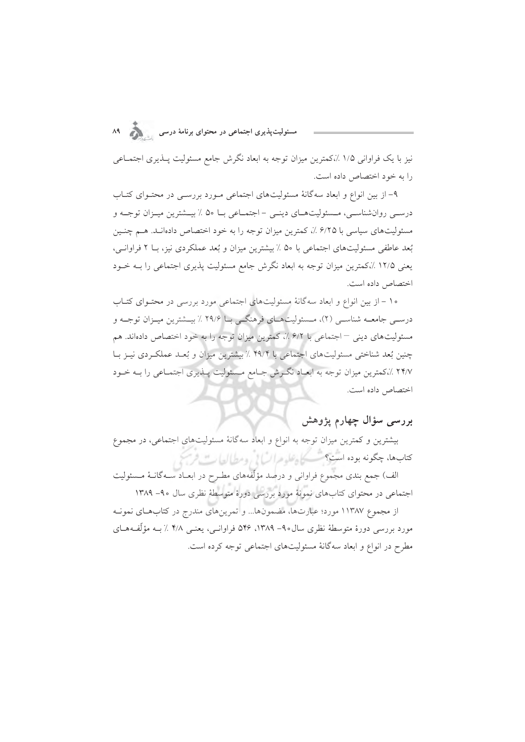نیز با یک فراوانی ۱/۵ ٪،کمترین میزان توجه به ابعاد نگرش جامع مسئولیت پـذیری اجتمـاعی را به خود اختصاص داده است.

۹- از بین انواع و ابعاد سه‌گانهٔ مسئولیت‌های اجتماعی مـورد بررسـی در محتـوای کتـاب درسـی روان‌شناسـی، مـسئولیت‌هـای دینـی - اجتمـاعی بـا ۵۰ ٪ بیـشترین میـزان توجـه و مسئولیت‌های سیاسی با ۶/۲۵ ٪، کمترین میزان توجه را به خود اختصاص داده‌انـد. هـم چنـین بُعد عاطفی مسئولیت‌های اجتماعی با ۵۰ ٪ بیشترین میزان و بُعد عملکردی نیز، بـا ۲ فراوانـی، یعنی ۱۲/۵ ٪،کمترین میزان توجه به ابعاد نگرش جامع مسئولیت پذیری اجتماعی را بـه خـود اختصاص داده است.

۱۰ - از بین انواع و ابعاد سه‌گانهٔ مسئولیت‌های اجتماعی مورد بررسی در محتـوای کتـاب درسـی جامعـه شناسـی (۲)، مـسئولیت‌هـای فرهنگـی بـا ۲۹/۶ ٪ بیـشترین میـزان توجـه و مسئولیت‌های دینی – اجتماعی با ۶/۲ ٪، کمترین میزان توجه را به خود اختصاص داده‌اند. هم چنین بُعد شناختی مسئولیت‌های اجتماعی با ۴۹/۴ ٪ بیشترین میزان و بُعـد عملکـردی نیـز بـا ۲۴/۷ ٪،کمترین میزان توجه به ابعـاد نگـرش جـامع مـسئولیت پـذیری اجتمـاعی را بـه خـود اختصاص داده است.

## بررسی سؤال چهارم پژوهش

بیشترین و کمترین میزان توجه به انواع و ابعاد سه‌گانهٔ مسئولیت‌های اجتماعی، در مجموع کتاب‌ها، چگونه بوده است؟

الف) جمع بندی مجموع فراوانی و درصد مؤلّفه‌های مطـرح در ابعـاد سـه‌گانـهٔ مـسئولیت اجتماعی در محتوای کتاب‌های نمونهٔ مورد بررسی دورهٔ متوسطهٔ نظری سال ۹۰- ۱۳۸۹

از مجموع ۱۱۳۸۷ مورد؛ عبارت‌ها، مضمون‌ها... و تمرین‌های مندرج در کتاب‌هـای نمونـه مورد بررسی دورهٔ متوسطهٔ نظری سال۹۰- ۱۳۸۹، ۵۴۶ فراوانـی، یعنـی ۴/۸ ٪ بـه مؤلّفـه‌هـای مطرح در انواع و ابعاد سه‌گانهٔ مسئولیت‌های اجتماعی توجه کرده است.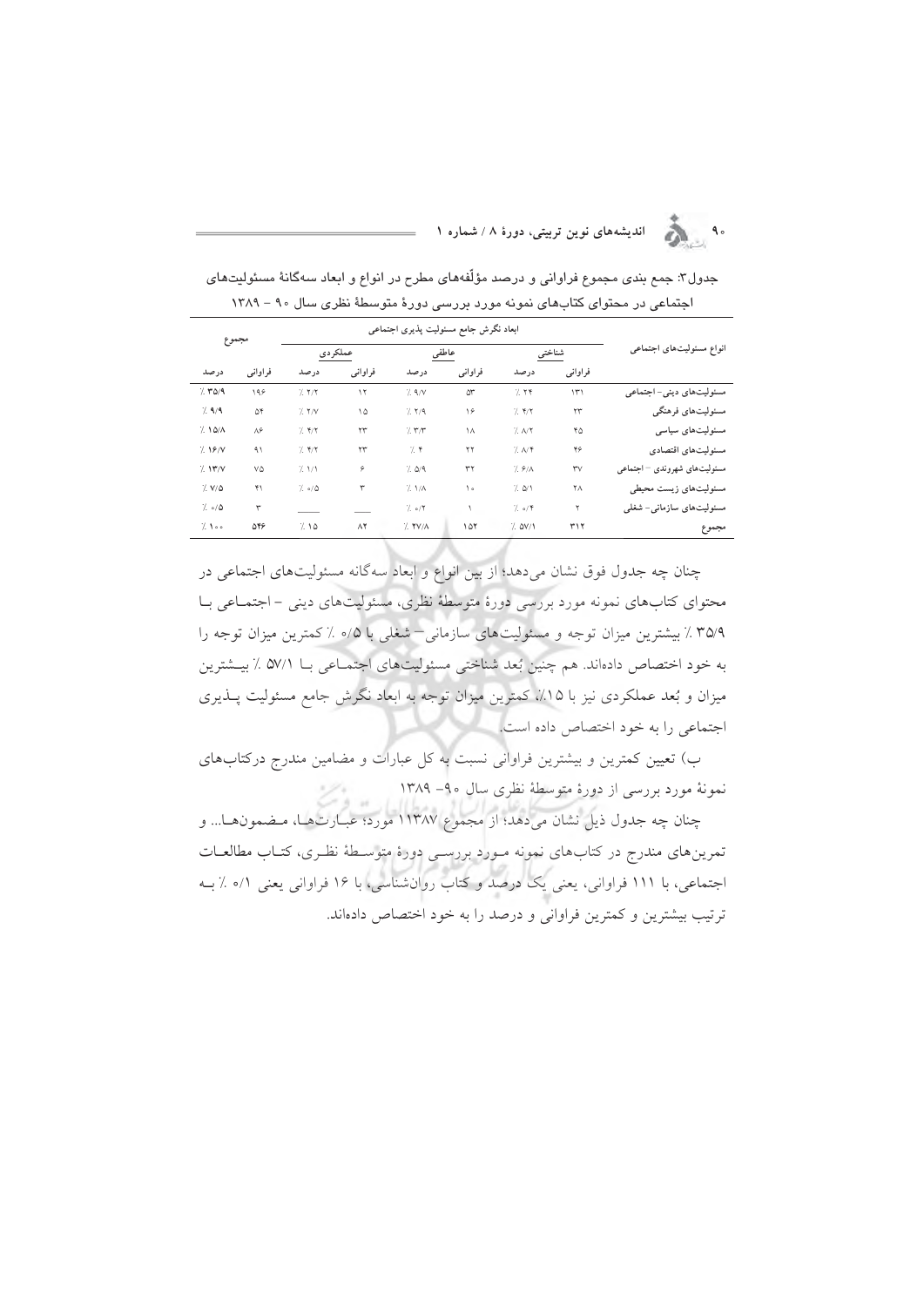جدول۳: جمع بندی مجموع فراوانی و درصد مؤلّفه‌های مطرح در انواع و ابعاد سه‌گانهٔ مسئولیت‌های اجتماعی در محتوای کتاب‌های نمونه مورد بررسی دورهٔ متوسطهٔ نظری سال ۹۰ – ۱۳۸۹

| انواع مسئولیت‌های اجتماعی | ابعاد نگرش جامع مسئولیت پذیری اجتماعی | | | | | | مجموع | |
|---|---|---|---|---|---|---|---|---|
| | شناختی | | عاطفی | | عملکردی | | | |
| | فراوانی | درصد | فراوانی | درصد | فراوانی | درصد | فراوانی | درصد |
| مسئولیت‌های دینی- اجتماعی | ۱۳۱ | ٪ ۲۴ | ۵۳ | ٪ ۹/۷ | ۱۲ | ٪ ۲/۲ | ۱۹۶ | ٪ ۳۵/۹ |
| مسئولیت‌های فرهنگی | ۲۳ | ٪ ۴/۲ | ۱۶ | ٪ ۲/۹ | ۱۵ | ٪ ۲/۷ | ۵۴ | ٪ ۹/۹ |
| مسئولیت‌های سیاسی | ۴۵ | ٪ ۸/۲ | ۱۸ | ٪ ۳/۳ | ۲۳ | ٪ ۴/۲ | ۸۶ | ٪ ۱۵/۸ |
| مسئولیت‌های اقتصادی | ۴۶ | ٪ ۸/۴ | ۲۲ | ٪ ۴ | ۲۳ | ٪ ۴/۲ | ۹۱ | ٪ ۱۶/۷ |
| مسئولیت‌های شهروندی – اجتماعی | ۳۷ | ٪ ۶/۸ | ۳۲ | ٪ ۵/۹ | ۶ | ٪ ۱/۱ | ۷۵ | ٪ ۱۳/۷ |
| مسئولیت‌های زیست محیطی | ۲۸ | ٪ ۵/۱ | ۱۰ | ٪ ۱/۸ | ۳ | ٪ ۰/۵ | ۴۱ | ٪ ۷/۵ |
| مسئولیت‌های سازمانی- شغلی | ۲ | ٪ ۰/۴ | ۱ | ٪ ۰/۲ | ___ | ___ | ۳ | ٪ ۰/۵ |
| مجموع | ۳۱۲ | ٪ ۵۷/۱ | ۱۵۲ | ٪ ۲۷/۸ | ۸۲ | ٪ ۱۵ | ۵۴۶ | ٪ ۱۰۰ |

چنان چه جدول فوق نشان می‌دهد؛ از بین انواع و ابعاد سه‌گانه مسئولیت‌های اجتماعی در محتوای کتاب‌های نمونه مورد بررسی دورهٔ متوسطهٔ نظری، مسئولیت‌های دینی – اجتماعی با ۳۵/۹ ٪ بیشترین میزان توجه و مسئولیت‌های سازمانی– شغلی با ۰/۵ ٪ کمترین میزان توجه را به خود اختصاص داده‌اند. هم چنین بُعد شناختی مسئولیت‌های اجتماعی با ۵۷/۱ ٪ بیشترین میزان و بُعد عملکردی نیز با ۱۵٪، کمترین میزان توجه به ابعاد نگرش جامع مسئولیت پذیری اجتماعی را به خود اختصاص داده است.

ب) تعیین کمترین و بیشترین فراوانی نسبت به کل عبارات و مضامین مندرج درکتاب‌های نمونهٔ مورد بررسی از دورهٔ متوسطهٔ نظری سال ۹۰– ۱۳۸۹

چنان چه جدول ذیل نشان می‌دهد؛ از مجموع ۱۱۳۸۷ مورد؛ عبارت‌ها، مضمون‌ها... و تمرین‌های مندرج در کتاب‌های نمونه مورد بررسی دورهٔ متوسطهٔ نظری، کتاب مطالعات اجتماعی، با ۱۱۱ فراوانی، یعنی یک درصد و کتاب روان‌شناسی، با ۱۶ فراوانی یعنی ۰/۱ ٪ به ترتیب بیشترین و کمترین فراوانی و درصد را به خود اختصاص داده‌اند.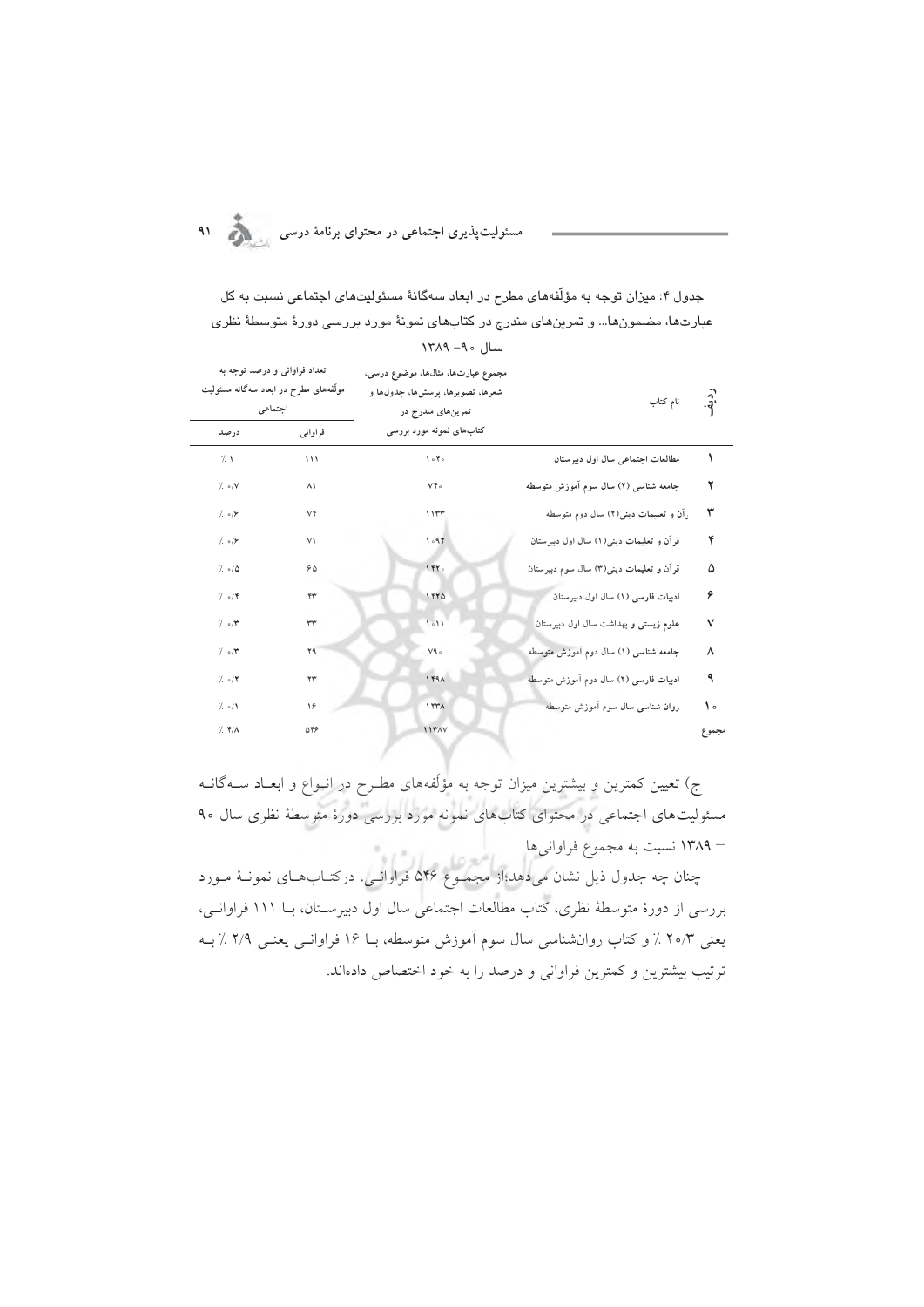جدول ۴: میزان توجه به مؤلّفه‌های مطرح در ابعاد سه‌گانهٔ مسئولیت‌های اجتماعی نسبت به کل عبارت‌ها، مضمون‌ها... و تمرین‌های مندرج در کتاب‌های نمونهٔ مورد بررسی دورهٔ متوسطهٔ نظری سال ۹۰– ۱۳۸۹

| ردیف | نام کتاب | مجموع عبارت‌ها، مثال‌ها، موضوع درسی، شعرها، تصویرها، پرسش‌ها، جدول‌ها و تمرین‌های مندرج در کتاب‌های نمونه مورد بررسی | تعداد فراوانی و درصد توجه به مولّفه‌های مطرح در ابعاد سه‌گانه مسئولیت اجتماعی | |
|---|---|---|---|---|
| | | | فراوانی | درصد |
| ۱ | مطالعات اجتماعی سال اول دبیرستان | ۱۰۴۰ | ۱۱۱ | ٪ ۱ |
| ۲ | جامعه شناسی (۲) سال سوم آموزش متوسطه | ۷۴۰ | ۸۱ | ٪ ۰/۷ |
| ۳ | قرآن و تعلیمات دینی(۲) سال دوم متوسطه | ۱۱۳۳ | ۷۴ | ٪ ۰/۶ |
| ۴ | قرآن و تعلیمات دینی(۱) سال اول دبیرستان | ۱۰۹۴ | ۷۱ | ٪ ۰/۶ |
| ۵ | قرآن و تعلیمات دینی(۳) سال سوم دبیرستان | ۱۴۲۰ | ۶۵ | ٪ ۰/۵ |
| ۶ | ادبیات فارسی (۱) سال اول دبیرستان | ۱۴۲۵ | ۴۳ | ٪ ۰/۴ |
| ۷ | علوم زیستی و بهداشت سال اول دبیرستان | ۱۰۱۱ | ۳۳ | ٪ ۰/۳ |
| ۸ | جامعه شناسی (۱) سال دوم آموزش متوسطه | ۷۹۰ | ۲۹ | ٪ ۰/۳ |
| ۹ | ادبیات فارسی (۲) سال دوم آموزش متوسطه | ۱۴۹۸ | ۲۳ | ٪ ۰/۲ |
| ۱۰ | روان شناسی سال سوم آموزش متوسطه | ۱۲۳۸ | ۱۶ | ٪ ۰/۱ |
| مجموع | | ۱۱۳۸۷ | ۵۴۶ | ٪ ۴/۸ |

ج) تعیین کمترین و بیشترین میزان توجه به مؤلّفه‌های مطـرح در انـواع و ابعـاد سـه‌گانـه مسئولیت‌های اجتماعی در محتوای کتاب‌های نمونه مورد بررسی دورهٔ متوسطهٔ نظری سال ۹۰ – ۱۳۸۹ نسبت به مجموع فراوانی‌ها

چنان چه جدول ذیل نشان می‌دهد؛از مجمـوع ۵۴۶ فراوانـی، درکتـاب‌هـای نمونـهٔ مـورد بررسی از دورهٔ متوسطهٔ نظری، کتاب مطالعات اجتماعی سال اول دبیرسـتان، بـا ۱۱۱ فراوانـی، یعنی ۲۰/۳ ٪ و کتاب روان‌شناسی سال سوم آموزش متوسطه، بـا ۱۶ فراوانـی یعنـی ۲/۹ ٪ بـه ترتیب بیشترین و کمترین فراوانی و درصد را به خود اختصاص داده‌اند.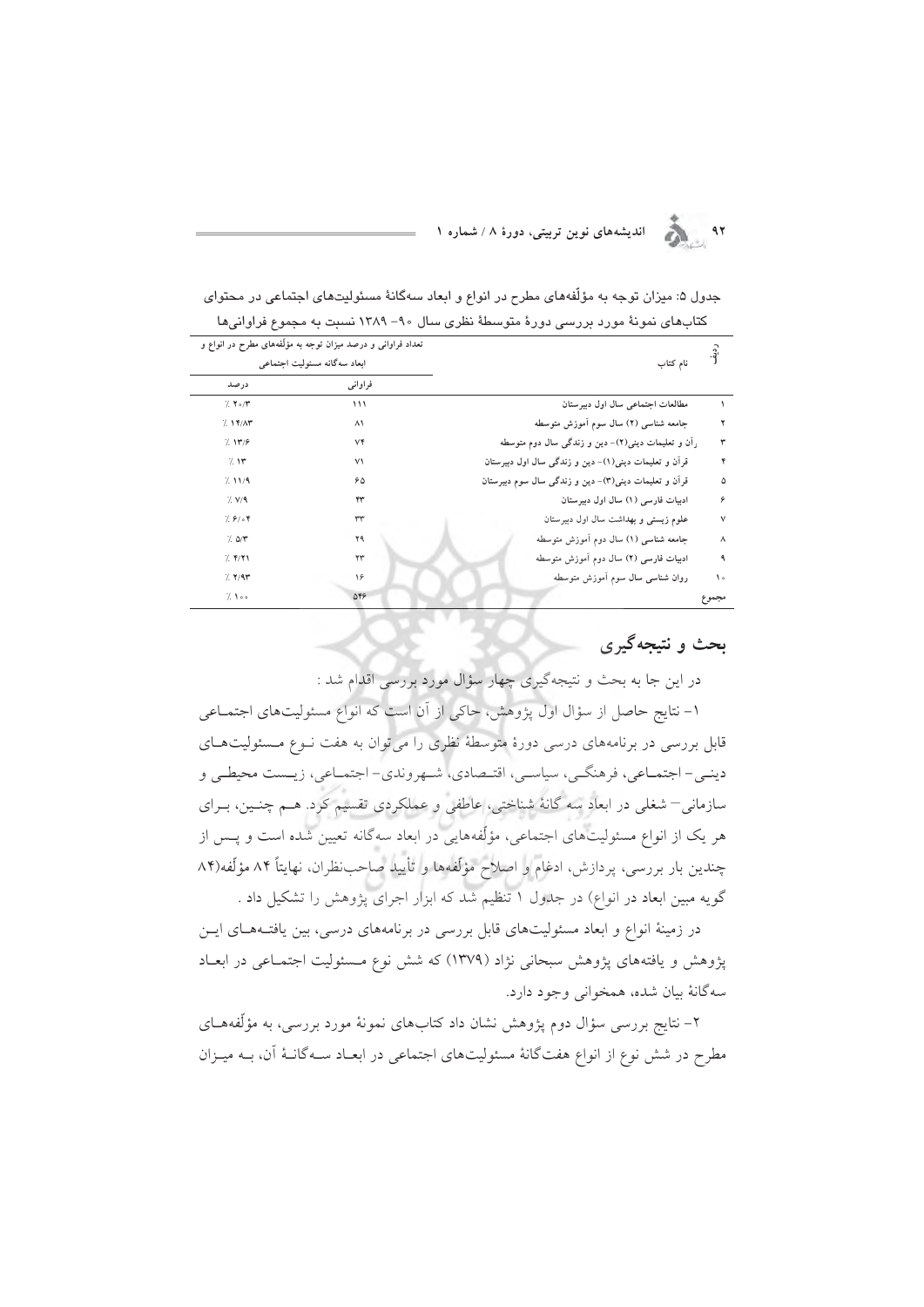جدول ۵: میزان توجه به مؤلّفه‌های مطرح در انواع و ابعاد سه‌گانهٔ مسئولیت‌های اجتماعی در محتوای کتاب‌های نمونهٔ مورد بررسی دورهٔ متوسطهٔ نظری سال ۹۰- ۱۳۸۹ نسبت به مجموع فراوانی‌ها

| ردیف | نام کتاب | تعداد فراوانی و درصد میزان توجه به مؤلّفه‌های مطرح در انواع و ابعاد سه‌گانه مسئولیت اجتماعی | |
|---|---|---|---|
| | | فراوانی | درصد |
| ۱ | مطالعات اجتماعی سال اول دبیرستان | ۱۱۱ | ٪ ۲۰/۳ |
| ۲ | جامعه شناسی (۲) سال سوم آموزش متوسطه | ۸۱ | ٪ ۱۴/۸۳ |
| ۳ | رآن و تعلیمات دینی(۲)- دین و زندگی سال دوم متوسطه | ۷۴ | ٪ ۱۳/۶ |
| ۴ | قرآن و تعلیمات دینی(۱)- دین و زندگی سال اول دبیرستان | ۷۱ | ٪ ۱۳ |
| ۵ | قرآن و تعلیمات دینی(۳)- دین و زندگی سال سوم دبیرستان | ۶۵ | ٪ ۱۱/۹ |
| ۶ | ادبیات فارسی (۱) سال اول دبیرستان | ۴۳ | ٪ ۷/۹ |
| ۷ | علوم زیستی و بهداشت سال اول دبیرستان | ۳۳ | ٪ ۶/۰۴ |
| ۸ | جامعه شناسی (۱) سال دوم آموزش متوسطه | ۲۹ | ٪ ۵/۳ |
| ۹ | ادبیات فارسی (۲) سال دوم آموزش متوسطه | ۲۳ | ٪ ۴/۲۱ |
| ۱۰ | روان شناسی سال سوم آموزش متوسطه | ۱۶ | ٪ ۲/۹۳ |
| مجموع | | ۵۴۶ | ٪ ۱۰۰ |

## بحث و نتیجه‌گیری

در این جا به بحث و نتیجه‌گیری چهار سؤال مورد بررسی اقدام شد :

۱- نتایج حاصل از سؤال اول پژوهش، حاکی از آن است که انواع مسئولیت‌های اجتماعی قابل بررسی در برنامه‌های درسی دورهٔ متوسطهٔ نظری را می‌توان به هفت نوع مسئولیت‌های دینی- اجتماعی، فرهنگی، سیاسی، اقتصادی، شهروندی- اجتماعی، زیست محیطی و سازمانی- شغلی در ابعاد سه گانهٔ شناختی، عاطفی و عملکردی تقسیم کرد. هم چنین، برای هر یک از انواع مسئولیت‌های اجتماعی، مؤلّفه‌هایی در ابعاد سه‌گانه تعیین شده است و پس از چندین بار بررسی، پردازش، ادغام و اصلاح مؤلّفه‌ها و تأیید صاحب‌نظران، نهایتاً ۸۴ مؤلّفه(۸۴ گویه مبین ابعاد در انواع) در جدول ۱ تنظیم شد که ابزار اجرای پژوهش را تشکیل داد .

در زمینهٔ انواع و ابعاد مسئولیت‌های قابل بررسی در برنامه‌های درسی، بین یافته‌های این پژوهش و یافته‌های پژوهش سبحانی نژاد (۱۳۷۹) که شش نوع مسئولیت اجتماعی در ابعاد سه‌گانهٔ بیان شده، همخوانی وجود دارد.

۲- نتایج بررسی سؤال دوم پژوهش نشان داد که کتاب‌های نمونهٔ مورد بررسی، به مؤلّفه‌های مطرح در شش نوع از انواع هفت‌گانهٔ مسئولیت‌های اجتماعی در ابعاد سه‌گانهٔ آن، به میزان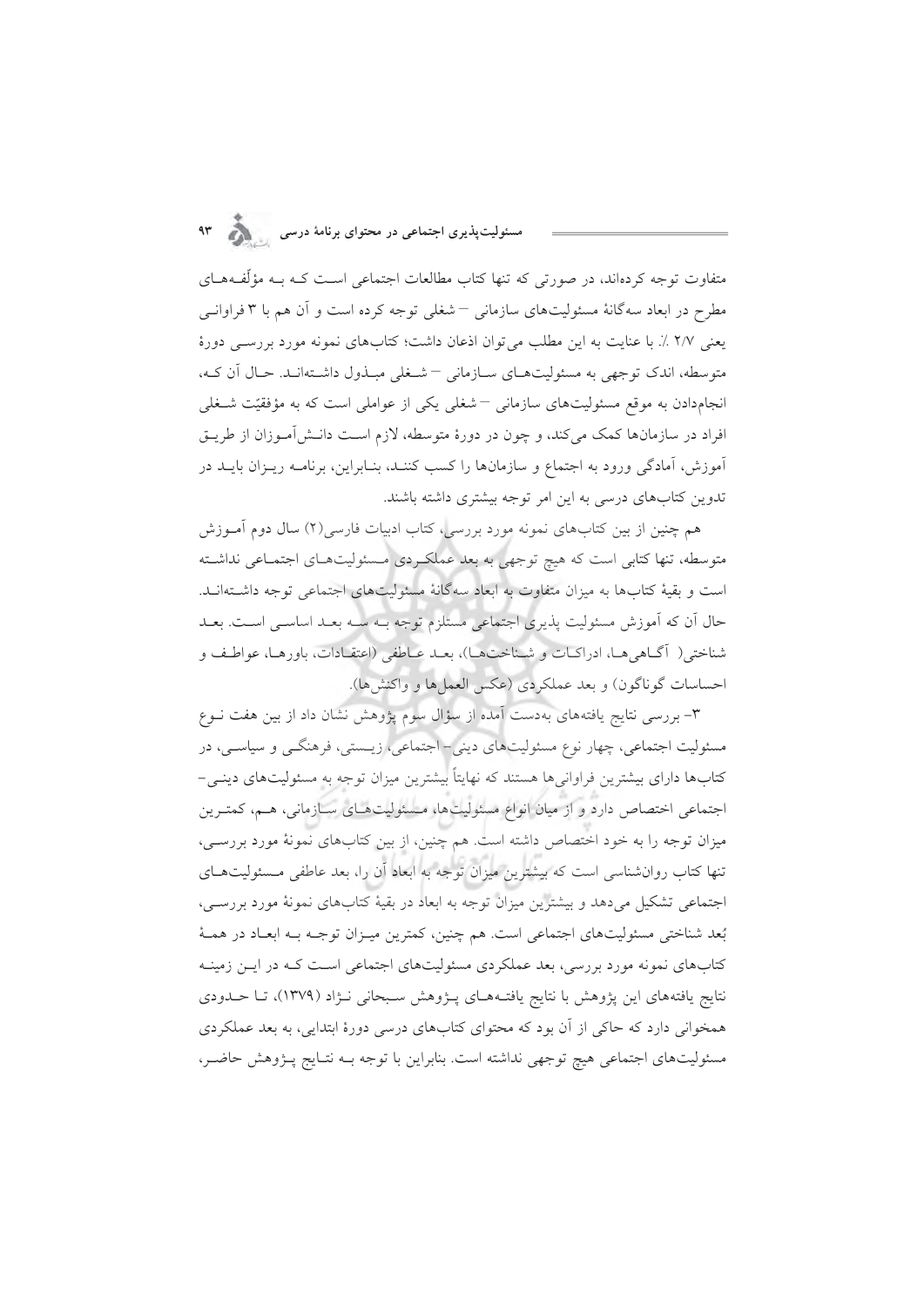متفاوت توجه کرده‌اند، در صورتی که تنها کتاب مطالعات اجتماعی است کـه بـه مؤلّفـه‌هـای مطرح در ابعاد سه‌گانهٔ مسئولیت‌های سازمانی – شغلی توجه کرده است و آن هم با ۳ فراوانـی یعنی ۲/۷ ٪. با عنایت به این مطلب می‌توان اذعان داشت؛ کتاب‌های نمونه مورد بررسـی دورهٔ متوسطه، اندک توجهی به مسئولیت‌هـای سـازمانی – شـغلی مبـذول داشـته‌انـد. حـال آن کـه، انجام‌دادن به موقع مسئولیت‌های سازمانی – شغلی یکی از عواملی است که به مؤفقیّت شـغلی افراد در سازمان‌ها کمک می‌کند، و چون در دورهٔ متوسطه، لازم اسـت دانـش‌آمـوزان از طریـق آموزش، آمادگی ورود به اجتماع و سازمان‌ها را کسب کننـد، بنـابراین، برنامـه ریـزان بایـد در تدوین کتاب‌های درسی به این امر توجه بیشتری داشته باشند.

هم چنین از بین کتاب‌های نمونه مورد بررسی، کتاب ادبیات فارسی(۲) سال دوم آمـوزش متوسطه، تنها کتابی است که هیچ توجهی به بعد عملکـردی مـسئولیت‌هـای اجتمـاعی نداشـته است و بقیهٔ کتاب‌ها به میزان متفاوت به ابعاد سه‌گانهٔ مسئولیت‌های اجتماعی توجه داشـته‌انـد. حال آن که آموزش مسئولیت پذیری اجتماعی مستلزم توجه بـه سـه بعـد اساسـی اسـت. بعـد شناختی( آگـاهی‌هـا، ادراکـات و شـناخت‌هـا)، بعـد عـاطفی (اعتقـادات، باورهـا، عواطـف و احساسات گوناگون) و بعد عملکردی (عکس العمل‌ها و واکنش‌ها).

۳- بررسی نتایج یافته‌های به‌دست آمده از سؤال سوم پژوهش نشان داد از بین هفت نـوع مسئولیت اجتماعی، چهار نوع مسئولیت‌های دینی- اجتماعی، زیـستی، فرهنگـی و سیاسـی، در کتاب‌ها دارای بیشترین فراوانی‌ها هستند که نهایتاً بیشترین میزان توجه به مسئولیت‌های دینـی- اجتماعی اختصاص دارد و از میان انواع مسئولیت‌ها، مـسئولیت‌هـای سـازمانی، هـم، کمتـرین میزان توجه را به خود اختصاص داشته است. هم چنین، از بین کتاب‌های نمونهٔ مورد بررسـی، تنها کتاب روان‌شناسی است که بیشترین میزان توجه به ابعاد آن را، بعد عاطفی مـسئولیت‌هـای اجتماعی تشکیل می‌دهد و بیشترین میزان توجه به ابعاد در بقیهٔ کتاب‌های نمونهٔ مورد بررسـی، بُعد شناختی مسئولیت‌های اجتماعی است. هم چنین، کمترین میـزان توجـه بـه ابعـاد در همـهٔ کتاب‌های نمونه مورد بررسی، بعد عملکردی مسئولیت‌های اجتماعی اسـت کـه در ایـن زمینـه نتایج یافته‌های این پژوهش با نتایج یافتـه‌هـای پـژوهش سـبحانی نـژاد (۱۳۷۹)، تـا حـدودی همخوانی دارد که حاکی از آن بود که محتوای کتاب‌های درسی دورهٔ ابتدایی، به بعد عملکردی مسئولیت‌های اجتماعی هیچ توجهی نداشته است. بنابراین با توجه بـه نتـایج پـژوهش حاضـر،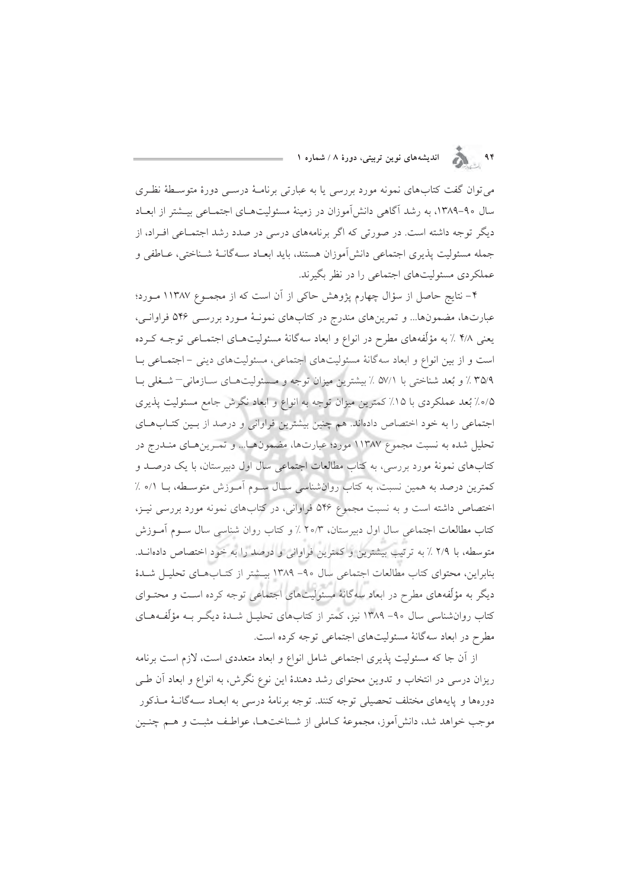می‌توان گفت کتاب‌های نمونه مورد بررسی یا به عبارتی برنامهٔ درسی دورهٔ متوسطهٔ نظری سال ۹۰-۱۳۸۹، به رشد آگاهی دانش‌آموزان در زمینهٔ مسئولیت‌های اجتماعی بیشتر از ابعاد دیگر توجه داشته است. در صورتی که اگر برنامه‌های درسی در صدد رشد اجتماعی افراد، از جمله مسئولیت پذیری اجتماعی دانش‌آموزان هستند، باید ابعاد سه‌گانهٔ شناختی، عاطفی و عملکردی مسئولیت‌های اجتماعی را در نظر بگیرند.

۴- نتایج حاصل از سؤال چهارم پژوهش حاکی از آن است که از مجموع ۱۱۳۸۷ مورد؛ عبارت‌ها، مضمون‌ها... و تمرین‌های مندرج در کتاب‌های نمونهٔ مورد بررسی ۵۴۶ فراوانی، یعنی ۴/۸ ٪ به مؤلّفه‌های مطرح در انواع و ابعاد سه‌گانهٔ مسئولیت‌های اجتماعی توجه کرده است و از بین انواع و ابعاد سه‌گانهٔ مسئولیت‌های اجتماعی، مسئولیت‌های دینی - اجتماعی با ۳۵/۹ ٪ و بُعد شناختی با ۵۷/۱ ٪ بیشترین میزان توجه و مسئولیت‌های سازمانی- شغلی با ۰/۵٪ بُعد عملکردی با ۱۵٪ کمترین میزان توجه به انواع و ابعاد نگرش جامع مسئولیت پذیری اجتماعی را به خود اختصاص داده‌اند. هم چنین بیشترین فراوانی و درصد از بین کتاب‌های تحلیل شده به نسبت مجموع ۱۱۳۸۷ مورد؛ عبارت‌ها، مضمون‌ها... و تمرین‌های مندرج در کتاب‌های نمونهٔ مورد بررسی، به کتاب مطالعات اجتماعی سال اول دبیرستان، با یک درصد و کمترین درصد به همین نسبت، به کتاب روان‌شناسی سال سوم آموزش متوسطه، با ۰/۱ ٪ اختصاص داشته است و به نسبت مجموع ۵۴۶ فراوانی، در کتاب‌های نمونه مورد بررسی نیز، کتاب مطالعات اجتماعی سال اول دبیرستان، ۲۰/۳ ٪ و کتاب روان شناسی سال سوم آموزش متوسطه، با ۲/۹ ٪ به ترتیب بیشترین و کمترین فراوانی و درصد را به خود اختصاص داده‌اند. بنابراین، محتوای کتاب مطالعات اجتماعی سال ۹۰- ۱۳۸۹ بیشتر از کتاب‌های تحلیل شدهٔ دیگر به مؤلّفه‌های مطرح در ابعاد سه‌گانهٔ مسئولیت‌های اجتماعی توجه کرده است و محتوای کتاب روان‌شناسی سال ۹۰- ۱۳۸۹ نیز، کمتر از کتاب‌های تحلیل شدهٔ دیگر به مؤلّفه‌های مطرح در ابعاد سه‌گانهٔ مسئولیت‌های اجتماعی توجه کرده است.

از آن جا که مسئولیت پذیری اجتماعی شامل انواع و ابعاد متعددی است، لازم است برنامه ریزان درسی در انتخاب و تدوین محتوای رشد دهندهٔ این نوع نگرش، به انواع و ابعاد آن طی دوره‌ها و پایه‌های مختلف تحصیلی توجه کنند. توجه برنامهٔ درسی به ابعاد سه‌گانهٔ مذکور موجب خواهد شد، دانش‌آموز، مجموعهٔ کاملی از شناخت‌ها، عواطف مثبت و هم چنین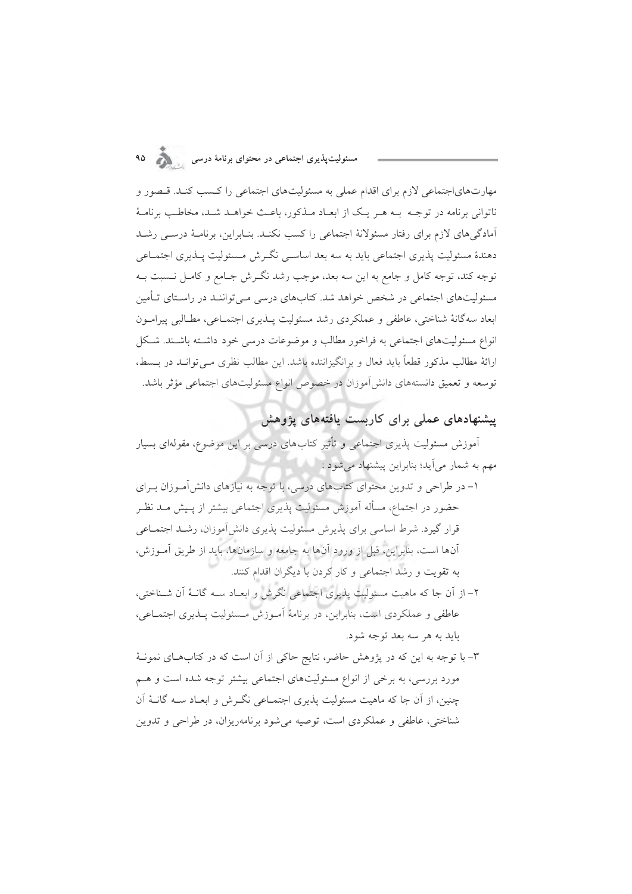مهارت‌های‌اجتماعی لازم برای اقدام عملی به مسئولیت‌های اجتماعی را کسب کند. قصور و ناتوانی برنامه در توجه به هر یک از ابعاد مذکور، باعث خواهد شد، مخاطب برنامهٔ آمادگی‌های لازم برای رفتار مسئولانهٔ اجتماعی را کسب نکند. بنابراین، برنامهٔ درسی رشد دهندهٔ مسئولیت پذیری اجتماعی باید به سه بعد اساسی نگرش مسئولیت پذیری اجتماعی توجه کند، توجه کامل و جامع به این سه بعد، موجب رشد نگرش جامع و کامل نسبت به مسئولیت‌های اجتماعی در شخص خواهد شد. کتاب‌های درسی می‌توانند در راستای تأمین ابعاد سه‌گانهٔ شناختی، عاطفی و عملکردی رشد مسئولیت پذیری اجتماعی، مطالبی پیرامون انواع مسئولیت‌های اجتماعی به فراخور مطالب و موضوعات درسی خود داشته باشند. شکل ارائهٔ مطالب مذکور قطعاً باید فعال و برانگیزاننده باشد. این مطالب نظری می‌تواند در بسط، توسعه و تعمیق دانسته‌های دانش‌آموزان در خصوص انواع مسئولیت‌های اجتماعی مؤثر باشد.

## پیشنهادهای عملی برای کاربست یافته‌های پژوهش

آموزش مسئولیت پذیری اجتماعی و تأثیر کتاب‌های درسی بر این موضوع، مقوله‌ای بسیار مهم به شمار می‌آید؛ بنابراین پیشنهاد می‌شود :

۱- در طراحی و تدوین محتوای کتاب‌های درسی، با توجه به نیازهای دانش‌آموزان برای حضور در اجتماع، مسأله آموزش مسئولیت پذیری اجتماعی بیشتر از پیش مد نظر قرار گیرد. شرط اساسی برای پذیرش مسئولیت پذیری دانش‌آموزان، رشد اجتماعی آن‌ها است، بنابراین، قبل از ورود آن‌ها به جامعه و سازمان‌ها، باید از طریق آموزش، به تقویت و رشد اجتماعی و کار کردن با دیگران اقدام کنند.

۲- از آن جا که ماهیت مسئولیت پذیری اجتماعی نگرش و ابعاد سه گانهٔ آن شناختی، عاطفی و عملکردی است، بنابراین، در برنامهٔ آموزش مسئولیت پذیری اجتماعی، باید به هر سه بعد توجه شود.

۳- با توجه به این که در پژوهش حاضر، نتایج حاکی از آن است که در کتاب‌های نمونهٔ مورد بررسی، به برخی از انواع مسئولیت‌های اجتماعی بیشتر توجه شده است و هم چنین، از آن جا که ماهیت مسئولیت پذیری اجتماعی نگرش و ابعاد سه گانهٔ آن شناختی، عاطفی و عملکردی است، توصیه می‌شود برنامه‌ریزان، در طراحی و تدوین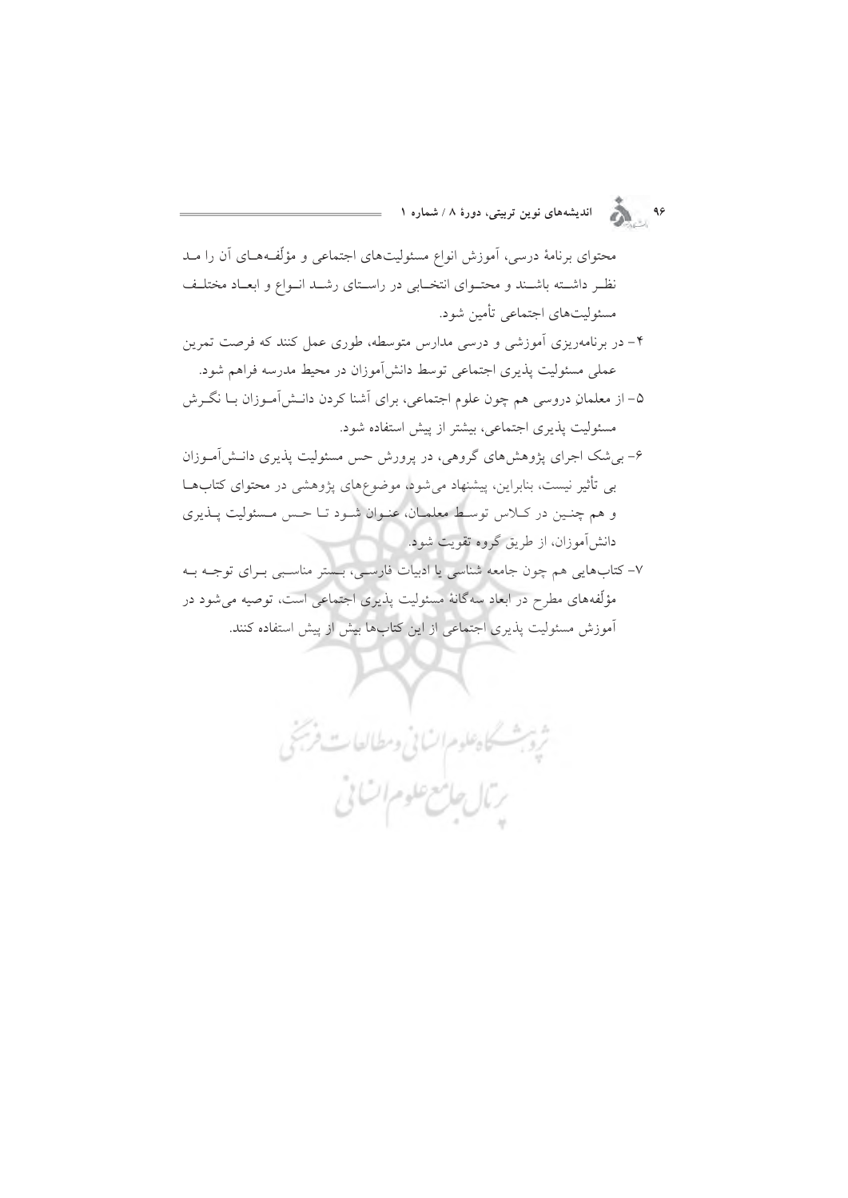محتوای برنامهٔ درسی، آموزش انواع مسئولیت‌های اجتماعی و مؤلّفه‌های آن را مد نظر داشته باشند و محتوای انتخابی در راستای رشد انواع و ابعاد مختلف مسئولیت‌های اجتماعی تأمین شود.

۴- در برنامه‌ریزی آموزشی و درسی مدارس متوسطه، طوری عمل کنند که فرصت تمرین عملی مسئولیت پذیری اجتماعی توسط دانش‌آموزان در محیط مدرسه فراهم شود.

۵- از معلمانِ دروسی هم چون علوم اجتماعی، برای آشنا کردن دانش‌آموزان با نگرش مسئولیت پذیری اجتماعی، بیشتر از پیش استفاده شود.

۶- بی‌شک اجرای پژوهش‌های گروهی، در پرورش حس مسئولیت پذیری دانش‌آموزان بی تأثیر نیست، بنابراین، پیشنهاد می‌شود، موضوع‌های پژوهشی در محتوای کتاب‌ها و هم چنین در کلاس توسط معلمان، عنوان شود تا حس مسئولیت پذیری دانش‌آموزان، از طریق گروه تقویت شود.

۷- کتاب‌هایی هم چون جامعه شناسی یا ادبیات فارسی، بستر مناسبی برای توجه به مؤلّفه‌های مطرح در ابعاد سه‌گانهٔ مسئولیت پذیری اجتماعی است، توصیه می‌شود در آموزش مسئولیت پذیری اجتماعی از این کتاب‌ها بیش از پیش استفاده کنند.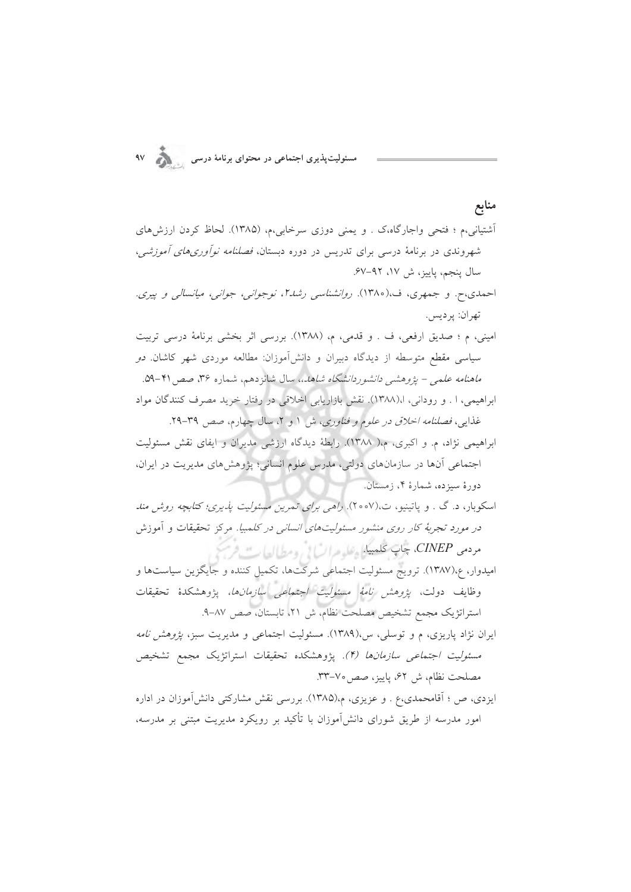## منابع

آشتیانی،م ؛ فتحی واجارگاه،ک . و یمنی دوزی سرخابی،م، (۱۳۸۵). لحاظ کردن ارزش‌های شهروندی در برنامهٔ درسی برای تدریس در دوره دبستان، *فصلنامه نوآوری‌های آموزشی*، سال پنجم، پاییز، ش ۱۷، ۹۲-۶۷.

احمدی،ح. و جمهری، ف،(۱۳۸۰). *روانشناسی رشد۲، نوجوانی، جوانی، میانسالی و پیری*. تهران: پردیس.

امینی، م ؛ صدیق ارفعی، ف . و قدمی، م، (۱۳۸۸). بررسی اثر بخشی برنامهٔ درسی تربیت سیاسی مقطع متوسطه از دیدگاه دبیران و دانش‌آموزان: مطالعه موردی شهر کاشان. دو *ماهنامه علمی - پژوهشی دانشوردانشگاه شاهد*.، سال شانزدهم، شماره ۳۶، صص ۴۱-۵۹.

ابراهیمی، ا . و رودانی، ا،(۱۳۸۸). نقش بازاریابی اخلاقی در رفتار خرید مصرف کنندگان مواد غذایی، *فصلنامه اخلاق در علوم و فناوری*، ش ۱ و ۲، سال چهارم، صص ۳۹-۲۹.

ابراهیمی نژاد، م. و اکبری، م،( ۱۳۸۸). رابطهٔ دیدگاه ارزشی مدیران و ایفای نقش مسئولیت اجتماعی آنها در سازمان‌های دولتی، مدرس علوم انسانی؛ پژوهش‌های مدیریت در ایران، دورهٔ سیزده، شمارهٔ ۴، زمستان.

اسکوبار، د. گ . و پاتینیو، ت،(۲۰۰۷). *راهی برای تمرین مسئولیت پذیری؛ کتابچه روش مند در مورد تجربهٔ کار روی منشور مسئولیت‌های انسانی در کلمبیا*. مرکز تحقیقات و آموزش مردمی *CINEP*، چاپ کلمبیا.

امیدوار، ع،(۱۳۸۷). ترویج مسئولیت اجتماعی شرکت‌ها، تکمیل کننده و جایگزین سیاست‌ها و وظایف دولت، *پژوهش نامهٔ مسئولیت اجتماعی سازمان‌ها*، پژوهشکدهٔ تحقیقات استراتژیک مجمع تشخیص مصلحت نظام، ش ۲۱، تابستان، صص ۸۷-۹.

ایران نژاد پاریزی، م و توسلی، س،(۱۳۸۹). مسئولیت اجتماعی و مدیریت سبز، *پژوهش نامه مسئولیت اجتماعی سازمان‌ها (۴)*. پژوهشکده تحقیقات استراتژیک مجمع تشخیص مصلحت نظام، ش ۶۲، پاییز، صص۷۰-۳۳.

ایزدی، ص ؛ آقامحمدی،ع . و عزیزی، م،(۱۳۸۵). بررسی نقش مشارکتی دانش‌آموزان در اداره امور مدرسه از طریق شورای دانش‌آموزان با تأکید بر رویکرد مدیریت مبتنی بر مدرسه،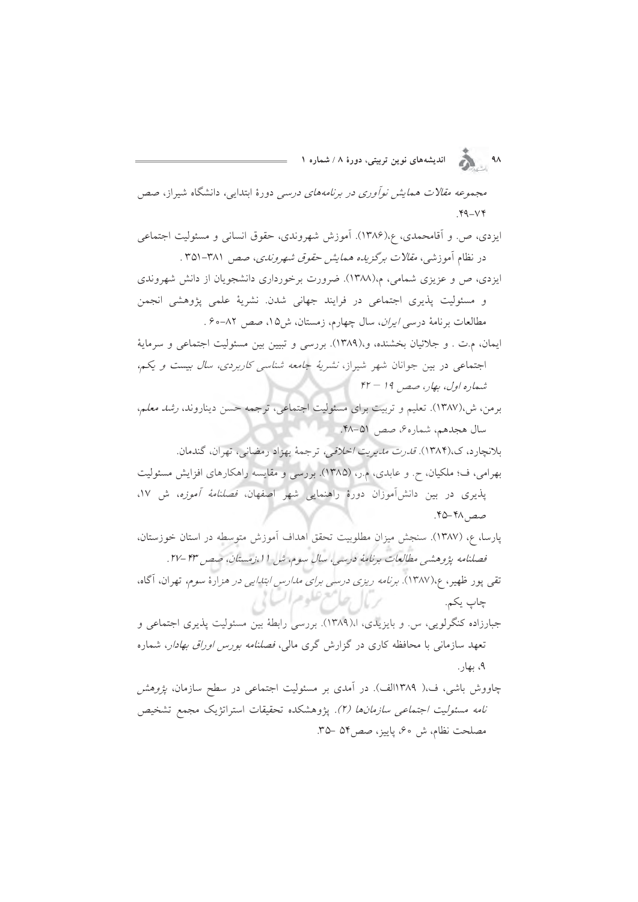*مجموعه مقالات همایش نوآوری در برنامه‌های درسی دورهٔ ابتدایی*، دانشگاه شیراز، صص ۷۴-۴۹.

ایزدی، ص. و آقامحمدی، ع،(۱۳۸۶). آموزش شهروندی، حقوق انسانی و مسئولیت اجتماعی در نظام آموزشی، *مقالات برگزیده همایش حقوق شهروندی*، صص ۳۸۱-۳۵۱ .

ایزدی، ص و عزیزی شمامی، م،(۱۳۸۸). ضرورت برخورداری دانشجویان از دانش شهروندی و مسئولیت پذیری اجتماعی در فرایند جهانی شدن. نشریهٔ علمی پژوهشی انجمن مطالعات برنامهٔ درسی *ایران*، سال چهارم، زمستان، ش۱۵، صص ۸۲-۶۰ .

ایمان، م.ت . و جلائیان بخشنده، و،(۱۳۸۹). بررسی و تبیین بین مسئولیت اجتماعی و سرمایهٔ اجتماعی در بین جوانان شهر شیراز، *نشریهٔ جامعه شناسی کاربردی، سال بیست و یکم، شماره اول، بهار، صص ۱۹ – ۴۲*

برمن، ش،(۱۳۸۷). تعلیم و تربیت برای مسئولیت اجتماعی، ترجمه حسن دیناروند، *رشد معلم*، سال هجدهم، شماره۶، صص ۵۱-۴۸.

بلانچارد، ک،(۱۳۸۴). *قدرت مدیریت اخلاقی*، ترجمهٔ بهزاد رمضانی، تهران، گندمان.

بهرامی، ف؛ ملکیان، ح. و عابدی، م.ر، (۱۳۸۵). بررسی و مقایسه راهکارهای افزایش مسئولیت پذیری در بین دانش‌آموزان دورهٔ راهنمایی شهر اصفهان، *فصلنامهٔ آموزه*، ش ۱۷، صص۴۸-۴۵.

پارسا، ع، (۱۳۸۷). سنجش میزان مطلوبیت تحقق اهداف آموزش متوسطه در استان خوزستان، *فصلنامه پژوهشی مطالعات برنامهٔ درسی، سال سوم، ش ۱۱،زمستان، صص ۴۳ -۲۷.*

تقی پور ظهیر، ع،(۱۳۸۷). *برنامه ریزی درسی برای مدارس ابتدایی در هزارهٔ سوم*، تهران، آگاه، چاپ یکم.

جبارزاده کنگرلویی، س. و بایزیدی، ا،(۱۳۸۹). بررسی رابطهٔ بین مسئولیت پذیری اجتماعی و تعهد سازمانی با محافظه کاری در گزارش گری مالی، *فصلنامه بورس اوراق بهادار*، شماره ۹، بهار.

چاووش باشی، ف،( ۱۳۸۹الف). در آمدی بر مسئولیت اجتماعی در سطح سازمان، *پژوهش نامه مسئولیت اجتماعی سازمان‌ها (۲)*. پژوهشکده تحقیقات استراتژیک مجمع تشخیص مصلحت نظام، ش ۶۰، پاییز، صص۵۴ -۳۵.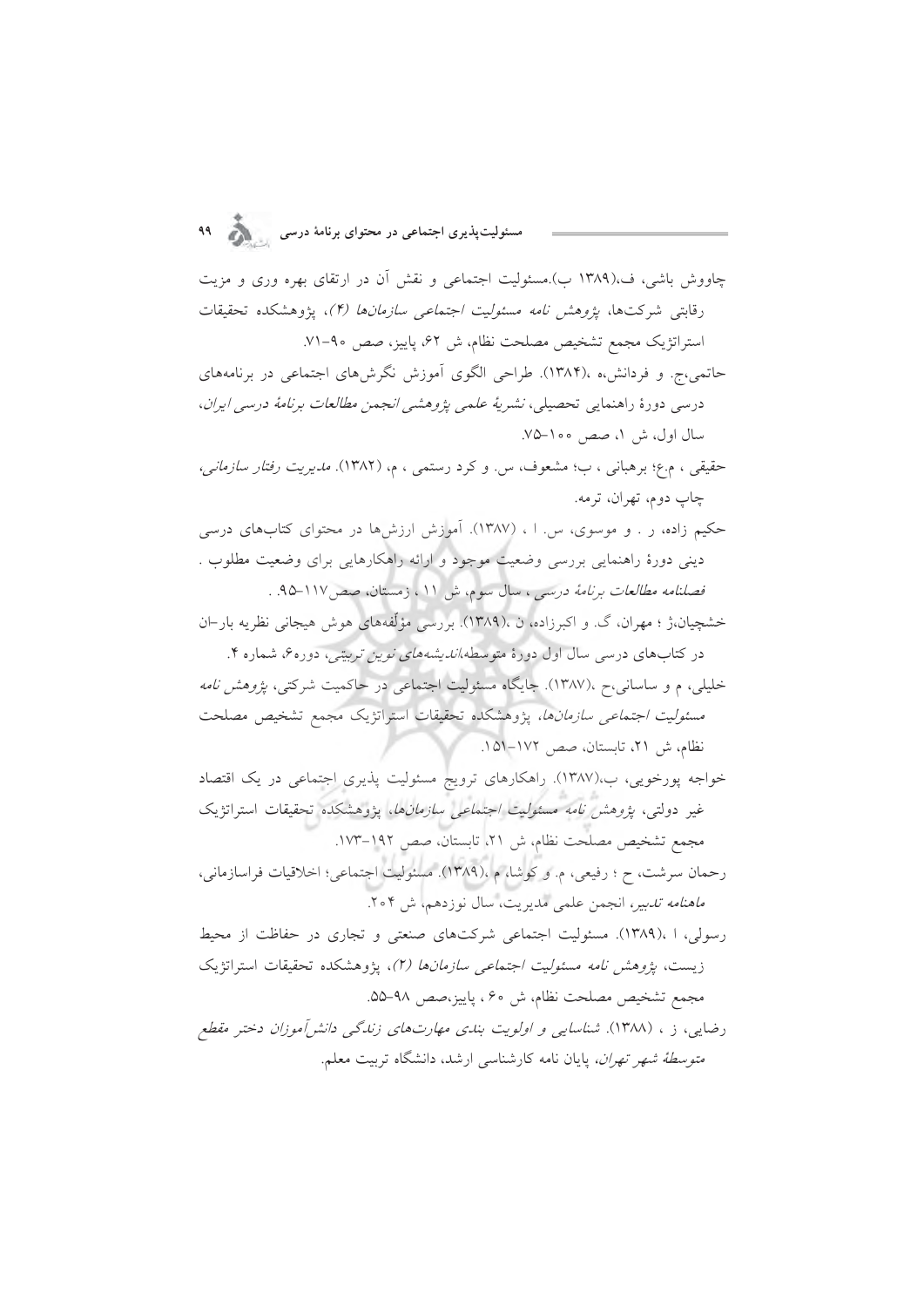چاووش باشی، ف،(۱۳۸۹ ب).مسئولیت اجتماعی و نقش آن در ارتقای بهره وری و مزیت رقابتی شرکت‌ها، *پژوهش نامه مسئولیت اجتماعی سازمان‌ها (۴)*، پژوهشکده تحقیقات استراتژیک مجمع تشخیص مصلحت نظام، ش ۶۲، پاییز، صص ۹۰-۷۱.

حاتمی،ج. و فردانش،ه ،(۱۳۸۴). طراحی الگوی آموزش نگرش‌های اجتماعی در برنامه‌های درسی دورهٔ راهنمایی تحصیلی، *نشریهٔ علمی پژوهشی انجمن مطالعات برنامهٔ درسی ایران*، سال اول، ش ۱، صص ۱۰۰-۷۵.

حقیقی ، م.ع؛ برهبانی ، ب؛ مشعوف، س. و کرد رستمی ، م، (۱۳۸۲). *مدیریت رفتار سازمانی*، چاپ دوم، تهران، ترمه.

حکیم زاده، ر . و موسوی، س. ا ، (۱۳۸۷). آموزش ارزش‌ها در محتوای کتاب‌های درسی دینی دورهٔ راهنمایی بررسی وضعیت موجود و ارائه راهکارهایی برای وضعیت مطلوب . *فصلنامه مطالعات برنامهٔ درسی* ، سال سوم، ش ۱۱ ، زمستان، صص۱۱۷-۹۵ .

خشچیان،ژ ؛ مهران، گ. و اکبرزاده، ن ،(۱۳۸۹). بررسی مؤلفه‌های هوش هیجانی نظریه بار-ان در کتاب‌های درسی سال اول دورهٔ متوسطه،*اندیشه‌های نوین تربیتی*، دوره۶، شماره ۴.

خلیلی، م و ساسانی،ح ،(۱۳۸۷). جایگاه مسئولیت اجتماعی در حاکمیت شرکتی، *پژوهش نامه مسئولیت اجتماعی سازمان‌ها*، پژوهشکده تحقیقات استراتژیک مجمع تشخیص مصلحت نظام، ش ۲۱، تابستان، صص ۱۷۲-۱۵۱.

خواجه پورخویی، ب،(۱۳۸۷). راهکارهای ترویج مسئولیت پذیری اجتماعی در یک اقتصاد غیر دولتی، *پژوهش نامه مسئولیت اجتماعی سازمان‌ها*، پژوهشکده تحقیقات استراتژیک مجمع تشخیص مصلحت نظام، ش ۲۱، تابستان، صص ۱۹۲-۱۷۳.

رحمان سرشت، ح ؛ رفیعی، م. و کوشا، م ،(۱۳۸۹). مسئولیت اجتماعی؛ اخلاقیات فراسازمانی، *ماهنامه تدبیر*، انجمن علمی مدیریت، سال نوزدهم، ش ۲۰۴.

رسولی، ا ،(۱۳۸۹). مسئولیت اجتماعی شرکت‌های صنعتی و تجاری در حفاظت از محیط زیست، *پژوهش نامه مسئولیت اجتماعی سازمان‌ها (۲)*، پژوهشکده تحقیقات استراتژیک مجمع تشخیص مصلحت نظام، ش ۶۰ ، پاییز،صص ۹۸-۵۵.

رضایی، ز ، (۱۳۸۸). *شناسایی و اولویت بندی مهارت‌های زندگی دانش‌آموزان دختر مقطع متوسطهٔ شهر تهران*، پایان نامه کارشناسی ارشد، دانشگاه تربیت معلم.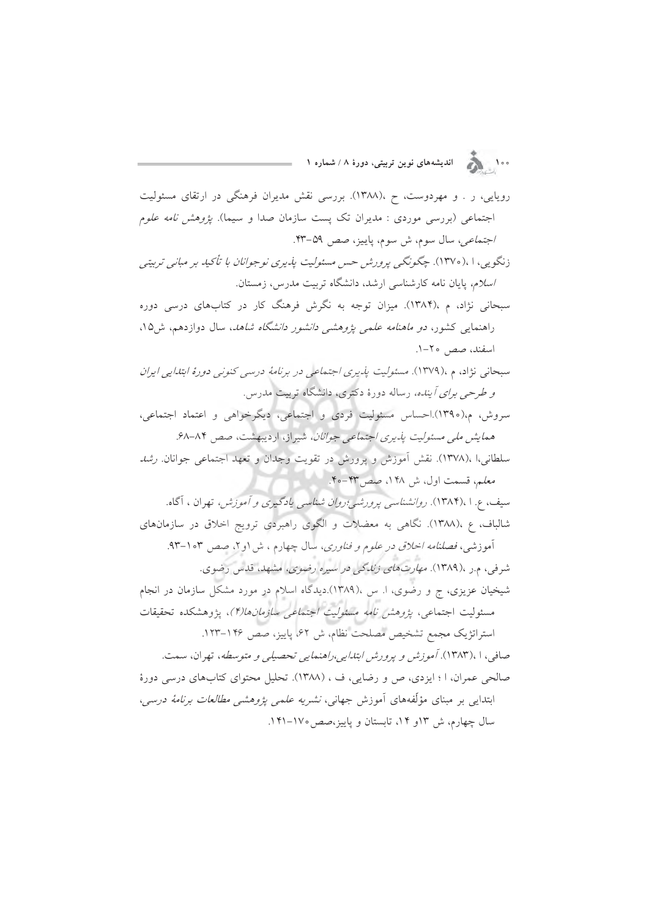رویایی، ر . و مهردوست، ح ،(۱۳۸۸). بررسی نقش مدیران فرهنگی در ارتقای مسئولیت اجتماعی (بررسی موردی : مدیران تک پست سازمان صدا و سیما). *پژوهش نامه علوم اجتماعی*، سال سوم، ش سوم، پاییز، صص ۵۹-۴۳.

زنگویی، ا ،(۱۳۷۰). *چگونگی پرورش حس مسئولیت پذیری نوجوانان با تأکید بر مبانی تربیتی اسلام*، پایان نامه کارشناسی ارشد، دانشگاه تربیت مدرس، زمستان.

سبحانی نژاد، م ،(۱۳۸۴). میزان توجه به نگرش فرهنگ کار در کتاب‌های درسی دوره راهنمایی کشور، *دو ماهنامه علمی پژوهشی دانشور دانشگاه شاهد*، سال دوازدهم، ش۱۵، اسفند، صص ۲۰-۱.

سبحانی نژاد، م ،(۱۳۷۹). *مسئولیت پذیری اجتماعی در برنامهٔ درسی کنونی دورهٔ ابتدایی ایران و طرحی برای آینده*، رساله دورهٔ دکتری، دانشگاه تربیت مدرس.

سروش، م،(۱۳۹۰).احساس مسئولیت فردی و اجتماعی، دیگرخواهی و اعتماد اجتماعی، *همایش ملی مسئولیت پذیری اجتماعی جوانان*، شیراز، اردیبهشت، صص ۸۴-۶۸.

سلطانی،ا ،(۱۳۷۸). نقش آموزش و پرورش در تقویت وجدان و تعهد اجتماعی جوانان. *رشد معلم*، قسمت اول، ش ۱۴۸، صص۴۳-۴۰.

سیف، ع. ا ،(۱۳۸۴). *روانشناسی پرورشی؛روان شناسی یادگیری و آموزش*، تهران ، آگاه.

شالباف، ع ،(۱۳۸۸). نگاهی به معضلات و الگوی راهبردی ترویج اخلاق در سازمان‌های آموزشی، *فصلنامه اخلاق در علوم و فناوری*، سال چهارم ، ش۱و۲، صص ۱۰۳-۹۳.

شرفی، م.ر ،(۱۳۸۹). *مهارت‌های زندگی در سیره رضوی*، مشهد، قدس رضوی.

شیخیان عزیزی، ج و رضوی، ا. س ،(۱۳۸۹).دیدگاه اسلام در مورد مشکل سازمان در انجام مسئولیت اجتماعی، *پژوهش نامه مسئولیت اجتماعی سازمان‌ها(۴)*، پژوهشکده تحقیقات استراتژیک مجمع تشخیص مصلحت نظام، ش ۶۲، پاییز، صص ۱۴۶-۱۲۳.

صافی، ا ،(۱۳۸۳). *آموزش و پرورش ابتدایی،راهنمایی تحصیلی و متوسطه*، تهران، سمت.

صالحی عمران، ا ؛ ایزدی، ص و رضایی، ف ، (۱۳۸۸). تحلیل محتوای کتاب‌های درسی دورهٔ ابتدایی بر مبنای مؤلّفه‌های آموزش جهانی، *نشریه علمی پژوهشی مطالعات برنامهٔ درسی*، سال چهارم، ش ۱۳و ۱۴، تابستان و پاییز،صص۱۷۰-۱۴۱.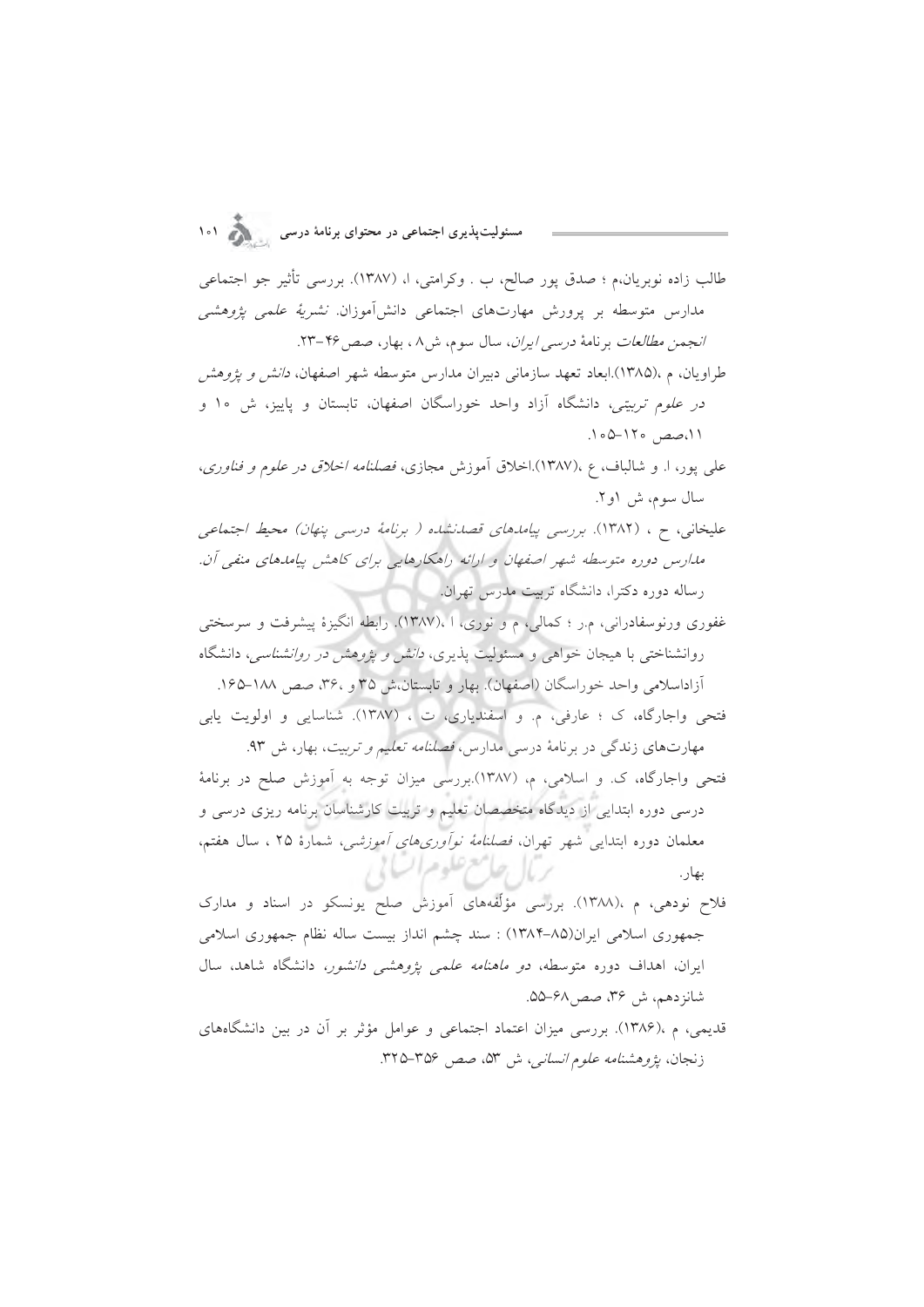طالب زاده نوبریان،م ؛ صدق پور صالح، ب . وکرامتی، ا، (۱۳۸۷). بررسی تأثیر جو اجتماعی مدارس متوسطه بر پرورش مهارت‌های اجتماعی دانش‌آموزان. *نشریهٔ علمی پژوهشی انجمن مطالعات* برنامهٔ *درسی ایران*، سال سوم، ش۸ ، بهار، صص۴۶-۲۳.

طراویان، م ،(۱۳۸۵).ابعاد تعهد سازمانی دبیران مدارس متوسطه شهر اصفهان، *دانش و پژوهش در علوم تربیتی*، دانشگاه آزاد واحد خوراسگان اصفهان، تابستان و پاییز، ش ۱۰ و ۱۱،صص ۱۲۰-۱۰۵.

علی پور، ا. و شالباف، ع ،(۱۳۸۷).اخلاق آموزش مجازی، *فصلنامه اخلاق در علوم و فناوری*، سال سوم، ش ۱و۲.

علیخانی، ح ، (۱۳۸۲). *بررسی پیامدهای قصدنشده ( برنامهٔ درسی پنهان) محیط اجتماعی مدارس دوره متوسطه شهر اصفهان و ارائه راهکارهایی برای کاهش پیامدهای منفی آن*. رساله دوره دکترا، دانشگاه تربیت مدرس تهران.

غفوری ورنوسفادرانی، م.ر ؛ کمالی، م و نوری، ا ،(۱۳۸۷). رابطه انگیزهٔ پیشرفت و سرسختی روانشناختی با هیجان خواهی و مسئولیت پذیری، *دانش و پژوهش در روانشناسی*، دانشگاه آزاداسلامی واحد خوراسگان (اصفهان). بهار و تابستان،ش ۳۵ و ،۳۶، صص ۱۸۸-۱۶۵.

فتحی واجارگاه، ک ؛ عارفی، م. و اسفندیاری، ت ، (۱۳۸۷). شناسایی و اولویت یابی مهارت‌های زندگی در برنامهٔ درسی مدارس، *فصلنامه تعلیم و تربیت*، بهار، ش ۹۳.

فتحی واجارگاه، ک. و اسلامی، م، (۱۳۸۷).بررسی میزان توجه به آموزش صلح در برنامهٔ درسی دوره ابتدایی از دیدگاه متخصصان تعلیم و تربیت کارشناسان برنامه ریزی درسی و معلمان دوره ابتدایی شهر تهران، *فصلنامهٔ نوآوری‌های آموزشی*، شمارهٔ ۲۵ ، سال هفتم، بهار.

فلاح نودهی، م ،(۱۳۸۸). بررسی مؤلّفه‌های آموزش صلح یونسکو در اسناد و مدارک جمهوری اسلامی ایران(۸۵-۱۳۸۴) : سند چشم انداز بیست ساله نظام جمهوری اسلامی ایران، اهداف دوره متوسطه، *دو ماهنامه علمی پژوهشی دانشور*، دانشگاه شاهد، سال شانزدهم، ش ۳۶، صص۶۸-۵۵.

قدیمی، م ،(۱۳۸۶). بررسی میزان اعتماد اجتماعی و عوامل مؤثر بر آن در بین دانشگاه‌های زنجان، *پژوهشنامه علوم انسانی*، ش ۵۳، صص ۳۵۶-۳۲۵.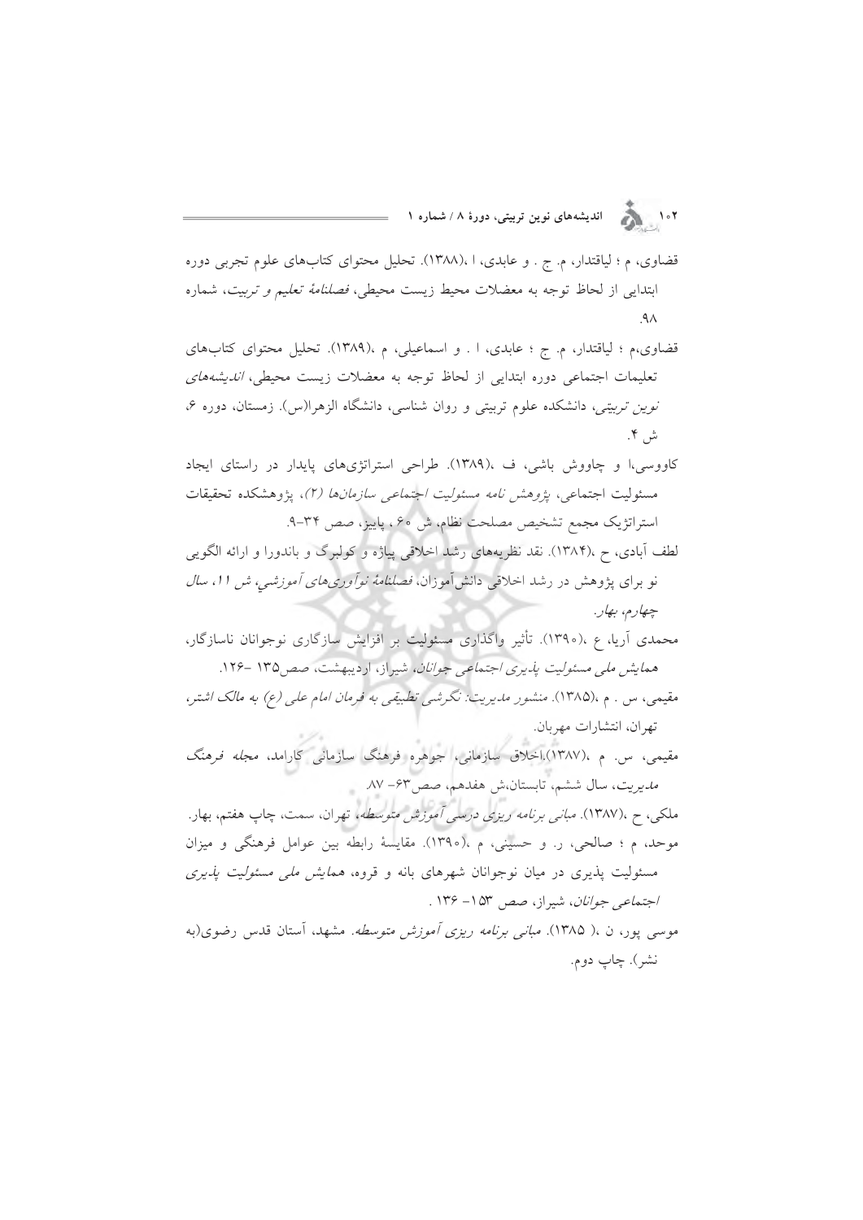قضاوی، م ؛ لیاقتدار، م. ج . و عابدی، ا ،(۱۳۸۸). تحلیل محتوای کتاب‌های علوم تجربی دوره ابتدایی از لحاظ توجه به معضلات محیط زیست محیطی، *فصلنامهٔ تعلیم و تربیت*، شماره ۹۸.

قضاوی،م ؛ لیاقتدار، م. ج ؛ عابدی، ا . و اسماعیلی، م ،(۱۳۸۹). تحلیل محتوای کتاب‌های تعلیمات اجتماعی دوره ابتدایی از لحاظ توجه به معضلات زیست محیطی، *اندیشه‌های نوین تربیتی*، دانشکده علوم تربیتی و روان شناسی، دانشگاه الزهرا(س). زمستان، دوره ۶، ش ۴.

کاووسی،ا و چاووش باشی، ف ،(۱۳۸۹). طراحی استراتژی‌های پایدار در راستای ایجاد مسئولیت اجتماعی، *پژوهش نامه مسئولیت اجتماعی سازمان‌ها (۲)*، پژوهشکده تحقیقات استراتژیک مجمع تشخیص مصلحت نظام، ش ۶۰ ، پاییز، صص ۳۴-۹.

لطف آبادی، ح ،(۱۳۸۴). نقد نظریه‌های رشد اخلاقی پیاژه و کولبرگ و باندورا و ارائه الگویی نو برای پژوهش در رشد اخلاقی دانش‌آموزان، *فصلنامهٔ نوآوری‌های آموزشی، ش ۱۱، سال چهارم، بهار.*

محمدی آریا، ع ،(۱۳۹۰). تأثیر واگذاری مسئولیت بر افزایش سازگاری نوجوانان ناسازگار، *همایش ملی مسئولیت پذیری اجتماعی جوانان*، شیراز، اردیبهشت، صص۱۳۵ -۱۲۶.

مقیمی، س . م ،(۱۳۸۵). *منشور مدیریت: نگرشی تطبیقی به فرمان امام علی (ع) به مالک اشتر*، تهران، انتشارات مهربان.

مقیمی، س. م ،(۱۳۸۷).اخلاق سازمانی، جوهره فرهنگ سازمانی کارامد، *مجله فرهنگ مدیریت*، سال ششم، تابستان،ش هفدهم، صص۶۳- ۸۷.

ملکی، ح ،(۱۳۸۷). *مبانی برنامه ریزی درسی آموزش متوسطه*، تهران، سمت، چاپ هفتم، بهار.

موحد، م ؛ صالحی، ر. و حسینی، م ،(۱۳۹۰). مقایسهٔ رابطه بین عوامل فرهنگی و میزان مسئولیت پذیری در میان نوجوانان شهرهای بانه و قروه، *همایش ملی مسئولیت پذیری اجتماعی جوانان*، شیراز، صص ۱۵۳- ۱۳۶ .

موسی پور، ن ،( ۱۳۸۵). *مبانی برنامه ریزی آموزش متوسطه*. مشهد، آستان قدس رضوی(به نشر). چاپ دوم.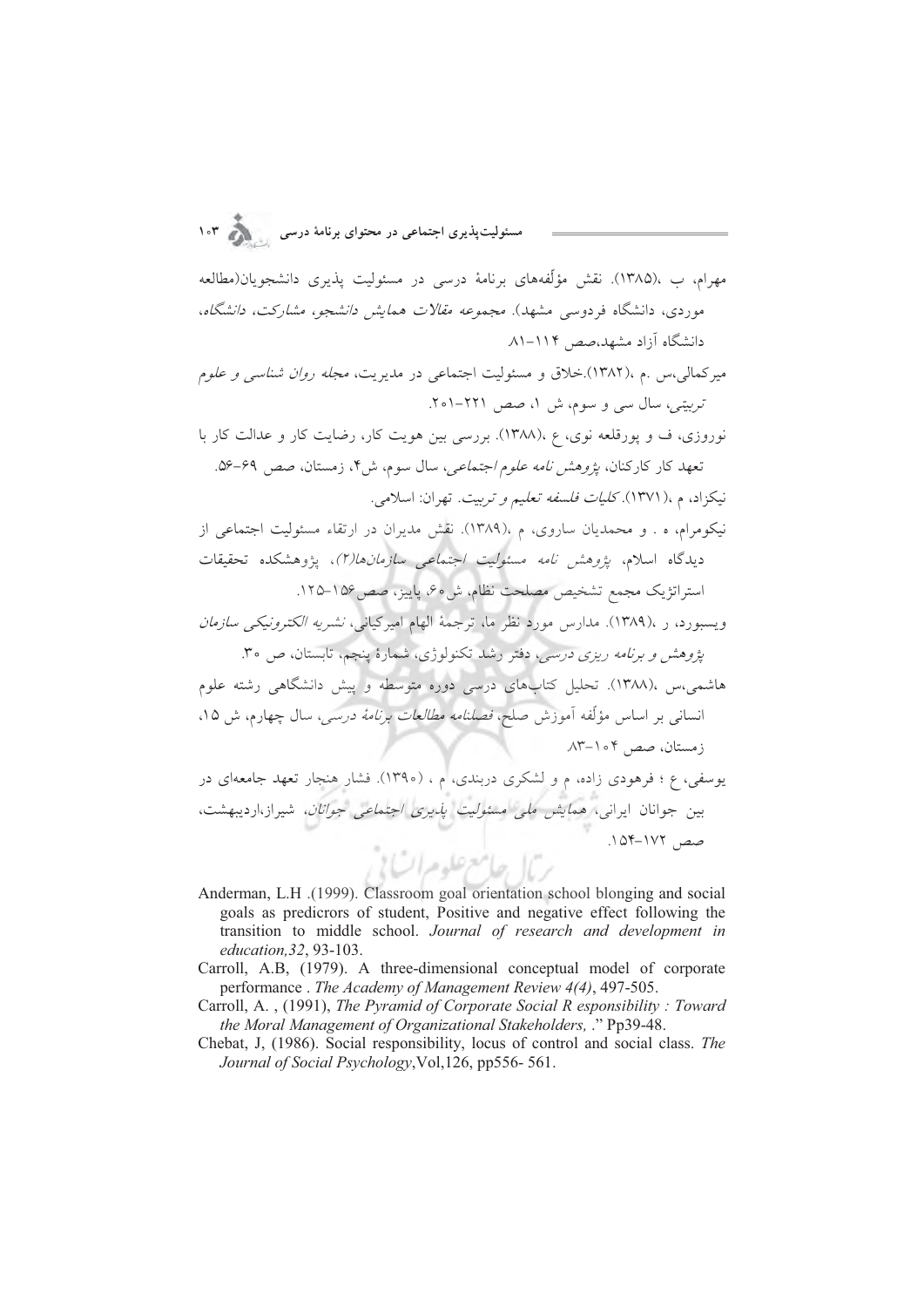مهرام، ب ،(۱۳۸۵). نقش مؤلّفه‌های برنامهٔ درسی در مسئولیت پذیری دانشجویان(مطالعه موردی، دانشگاه فردوسی مشهد). *مجموعه مقالات همایش دانشجو، مشارکت، دانشگاه*، دانشگاه آزاد مشهد،صص ۱۱۴-۸۱.

میرکمالی،س .م ،(۱۳۸۲).خلاق و مسئولیت اجتماعی در مدیریت، *مجله روان شناسی و علوم تربیتی*، سال سی و سوم، ش ۱، صص ۲۲۱-۲۰۱.

نوروزی، ف و پورقلعه نوی، ع ،(۱۳۸۸). بررسی بین هویت کار، رضایت کار و عدالت کار با تعهد کار کارکنان، *پژوهش نامه علوم اجتماعی*، سال سوم، ش۴، زمستان، صص ۶۹-۵۶.

نیکزاد، م ،(۱۳۷۱). *کلیات فلسفه تعلیم و تربیت*. تهران: اسلامی.

نیکومرام، ه . و محمدیان ساروی، م ،(۱۳۸۹). نقش مدیران در ارتقاء مسئولیت اجتماعی از دیدگاه اسلام، *پژوهش نامه مسئولیت اجتماعی سازمان‌ها(۲)*، پژوهشکده تحقیقات استراتژیک مجمع تشخیص مصلحت نظام، ش۶۰، پاییز، صص۱۵۶-۱۲۵.

ویسبورد، ر ،(۱۳۸۹). مدارس مورد نظر ما، ترجمهٔ الهام امیرکیانی، *نشریه الکترونیکی سازمان پژوهش و برنامه ریزی درسی*، دفتر رشد تکنولوژی، شمارهٔ پنجم، تابستان، ص ۳۰.

هاشمی،س ،(۱۳۸۸). تحلیل کتاب‌های درسی دوره متوسطه و پیش دانشگاهی رشته علوم انسانی بر اساس مؤلّفه آموزش صلح، *فصلنامه مطالعات برنامهٔ درسی*، سال چهارم، ش ۱۵، زمستان، صص ۱۰۴-۸۳.

یوسفی، ع ؛ فرهودی زاده، م و لشکری دربندی، م ، (۱۳۹۰). فشار هنجار تعهد جامعه‌ای در بین جوانان ایرانی، *همایش ملی مسئولیت پذیری اجتماعی جوانان*، شیراز،اردیبهشت، صص ۱۷۲-۱۵۴.

Anderman, L.H .(1999). Classroom goal orientation school blonging and social goals as predicrors of student, Positive and negative effect following the transition to middle school. *Journal of research and development in education,32*, 93-103.

Carroll, A.B, (1979). A three-dimensional conceptual model of corporate performance . *The Academy of Management Review 4(4)*, 497-505.

Carroll, A. , (1991), *The Pyramid of Corporate Social R esponsibility : Toward the Moral Management of Organizational Stakeholders,* ." Pp39-48.

Chebat, J, (1986). Social responsibility, locus of control and social class. *The Journal of Social Psychology*,Vol,126, pp556- 561.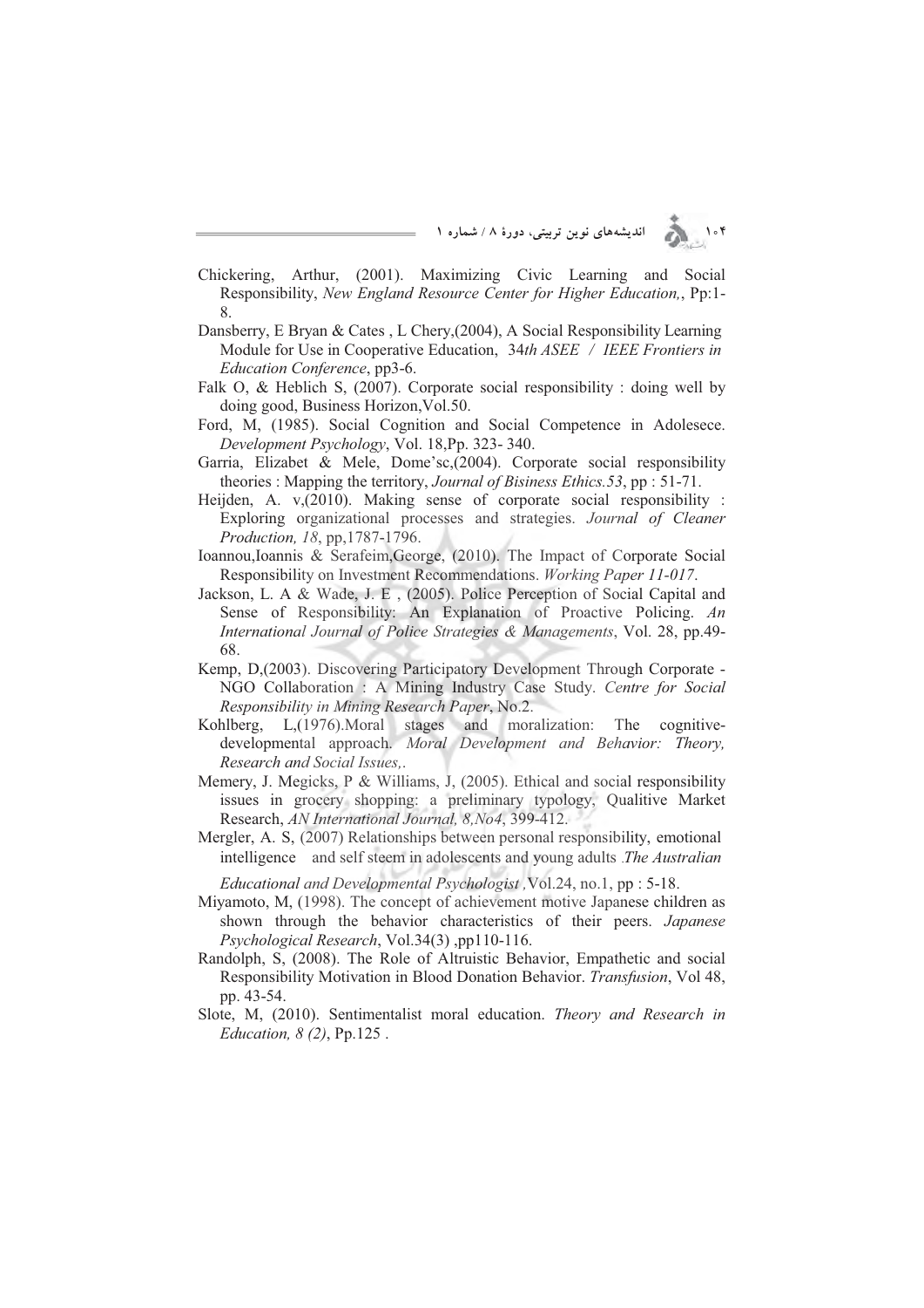Chickering, Arthur, (2001). Maximizing Civic Learning and Social Responsibility, *New England Resource Center for Higher Education,*, Pp:1-8.

Dansberry, E Bryan & Cates , L Chery,(2004), A Social Responsibility Learning Module for Use in Cooperative Education, 34*th ASEE / IEEE Frontiers in Education Conference*, pp3-6.

Falk O, & Heblich S, (2007). Corporate social responsibility : doing well by doing good, Business Horizon,Vol.50.

Ford, M, (1985). Social Cognition and Social Competence in Adolesece. *Development Psychology*, Vol. 18,Pp. 323- 340.

Garria, Elizabet & Mele, Dome'sc,(2004). Corporate social responsibility theories : Mapping the territory, *Journal of Bisiness Ethics.53*, pp : 51-71.

Heijden, A. v,(2010). Making sense of corporate social responsibility : Exploring organizational processes and strategies. *Journal of Cleaner Production, 18*, pp,1787-1796.

Ioannou,Ioannis & Serafeim,George, (2010). The Impact of Corporate Social Responsibility on Investment Recommendations. *Working Paper 11-017*.

Jackson, L. A & Wade, J. E , (2005). Police Perception of Social Capital and Sense of Responsibility: An Explanation of Proactive Policing. *An International Journal of Police Strategies & Managements*, Vol. 28, pp.49-68.

Kemp, D,(2003). Discovering Participatory Development Through Corporate - NGO Collaboration : A Mining Industry Case Study. *Centre for Social Responsibility in Mining Research Paper*, No.2.

Kohlberg, L,(1976).Moral stages and moralization: The cognitive-developmental approach. *Moral Development and Behavior: Theory, Research and Social Issues,*.

Memery, J. Megicks, P & Williams, J, (2005). Ethical and social responsibility issues in grocery shopping: a preliminary typology, Qualitive Market Research, *AN International Journal, 8,No4*, 399-412.

Mergler, A. S, (2007) Relationships between personal responsibility, emotional intelligence and self steem in adolescents and young adults .*The Australian Educational and Developmental Psychologist* ,Vol.24, no.1, pp : 5-18.

Miyamoto, M, (1998). The concept of achievement motive Japanese children as shown through the behavior characteristics of their peers. *Japanese Psychological Research*, Vol.34(3) ,pp110-116.

Randolph, S, (2008). The Role of Altruistic Behavior, Empathetic and social Responsibility Motivation in Blood Donation Behavior. *Transfusion*, Vol 48, pp. 43-54.

Slote, M, (2010). Sentimentalist moral education. *Theory and Research in Education, 8 (2)*, Pp.125 .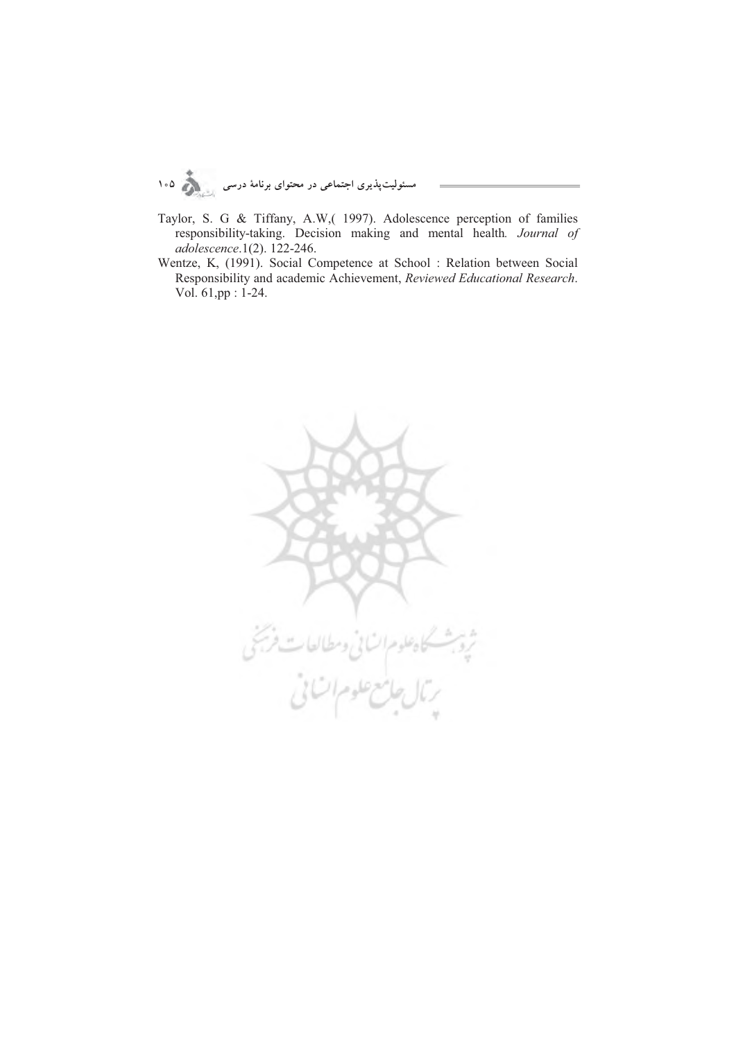Taylor, S. G & Tiffany, A.W,( 1997). Adolescence perception of families responsibility-taking. Decision making and mental health. *Journal of adolescence*.1(2). 122-246.

Wentze, K, (1991). Social Competence at School : Relation between Social Responsibility and academic Achievement, *Reviewed Educational Research*. Vol. 61,pp : 1-24.